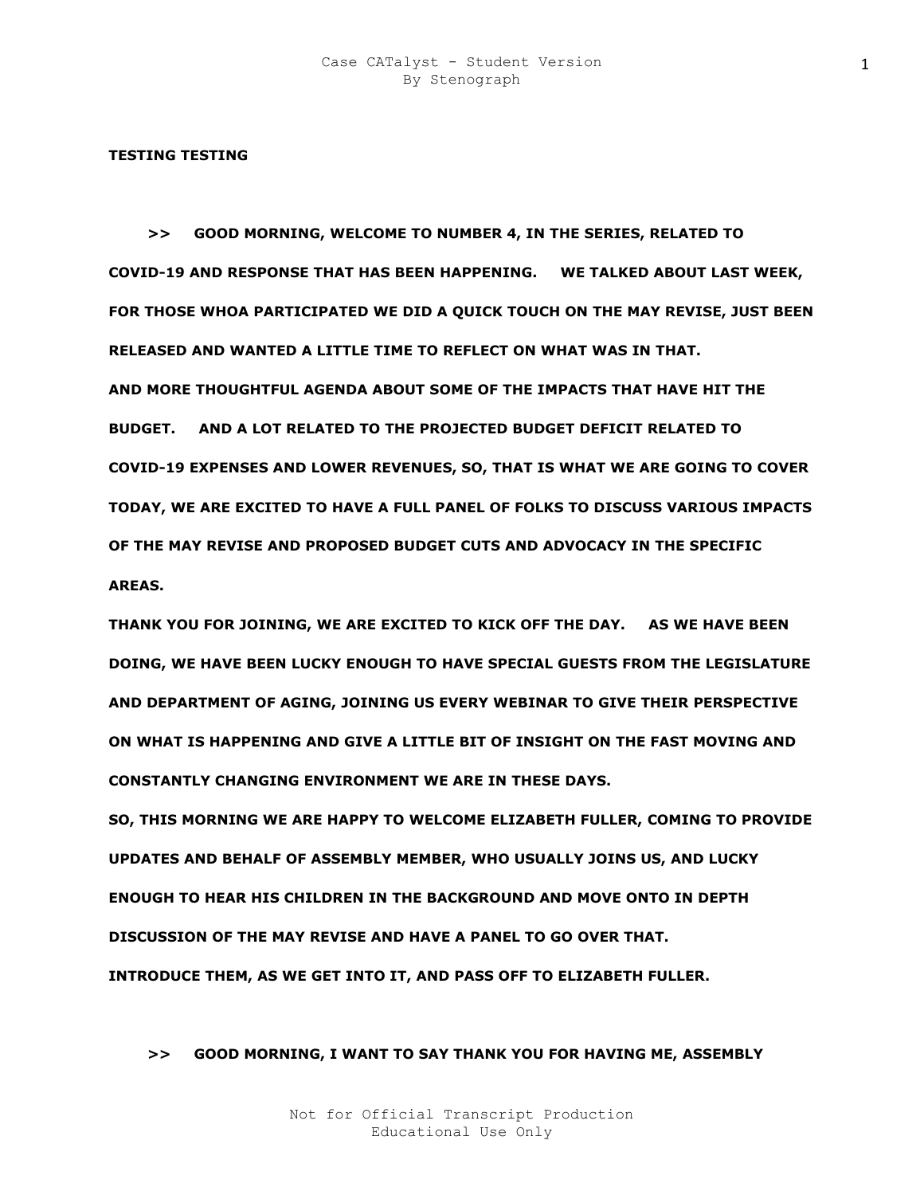**TESTING TESTING**

**>> GOOD MORNING, WELCOME TO NUMBER 4, IN THE SERIES, RELATED TO COVID-19 AND RESPONSE THAT HAS BEEN HAPPENING. WE TALKED ABOUT LAST WEEK, FOR THOSE WHOA PARTICIPATED WE DID A QUICK TOUCH ON THE MAY REVISE, JUST BEEN RELEASED AND WANTED A LITTLE TIME TO REFLECT ON WHAT WAS IN THAT.**

**AND MORE THOUGHTFUL AGENDA ABOUT SOME OF THE IMPACTS THAT HAVE HIT THE BUDGET. AND A LOT RELATED TO THE PROJECTED BUDGET DEFICIT RELATED TO COVID-19 EXPENSES AND LOWER REVENUES, SO, THAT IS WHAT WE ARE GOING TO COVER TODAY, WE ARE EXCITED TO HAVE A FULL PANEL OF FOLKS TO DISCUSS VARIOUS IMPACTS OF THE MAY REVISE AND PROPOSED BUDGET CUTS AND ADVOCACY IN THE SPECIFIC AREAS.**

**THANK YOU FOR JOINING, WE ARE EXCITED TO KICK OFF THE DAY. AS WE HAVE BEEN DOING, WE HAVE BEEN LUCKY ENOUGH TO HAVE SPECIAL GUESTS FROM THE LEGISLATURE AND DEPARTMENT OF AGING, JOINING US EVERY WEBINAR TO GIVE THEIR PERSPECTIVE ON WHAT IS HAPPENING AND GIVE A LITTLE BIT OF INSIGHT ON THE FAST MOVING AND CONSTANTLY CHANGING ENVIRONMENT WE ARE IN THESE DAYS.**

**SO, THIS MORNING WE ARE HAPPY TO WELCOME ELIZABETH FULLER, COMING TO PROVIDE UPDATES AND BEHALF OF ASSEMBLY MEMBER, WHO USUALLY JOINS US, AND LUCKY ENOUGH TO HEAR HIS CHILDREN IN THE BACKGROUND AND MOVE ONTO IN DEPTH DISCUSSION OF THE MAY REVISE AND HAVE A PANEL TO GO OVER THAT.**

**INTRODUCE THEM, AS WE GET INTO IT, AND PASS OFF TO ELIZABETH FULLER.**

**>> GOOD MORNING, I WANT TO SAY THANK YOU FOR HAVING ME, ASSEMBLY**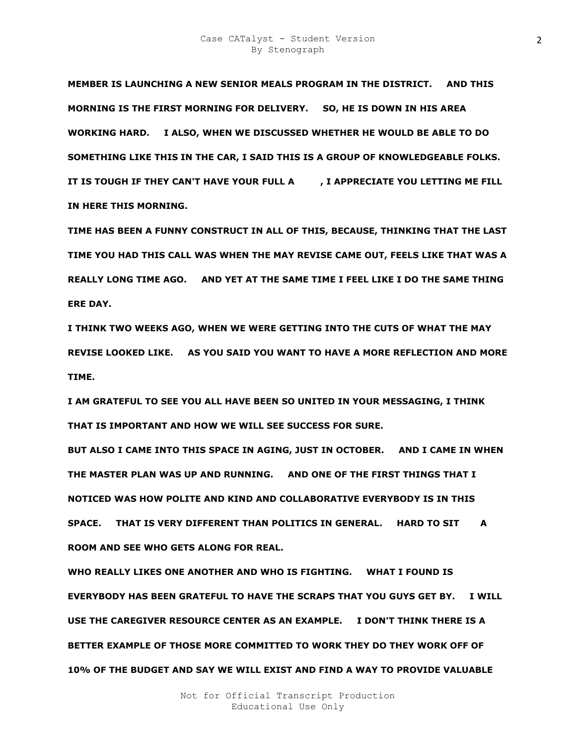**MEMBER IS LAUNCHING A NEW SENIOR MEALS PROGRAM IN THE DISTRICT. AND THIS MORNING IS THE FIRST MORNING FOR DELIVERY. SO, HE IS DOWN IN HIS AREA WORKING HARD. I ALSO, WHEN WE DISCUSSED WHETHER HE WOULD BE ABLE TO DO SOMETHING LIKE THIS IN THE CAR, I SAID THIS IS A GROUP OF KNOWLEDGEABLE FOLKS. IT IS TOUGH IF THEY CAN'T HAVE YOUR FULL A , I APPRECIATE YOU LETTING ME FILL IN HERE THIS MORNING.**

**TIME HAS BEEN A FUNNY CONSTRUCT IN ALL OF THIS, BECAUSE, THINKING THAT THE LAST TIME YOU HAD THIS CALL WAS WHEN THE MAY REVISE CAME OUT, FEELS LIKE THAT WAS A REALLY LONG TIME AGO. AND YET AT THE SAME TIME I FEEL LIKE I DO THE SAME THING ERE DAY.**

**I THINK TWO WEEKS AGO, WHEN WE WERE GETTING INTO THE CUTS OF WHAT THE MAY REVISE LOOKED LIKE. AS YOU SAID YOU WANT TO HAVE A MORE REFLECTION AND MORE TIME.**

**I AM GRATEFUL TO SEE YOU ALL HAVE BEEN SO UNITED IN YOUR MESSAGING, I THINK THAT IS IMPORTANT AND HOW WE WILL SEE SUCCESS FOR SURE.**

**BUT ALSO I CAME INTO THIS SPACE IN AGING, JUST IN OCTOBER. AND I CAME IN WHEN THE MASTER PLAN WAS UP AND RUNNING. AND ONE OF THE FIRST THINGS THAT I NOTICED WAS HOW POLITE AND KIND AND COLLABORATIVE EVERYBODY IS IN THIS SPACE. THAT IS VERY DIFFERENT THAN POLITICS IN GENERAL. HARD TO SIT A ROOM AND SEE WHO GETS ALONG FOR REAL.**

**WHO REALLY LIKES ONE ANOTHER AND WHO IS FIGHTING. WHAT I FOUND IS EVERYBODY HAS BEEN GRATEFUL TO HAVE THE SCRAPS THAT YOU GUYS GET BY. I WILL USE THE CAREGIVER RESOURCE CENTER AS AN EXAMPLE. I DON'T THINK THERE IS A BETTER EXAMPLE OF THOSE MORE COMMITTED TO WORK THEY DO THEY WORK OFF OF 10% OF THE BUDGET AND SAY WE WILL EXIST AND FIND A WAY TO PROVIDE VALUABLE**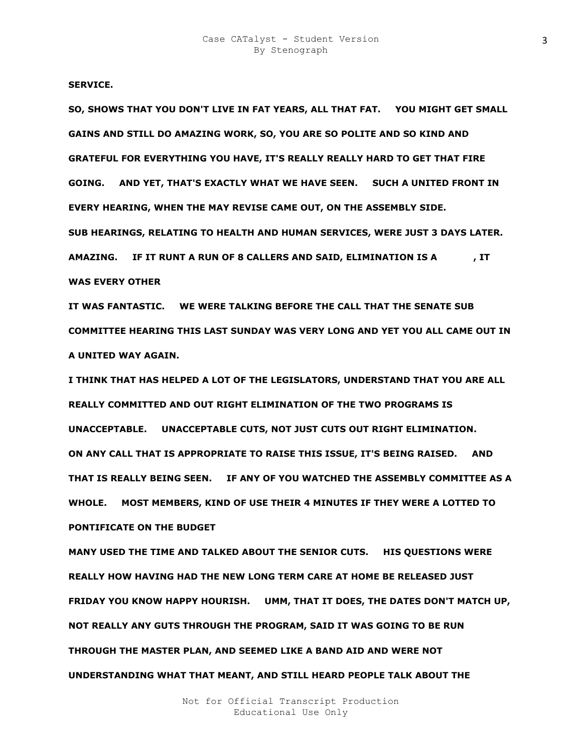**SERVICE.**

**SO, SHOWS THAT YOU DON'T LIVE IN FAT YEARS, ALL THAT FAT.     YOU MIGHT GET SMALL GAINS AND STILL DO AMAZING WORK, SO, YOU ARE SO POLITE AND SO KIND AND GRATEFUL FOR EVERYTHING YOU HAVE, IT'S REALLY REALLY HARD TO GET THAT FIRE GOING.     AND YET, THAT'S EXACTLY WHAT WE HAVE SEEN.     SUCH A UNITED FRONT IN EVERY HEARING, WHEN THE MAY REVISE CAME OUT, ON THE ASSEMBLY SIDE.**

**SUB HEARINGS, RELATING TO HEALTH AND HUMAN SERVICES, WERE JUST 3 DAYS LATER.**

**AMAZING.     IF IT RUNT A RUN OF 8 CALLERS AND SAID, ELIMINATION IS A          , IT WAS EVERY OTHER**

**IT WAS FANTASTIC.     WE WERE TALKING BEFORE THE CALL THAT THE SENATE SUB COMMITTEE HEARING THIS LAST SUNDAY WAS VERY LONG AND YET YOU ALL CAME OUT IN A UNITED WAY AGAIN.**

**I THINK THAT HAS HELPED A LOT OF THE LEGISLATORS, UNDERSTAND THAT YOU ARE ALL REALLY COMMITTED AND OUT RIGHT ELIMINATION OF THE TWO PROGRAMS IS UNACCEPTABLE.     UNACCEPTABLE CUTS, NOT JUST CUTS OUT RIGHT ELIMINATION.**

**ON ANY CALL THAT IS APPROPRIATE TO RAISE THIS ISSUE, IT'S BEING RAISED.     AND THAT IS REALLY BEING SEEN.     IF ANY OF YOU WATCHED THE ASSEMBLY COMMITTEE AS A WHOLE.     MOST MEMBERS, KIND OF USE THEIR 4 MINUTES IF THEY WERE A LOTTED TO PONTIFICATE ON THE BUDGET**

**MANY USED THE TIME AND TALKED ABOUT THE SENIOR CUTS.     HIS QUESTIONS WERE REALLY HOW HAVING HAD THE NEW LONG TERM CARE AT HOME BE RELEASED JUST FRIDAY YOU KNOW HAPPY HOURISH.     UMM, THAT IT DOES, THE DATES DON'T MATCH UP, NOT REALLY ANY GUTS THROUGH THE PROGRAM, SAID IT WAS GOING TO BE RUN THROUGH THE MASTER PLAN, AND SEEMED LIKE A BAND AID AND WERE NOT UNDERSTANDING WHAT THAT MEANT, AND STILL HEARD PEOPLE TALK ABOUT THE**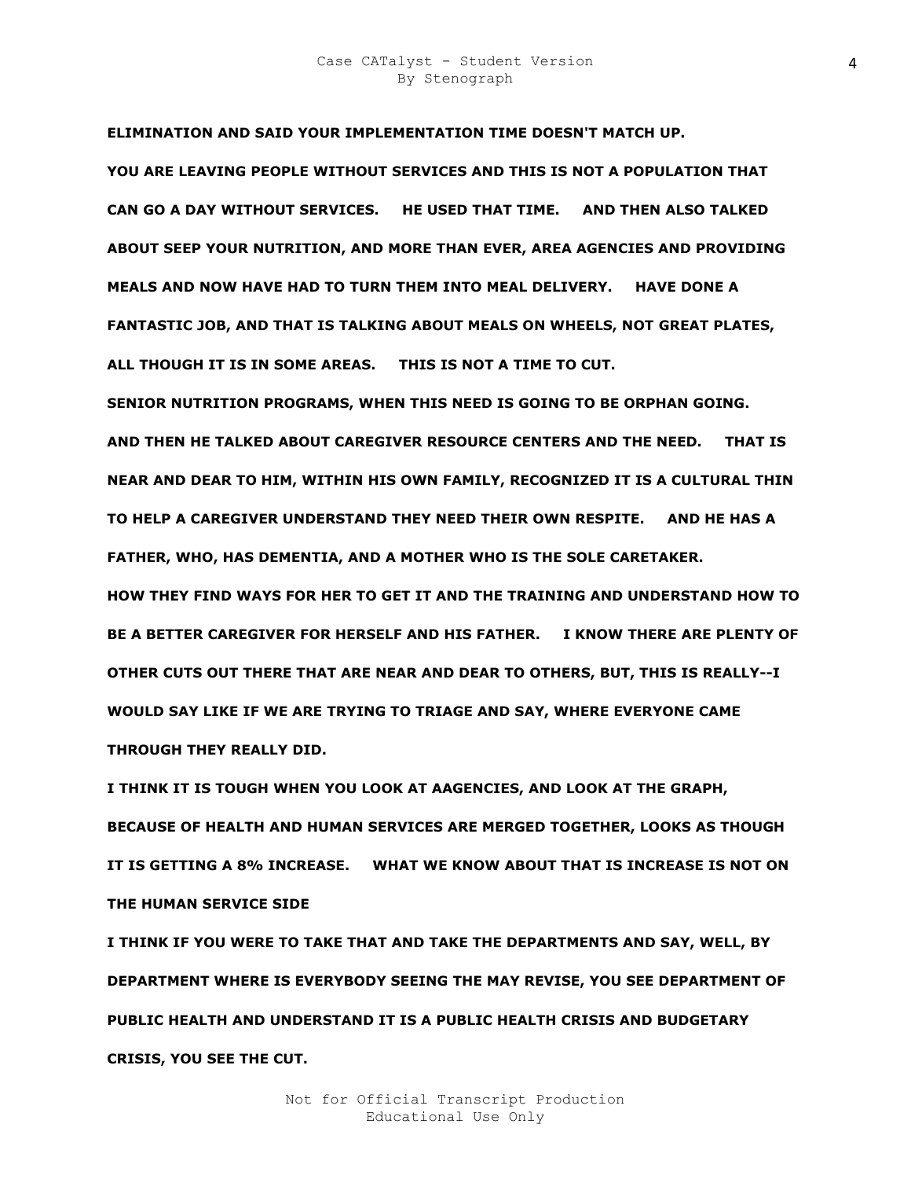**ELIMINATION AND SAID YOUR IMPLEMENTATION TIME DOESN'T MATCH UP.**

**YOU ARE LEAVING PEOPLE WITHOUT SERVICES AND THIS IS NOT A POPULATION THAT CAN GO A DAY WITHOUT SERVICES. HE USED THAT TIME. AND THEN ALSO TALKED ABOUT SEEP YOUR NUTRITION, AND MORE THAN EVER, AREA AGENCIES AND PROVIDING MEALS AND NOW HAVE HAD TO TURN THEM INTO MEAL DELIVERY. HAVE DONE A FANTASTIC JOB, AND THAT IS TALKING ABOUT MEALS ON WHEELS, NOT GREAT PLATES, ALL THOUGH IT IS IN SOME AREAS. THIS IS NOT A TIME TO CUT.**

**SENIOR NUTRITION PROGRAMS, WHEN THIS NEED IS GOING TO BE ORPHAN GOING.**

**AND THEN HE TALKED ABOUT CAREGIVER RESOURCE CENTERS AND THE NEED. THAT IS NEAR AND DEAR TO HIM, WITHIN HIS OWN FAMILY, RECOGNIZED IT IS A CULTURAL THIN TO HELP A CAREGIVER UNDERSTAND THEY NEED THEIR OWN RESPITE. AND HE HAS A FATHER, WHO, HAS DEMENTIA, AND A MOTHER WHO IS THE SOLE CARETAKER.**

**HOW THEY FIND WAYS FOR HER TO GET IT AND THE TRAINING AND UNDERSTAND HOW TO BE A BETTER CAREGIVER FOR HERSELF AND HIS FATHER. I KNOW THERE ARE PLENTY OF OTHER CUTS OUT THERE THAT ARE NEAR AND DEAR TO OTHERS, BUT, THIS IS REALLY--I WOULD SAY LIKE IF WE ARE TRYING TO TRIAGE AND SAY, WHERE EVERYONE CAME THROUGH THEY REALLY DID.**

**I THINK IT IS TOUGH WHEN YOU LOOK AT AAGENCIES, AND LOOK AT THE GRAPH, BECAUSE OF HEALTH AND HUMAN SERVICES ARE MERGED TOGETHER, LOOKS AS THOUGH IT IS GETTING A 8% INCREASE. WHAT WE KNOW ABOUT THAT IS INCREASE IS NOT ON THE HUMAN SERVICE SIDE**

**I THINK IF YOU WERE TO TAKE THAT AND TAKE THE DEPARTMENTS AND SAY, WELL, BY DEPARTMENT WHERE IS EVERYBODY SEEING THE MAY REVISE, YOU SEE DEPARTMENT OF PUBLIC HEALTH AND UNDERSTAND IT IS A PUBLIC HEALTH CRISIS AND BUDGETARY CRISIS, YOU SEE THE CUT.**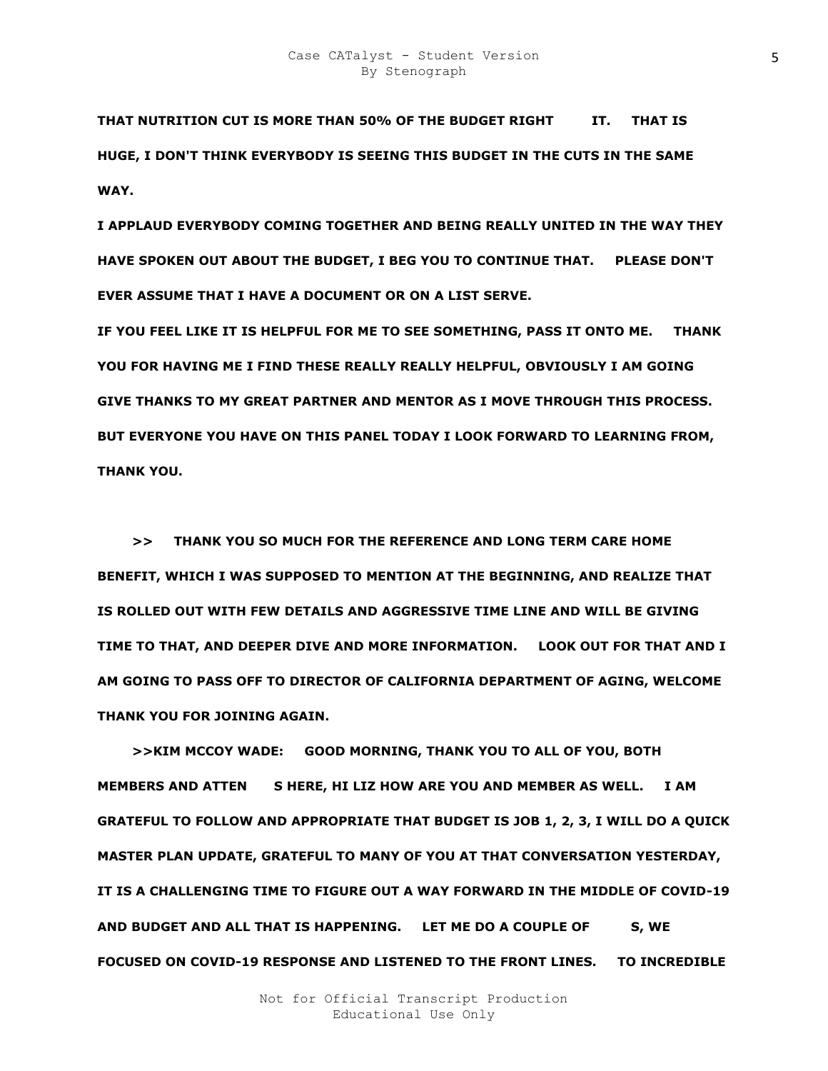THAT NUTRITION CUT IS MORE THAN 50% OF THE BUDGET RIGHT IT. THAT IS HUGE, I DON'T THINK EVERYBODY IS SEEING THIS BUDGET IN THE CUTS IN THE SAME WAY.

I APPLAUD EVERYBODY COMING TOGETHER AND BEING REALLY UNITED IN THE WAY THEY HAVE SPOKEN OUT ABOUT THE BUDGET, I BEG YOU TO CONTINUE THAT. PLEASE DON'T EVER ASSUME THAT I HAVE A DOCUMENT OR ON A LIST SERVE.

IF YOU FEEL LIKE IT IS HELPFUL FOR ME TO SEE SOMETHING, PASS IT ONTO ME. THANK YOU FOR HAVING ME I FIND THESE REALLY REALLY HELPFUL, OBVIOUSLY I AM GOING GIVE THANKS TO MY GREAT PARTNER AND MENTOR AS I MOVE THROUGH THIS PROCESS. BUT EVERYONE YOU HAVE ON THIS PANEL TODAY I LOOK FORWARD TO LEARNING FROM, THANK YOU.

>> THANK YOU SO MUCH FOR THE REFERENCE AND LONG TERM CARE HOME BENEFIT, WHICH I WAS SUPPOSED TO MENTION AT THE BEGINNING, AND REALIZE THAT IS ROLLED OUT WITH FEW DETAILS AND AGGRESSIVE TIME LINE AND WILL BE GIVING TIME TO THAT, AND DEEPER DIVE AND MORE INFORMATION. LOOK OUT FOR THAT AND I AM GOING TO PASS OFF TO DIRECTOR OF CALIFORNIA DEPARTMENT OF AGING, WELCOME THANK YOU FOR JOINING AGAIN.

>>KIM MCCOY WADE: GOOD MORNING, THANK YOU TO ALL OF YOU, BOTH MEMBERS AND ATTEN S HERE, HI LIZ HOW ARE YOU AND MEMBER AS WELL. I AM GRATEFUL TO FOLLOW AND APPROPRIATE THAT BUDGET IS JOB 1, 2, 3, I WILL DO A QUICK MASTER PLAN UPDATE, GRATEFUL TO MANY OF YOU AT THAT CONVERSATION YESTERDAY, IT IS A CHALLENGING TIME TO FIGURE OUT A WAY FORWARD IN THE MIDDLE OF COVID-19 AND BUDGET AND ALL THAT IS HAPPENING. LET ME DO A COUPLE OF S, WE FOCUSED ON COVID-19 RESPONSE AND LISTENED TO THE FRONT LINES. TO INCREDIBLE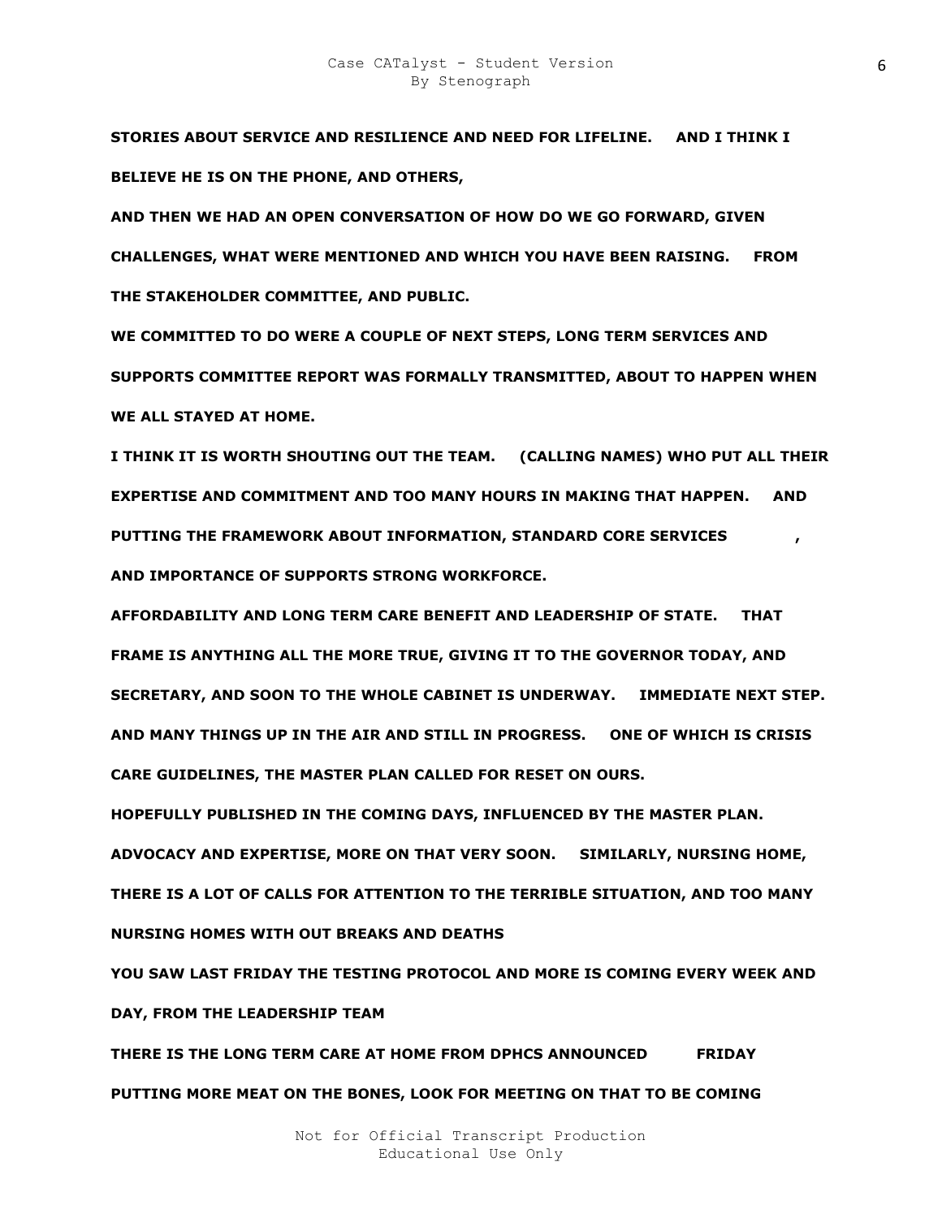**STORIES ABOUT SERVICE AND RESILIENCE AND NEED FOR LIFELINE.    AND I THINK I BELIEVE HE IS ON THE PHONE, AND OTHERS,**

**AND THEN WE HAD AN OPEN CONVERSATION OF HOW DO WE GO FORWARD, GIVEN CHALLENGES, WHAT WERE MENTIONED AND WHICH YOU HAVE BEEN RAISING.    FROM THE STAKEHOLDER COMMITTEE, AND PUBLIC.**

**WE COMMITTED TO DO WERE A COUPLE OF NEXT STEPS, LONG TERM SERVICES AND SUPPORTS COMMITTEE REPORT WAS FORMALLY TRANSMITTED, ABOUT TO HAPPEN WHEN WE ALL STAYED AT HOME.**

**I THINK IT IS WORTH SHOUTING OUT THE TEAM.    (CALLING NAMES) WHO PUT ALL THEIR EXPERTISE AND COMMITMENT AND TOO MANY HOURS IN MAKING THAT HAPPEN.    AND PUTTING THE FRAMEWORK ABOUT INFORMATION, STANDARD CORE SERVICES          , AND IMPORTANCE OF SUPPORTS STRONG WORKFORCE.**

**AFFORDABILITY AND LONG TERM CARE BENEFIT AND LEADERSHIP OF STATE.    THAT FRAME IS ANYTHING ALL THE MORE TRUE, GIVING IT TO THE GOVERNOR TODAY, AND SECRETARY, AND SOON TO THE WHOLE CABINET IS UNDERWAY.    IMMEDIATE NEXT STEP. AND MANY THINGS UP IN THE AIR AND STILL IN PROGRESS.    ONE OF WHICH IS CRISIS CARE GUIDELINES, THE MASTER PLAN CALLED FOR RESET ON OURS.**

**HOPEFULLY PUBLISHED IN THE COMING DAYS, INFLUENCED BY THE MASTER PLAN.**

**ADVOCACY AND EXPERTISE, MORE ON THAT VERY SOON.    SIMILARLY, NURSING HOME, THERE IS A LOT OF CALLS FOR ATTENTION TO THE TERRIBLE SITUATION, AND TOO MANY NURSING HOMES WITH OUT BREAKS AND DEATHS**

**YOU SAW LAST FRIDAY THE TESTING PROTOCOL AND MORE IS COMING EVERY WEEK AND DAY, FROM THE LEADERSHIP TEAM**

**THERE IS THE LONG TERM CARE AT HOME FROM DPHCS ANNOUNCED        FRIDAY**

**PUTTING MORE MEAT ON THE BONES, LOOK FOR MEETING ON THAT TO BE COMING**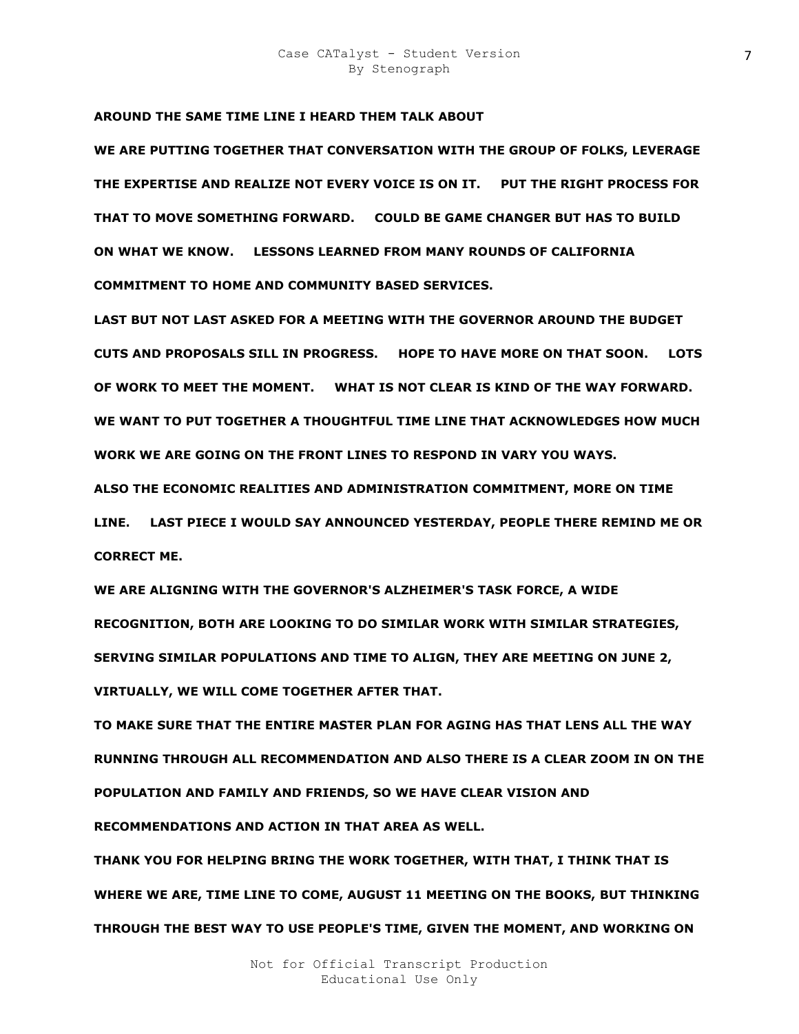**AROUND THE SAME TIME LINE I HEARD THEM TALK ABOUT**

**WE ARE PUTTING TOGETHER THAT CONVERSATION WITH THE GROUP OF FOLKS, LEVERAGE THE EXPERTISE AND REALIZE NOT EVERY VOICE IS ON IT. PUT THE RIGHT PROCESS FOR THAT TO MOVE SOMETHING FORWARD. COULD BE GAME CHANGER BUT HAS TO BUILD ON WHAT WE KNOW. LESSONS LEARNED FROM MANY ROUNDS OF CALIFORNIA COMMITMENT TO HOME AND COMMUNITY BASED SERVICES.**

**LAST BUT NOT LAST ASKED FOR A MEETING WITH THE GOVERNOR AROUND THE BUDGET CUTS AND PROPOSALS SILL IN PROGRESS. HOPE TO HAVE MORE ON THAT SOON. LOTS OF WORK TO MEET THE MOMENT. WHAT IS NOT CLEAR IS KIND OF THE WAY FORWARD. WE WANT TO PUT TOGETHER A THOUGHTFUL TIME LINE THAT ACKNOWLEDGES HOW MUCH WORK WE ARE GOING ON THE FRONT LINES TO RESPOND IN VARY YOU WAYS.**

**ALSO THE ECONOMIC REALITIES AND ADMINISTRATION COMMITMENT, MORE ON TIME LINE. LAST PIECE I WOULD SAY ANNOUNCED YESTERDAY, PEOPLE THERE REMIND ME OR CORRECT ME.**

**WE ARE ALIGNING WITH THE GOVERNOR'S ALZHEIMER'S TASK FORCE, A WIDE RECOGNITION, BOTH ARE LOOKING TO DO SIMILAR WORK WITH SIMILAR STRATEGIES, SERVING SIMILAR POPULATIONS AND TIME TO ALIGN, THEY ARE MEETING ON JUNE 2, VIRTUALLY, WE WILL COME TOGETHER AFTER THAT.**

**TO MAKE SURE THAT THE ENTIRE MASTER PLAN FOR AGING HAS THAT LENS ALL THE WAY RUNNING THROUGH ALL RECOMMENDATION AND ALSO THERE IS A CLEAR ZOOM IN ON THE POPULATION AND FAMILY AND FRIENDS, SO WE HAVE CLEAR VISION AND RECOMMENDATIONS AND ACTION IN THAT AREA AS WELL.**

**THANK YOU FOR HELPING BRING THE WORK TOGETHER, WITH THAT, I THINK THAT IS WHERE WE ARE, TIME LINE TO COME, AUGUST 11 MEETING ON THE BOOKS, BUT THINKING THROUGH THE BEST WAY TO USE PEOPLE'S TIME, GIVEN THE MOMENT, AND WORKING ON**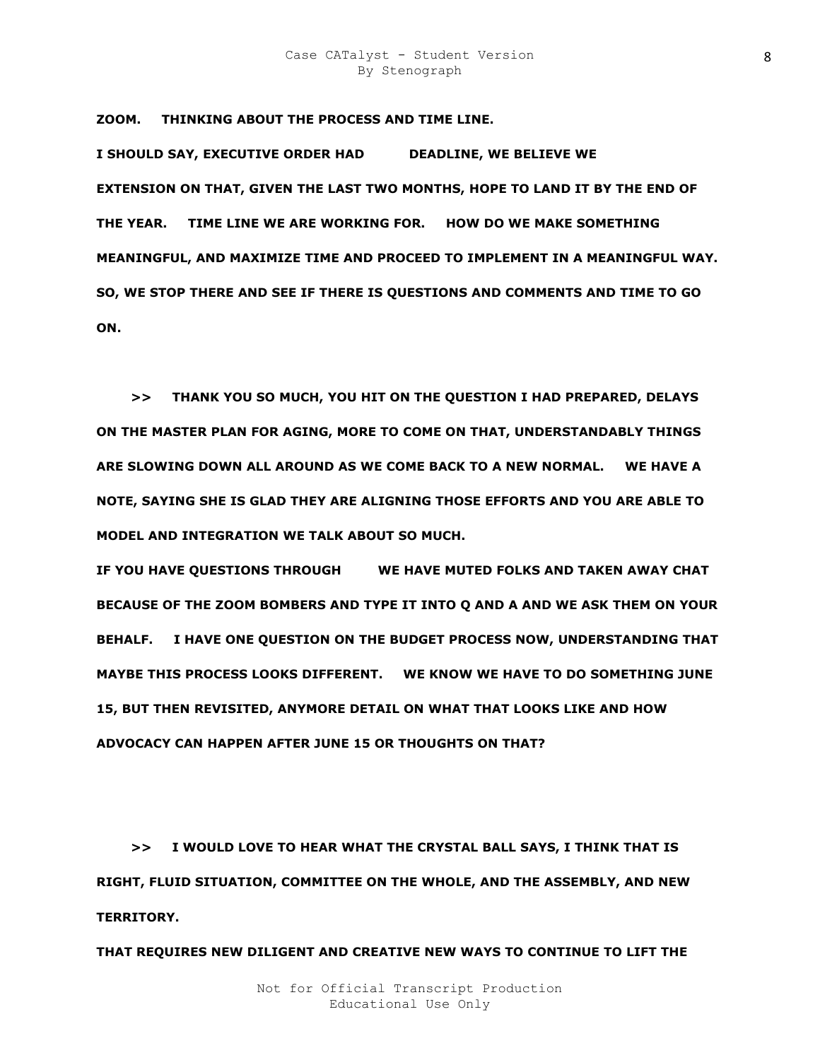**ZOOM.  THINKING ABOUT THE PROCESS AND TIME LINE.**

**I SHOULD SAY, EXECUTIVE ORDER HAD  DEADLINE, WE BELIEVE WE EXTENSION ON THAT, GIVEN THE LAST TWO MONTHS, HOPE TO LAND IT BY THE END OF THE YEAR.  TIME LINE WE ARE WORKING FOR.  HOW DO WE MAKE SOMETHING MEANINGFUL, AND MAXIMIZE TIME AND PROCEED TO IMPLEMENT IN A MEANINGFUL WAY.  SO, WE STOP THERE AND SEE IF THERE IS QUESTIONS AND COMMENTS AND TIME TO GO ON.**

**>>  THANK YOU SO MUCH, YOU HIT ON THE QUESTION I HAD PREPARED, DELAYS ON THE MASTER PLAN FOR AGING, MORE TO COME ON THAT, UNDERSTANDABLY THINGS ARE SLOWING DOWN ALL AROUND AS WE COME BACK TO A NEW NORMAL.  WE HAVE A NOTE, SAYING SHE IS GLAD THEY ARE ALIGNING THOSE EFFORTS AND YOU ARE ABLE TO MODEL AND INTEGRATION WE TALK ABOUT SO MUCH.**

**IF YOU HAVE QUESTIONS THROUGH  WE HAVE MUTED FOLKS AND TAKEN AWAY CHAT BECAUSE OF THE ZOOM BOMBERS AND TYPE IT INTO Q AND A AND WE ASK THEM ON YOUR BEHALF.  I HAVE ONE QUESTION ON THE BUDGET PROCESS NOW, UNDERSTANDING THAT MAYBE THIS PROCESS LOOKS DIFFERENT.  WE KNOW WE HAVE TO DO SOMETHING JUNE 15, BUT THEN REVISITED, ANYMORE DETAIL ON WHAT THAT LOOKS LIKE AND HOW ADVOCACY CAN HAPPEN AFTER JUNE 15 OR THOUGHTS ON THAT?**

**>>  I WOULD LOVE TO HEAR WHAT THE CRYSTAL BALL SAYS, I THINK THAT IS RIGHT, FLUID SITUATION, COMMITTEE ON THE WHOLE, AND THE ASSEMBLY, AND NEW TERRITORY.**

**THAT REQUIRES NEW DILIGENT AND CREATIVE NEW WAYS TO CONTINUE TO LIFT THE**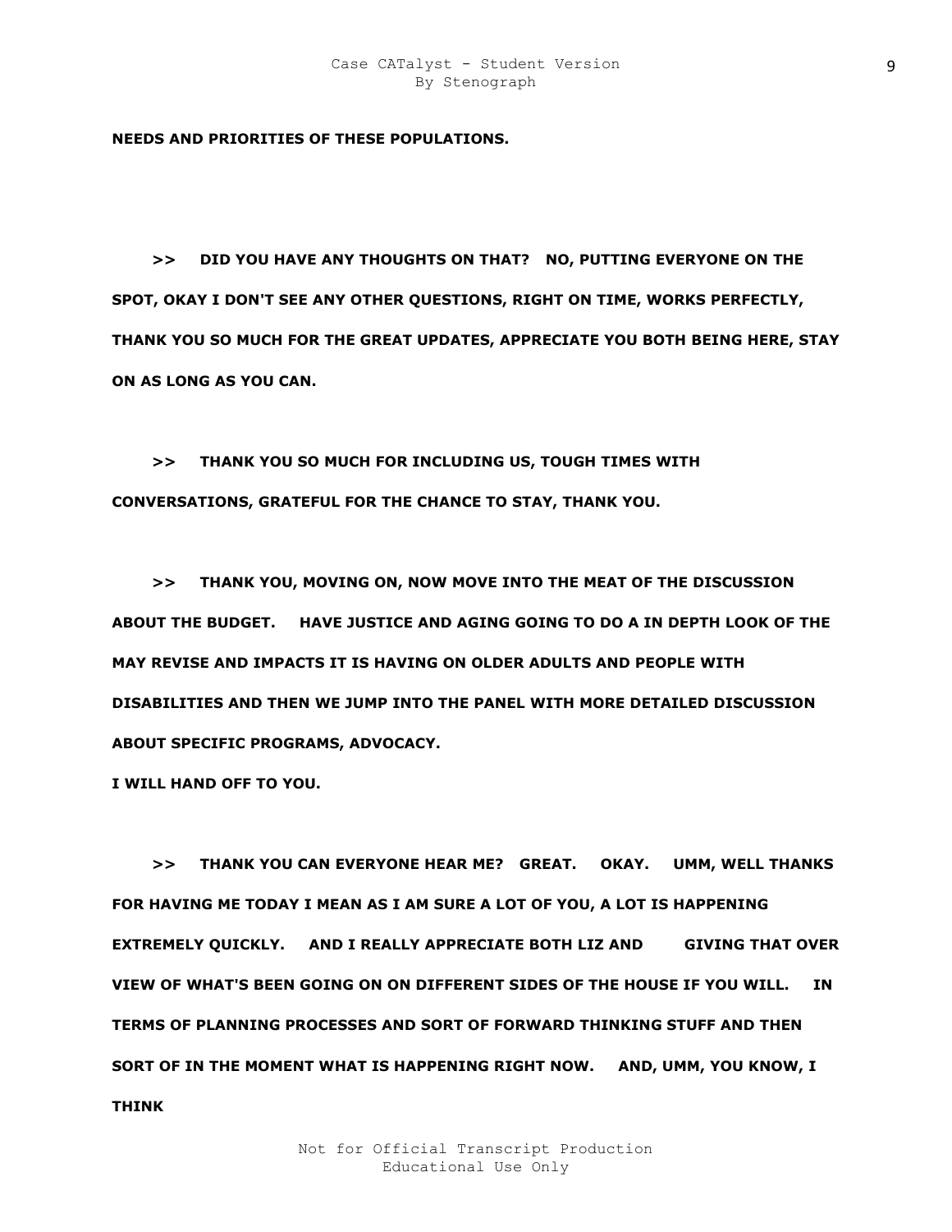**NEEDS AND PRIORITIES OF THESE POPULATIONS.**

**>> DID YOU HAVE ANY THOUGHTS ON THAT? NO, PUTTING EVERYONE ON THE SPOT, OKAY I DON'T SEE ANY OTHER QUESTIONS, RIGHT ON TIME, WORKS PERFECTLY, THANK YOU SO MUCH FOR THE GREAT UPDATES, APPRECIATE YOU BOTH BEING HERE, STAY ON AS LONG AS YOU CAN.**

**>> THANK YOU SO MUCH FOR INCLUDING US, TOUGH TIMES WITH CONVERSATIONS, GRATEFUL FOR THE CHANCE TO STAY, THANK YOU.**

**>> THANK YOU, MOVING ON, NOW MOVE INTO THE MEAT OF THE DISCUSSION ABOUT THE BUDGET. HAVE JUSTICE AND AGING GOING TO DO A IN DEPTH LOOK OF THE MAY REVISE AND IMPACTS IT IS HAVING ON OLDER ADULTS AND PEOPLE WITH DISABILITIES AND THEN WE JUMP INTO THE PANEL WITH MORE DETAILED DISCUSSION ABOUT SPECIFIC PROGRAMS, ADVOCACY.**
**I WILL HAND OFF TO YOU.**

**>> THANK YOU CAN EVERYONE HEAR ME? GREAT. OKAY. UMM, WELL THANKS FOR HAVING ME TODAY I MEAN AS I AM SURE A LOT OF YOU, A LOT IS HAPPENING EXTREMELY QUICKLY. AND I REALLY APPRECIATE BOTH LIZ AND GIVING THAT OVER VIEW OF WHAT'S BEEN GOING ON ON DIFFERENT SIDES OF THE HOUSE IF YOU WILL. IN TERMS OF PLANNING PROCESSES AND SORT OF FORWARD THINKING STUFF AND THEN SORT OF IN THE MOMENT WHAT IS HAPPENING RIGHT NOW. AND, UMM, YOU KNOW, I THINK**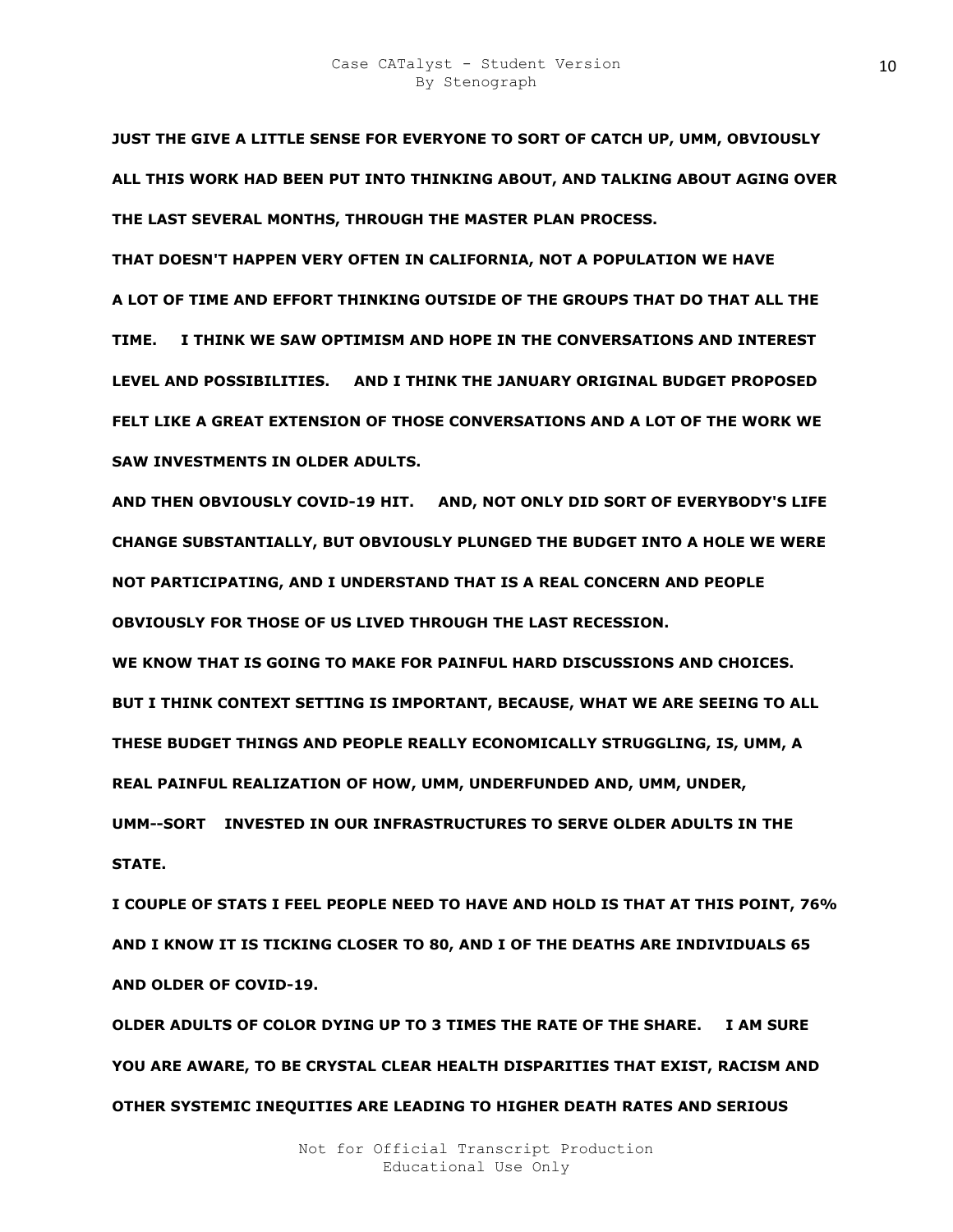**JUST THE GIVE A LITTLE SENSE FOR EVERYONE TO SORT OF CATCH UP, UMM, OBVIOUSLY ALL THIS WORK HAD BEEN PUT INTO THINKING ABOUT, AND TALKING ABOUT AGING OVER THE LAST SEVERAL MONTHS, THROUGH THE MASTER PLAN PROCESS.**

**THAT DOESN'T HAPPEN VERY OFTEN IN CALIFORNIA, NOT A POPULATION WE HAVE A LOT OF TIME AND EFFORT THINKING OUTSIDE OF THE GROUPS THAT DO THAT ALL THE TIME. I THINK WE SAW OPTIMISM AND HOPE IN THE CONVERSATIONS AND INTEREST LEVEL AND POSSIBILITIES. AND I THINK THE JANUARY ORIGINAL BUDGET PROPOSED FELT LIKE A GREAT EXTENSION OF THOSE CONVERSATIONS AND A LOT OF THE WORK WE SAW INVESTMENTS IN OLDER ADULTS.**

**AND THEN OBVIOUSLY COVID-19 HIT. AND, NOT ONLY DID SORT OF EVERYBODY'S LIFE CHANGE SUBSTANTIALLY, BUT OBVIOUSLY PLUNGED THE BUDGET INTO A HOLE WE WERE NOT PARTICIPATING, AND I UNDERSTAND THAT IS A REAL CONCERN AND PEOPLE OBVIOUSLY FOR THOSE OF US LIVED THROUGH THE LAST RECESSION.**

**WE KNOW THAT IS GOING TO MAKE FOR PAINFUL HARD DISCUSSIONS AND CHOICES.**

**BUT I THINK CONTEXT SETTING IS IMPORTANT, BECAUSE, WHAT WE ARE SEEING TO ALL THESE BUDGET THINGS AND PEOPLE REALLY ECONOMICALLY STRUGGLING, IS, UMM, A REAL PAINFUL REALIZATION OF HOW, UMM, UNDERFUNDED AND, UMM, UNDER, UMM--SORT INVESTED IN OUR INFRASTRUCTURES TO SERVE OLDER ADULTS IN THE STATE.**

**I COUPLE OF STATS I FEEL PEOPLE NEED TO HAVE AND HOLD IS THAT AT THIS POINT, 76% AND I KNOW IT IS TICKING CLOSER TO 80, AND I OF THE DEATHS ARE INDIVIDUALS 65 AND OLDER OF COVID-19.**

**OLDER ADULTS OF COLOR DYING UP TO 3 TIMES THE RATE OF THE SHARE. I AM SURE YOU ARE AWARE, TO BE CRYSTAL CLEAR HEALTH DISPARITIES THAT EXIST, RACISM AND OTHER SYSTEMIC INEQUITIES ARE LEADING TO HIGHER DEATH RATES AND SERIOUS**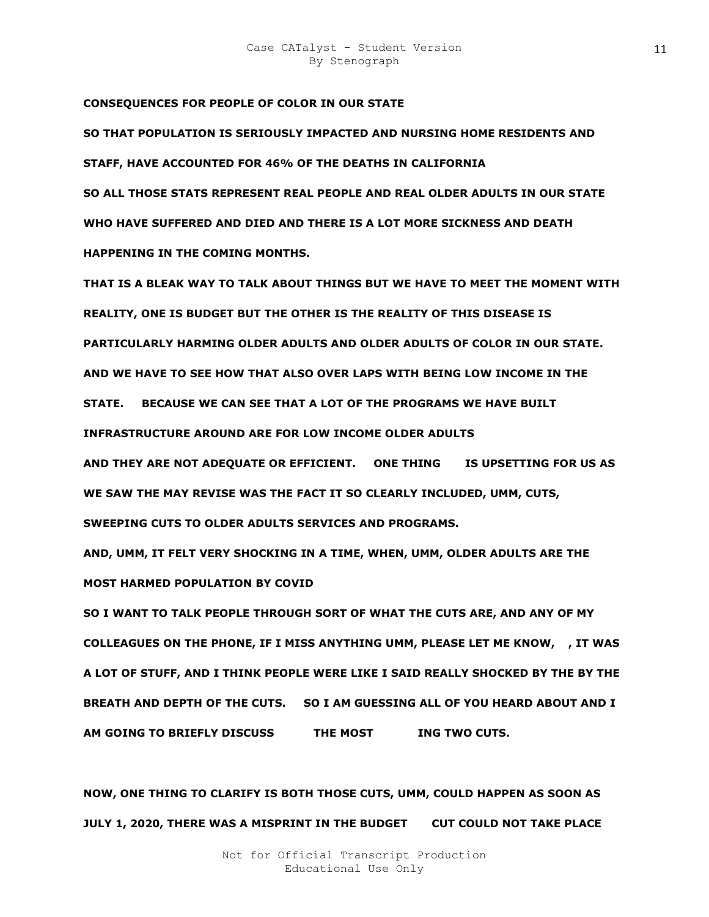**CONSEQUENCES FOR PEOPLE OF COLOR IN OUR STATE**

**SO THAT POPULATION IS SERIOUSLY IMPACTED AND NURSING HOME RESIDENTS AND STAFF, HAVE ACCOUNTED FOR 46% OF THE DEATHS IN CALIFORNIA**

**SO ALL THOSE STATS REPRESENT REAL PEOPLE AND REAL OLDER ADULTS IN OUR STATE WHO HAVE SUFFERED AND DIED AND THERE IS A LOT MORE SICKNESS AND DEATH HAPPENING IN THE COMING MONTHS.**

**THAT IS A BLEAK WAY TO TALK ABOUT THINGS BUT WE HAVE TO MEET THE MOMENT WITH REALITY, ONE IS BUDGET BUT THE OTHER IS THE REALITY OF THIS DISEASE IS PARTICULARLY HARMING OLDER ADULTS AND OLDER ADULTS OF COLOR IN OUR STATE.**

**AND WE HAVE TO SEE HOW THAT ALSO OVER LAPS WITH BEING LOW INCOME IN THE STATE. BECAUSE WE CAN SEE THAT A LOT OF THE PROGRAMS WE HAVE BUILT INFRASTRUCTURE AROUND ARE FOR LOW INCOME OLDER ADULTS**

**AND THEY ARE NOT ADEQUATE OR EFFICIENT. ONE THING IS UPSETTING FOR US AS WE SAW THE MAY REVISE WAS THE FACT IT SO CLEARLY INCLUDED, UMM, CUTS, SWEEPING CUTS TO OLDER ADULTS SERVICES AND PROGRAMS.**

**AND, UMM, IT FELT VERY SHOCKING IN A TIME, WHEN, UMM, OLDER ADULTS ARE THE MOST HARMED POPULATION BY COVID**

**SO I WANT TO TALK PEOPLE THROUGH SORT OF WHAT THE CUTS ARE, AND ANY OF MY COLLEAGUES ON THE PHONE, IF I MISS ANYTHING UMM, PLEASE LET ME KNOW, , IT WAS A LOT OF STUFF, AND I THINK PEOPLE WERE LIKE I SAID REALLY SHOCKED BY THE BY THE BREATH AND DEPTH OF THE CUTS. SO I AM GUESSING ALL OF YOU HEARD ABOUT AND I AM GOING TO BRIEFLY DISCUSS THE MOST ING TWO CUTS.**

**NOW, ONE THING TO CLARIFY IS BOTH THOSE CUTS, UMM, COULD HAPPEN AS SOON AS JULY 1, 2020, THERE WAS A MISPRINT IN THE BUDGET CUT COULD NOT TAKE PLACE**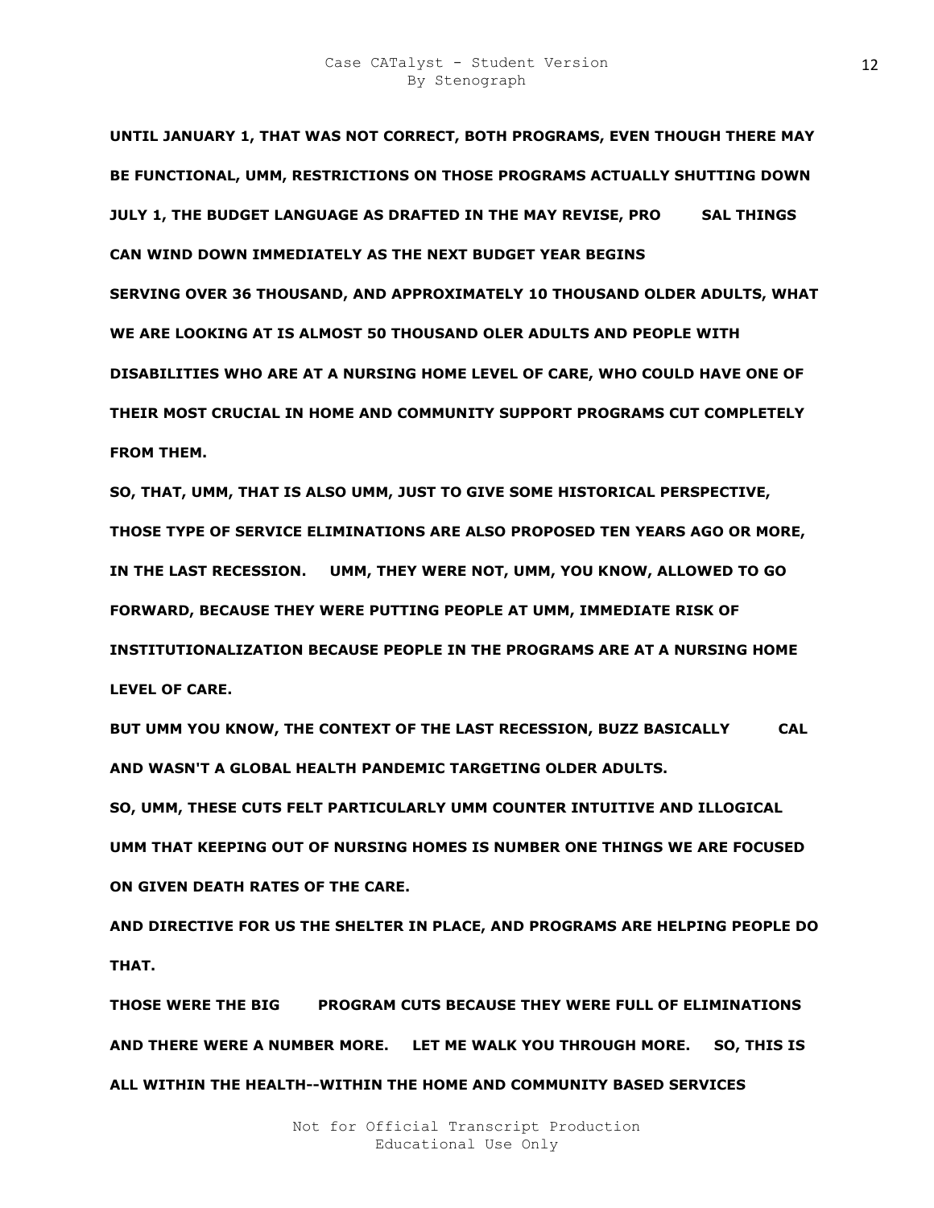**UNTIL JANUARY 1, THAT WAS NOT CORRECT, BOTH PROGRAMS, EVEN THOUGH THERE MAY BE FUNCTIONAL, UMM, RESTRICTIONS ON THOSE PROGRAMS ACTUALLY SHUTTING DOWN JULY 1, THE BUDGET LANGUAGE AS DRAFTED IN THE MAY REVISE, PRO SAL THINGS CAN WIND DOWN IMMEDIATELY AS THE NEXT BUDGET YEAR BEGINS**

**SERVING OVER 36 THOUSAND, AND APPROXIMATELY 10 THOUSAND OLDER ADULTS, WHAT WE ARE LOOKING AT IS ALMOST 50 THOUSAND OLER ADULTS AND PEOPLE WITH DISABILITIES WHO ARE AT A NURSING HOME LEVEL OF CARE, WHO COULD HAVE ONE OF THEIR MOST CRUCIAL IN HOME AND COMMUNITY SUPPORT PROGRAMS CUT COMPLETELY FROM THEM.**

**SO, THAT, UMM, THAT IS ALSO UMM, JUST TO GIVE SOME HISTORICAL PERSPECTIVE, THOSE TYPE OF SERVICE ELIMINATIONS ARE ALSO PROPOSED TEN YEARS AGO OR MORE, IN THE LAST RECESSION. UMM, THEY WERE NOT, UMM, YOU KNOW, ALLOWED TO GO FORWARD, BECAUSE THEY WERE PUTTING PEOPLE AT UMM, IMMEDIATE RISK OF INSTITUTIONALIZATION BECAUSE PEOPLE IN THE PROGRAMS ARE AT A NURSING HOME LEVEL OF CARE.**

**BUT UMM YOU KNOW, THE CONTEXT OF THE LAST RECESSION, BUZZ BASICALLY CAL AND WASN'T A GLOBAL HEALTH PANDEMIC TARGETING OLDER ADULTS.**

**SO, UMM, THESE CUTS FELT PARTICULARLY UMM COUNTER INTUITIVE AND ILLOGICAL UMM THAT KEEPING OUT OF NURSING HOMES IS NUMBER ONE THINGS WE ARE FOCUSED ON GIVEN DEATH RATES OF THE CARE.**

**AND DIRECTIVE FOR US THE SHELTER IN PLACE, AND PROGRAMS ARE HELPING PEOPLE DO THAT.**

**THOSE WERE THE BIG PROGRAM CUTS BECAUSE THEY WERE FULL OF ELIMINATIONS AND THERE WERE A NUMBER MORE. LET ME WALK YOU THROUGH MORE. SO, THIS IS ALL WITHIN THE HEALTH--WITHIN THE HOME AND COMMUNITY BASED SERVICES**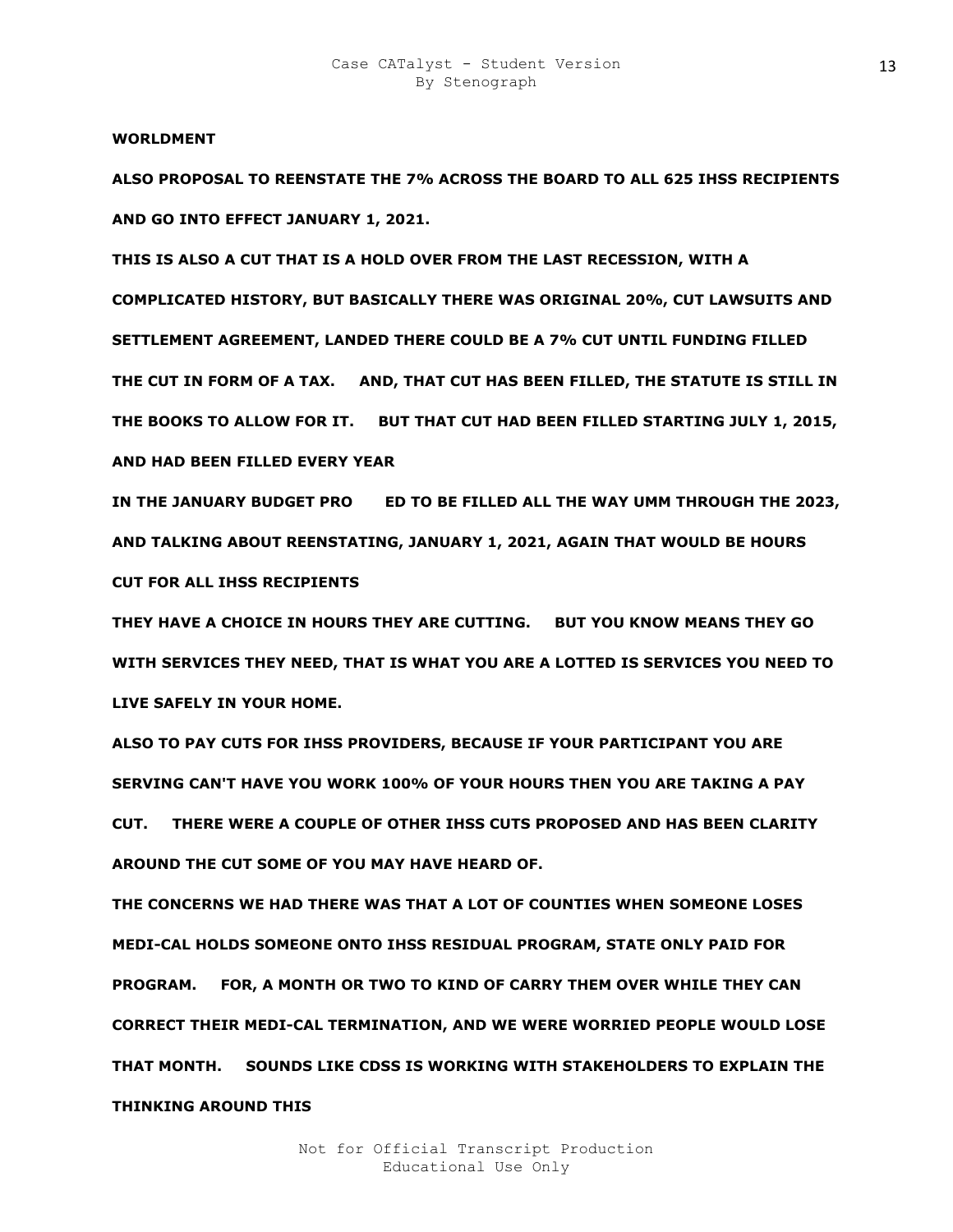**WORLDMENT**

**ALSO PROPOSAL TO REENSTATE THE 7% ACROSS THE BOARD TO ALL 625 IHSS RECIPIENTS AND GO INTO EFFECT JANUARY 1, 2021.**

**THIS IS ALSO A CUT THAT IS A HOLD OVER FROM THE LAST RECESSION, WITH A COMPLICATED HISTORY, BUT BASICALLY THERE WAS ORIGINAL 20%, CUT LAWSUITS AND SETTLEMENT AGREEMENT, LANDED THERE COULD BE A 7% CUT UNTIL FUNDING FILLED THE CUT IN FORM OF A TAX. AND, THAT CUT HAS BEEN FILLED, THE STATUTE IS STILL IN THE BOOKS TO ALLOW FOR IT. BUT THAT CUT HAD BEEN FILLED STARTING JULY 1, 2015, AND HAD BEEN FILLED EVERY YEAR**

**IN THE JANUARY BUDGET PRO ED TO BE FILLED ALL THE WAY UMM THROUGH THE 2023, AND TALKING ABOUT REENSTATING, JANUARY 1, 2021, AGAIN THAT WOULD BE HOURS CUT FOR ALL IHSS RECIPIENTS**

**THEY HAVE A CHOICE IN HOURS THEY ARE CUTTING. BUT YOU KNOW MEANS THEY GO WITH SERVICES THEY NEED, THAT IS WHAT YOU ARE A LOTTED IS SERVICES YOU NEED TO LIVE SAFELY IN YOUR HOME.**

**ALSO TO PAY CUTS FOR IHSS PROVIDERS, BECAUSE IF YOUR PARTICIPANT YOU ARE SERVING CAN'T HAVE YOU WORK 100% OF YOUR HOURS THEN YOU ARE TAKING A PAY CUT. THERE WERE A COUPLE OF OTHER IHSS CUTS PROPOSED AND HAS BEEN CLARITY AROUND THE CUT SOME OF YOU MAY HAVE HEARD OF.**

**THE CONCERNS WE HAD THERE WAS THAT A LOT OF COUNTIES WHEN SOMEONE LOSES MEDI-CAL HOLDS SOMEONE ONTO IHSS RESIDUAL PROGRAM, STATE ONLY PAID FOR PROGRAM. FOR, A MONTH OR TWO TO KIND OF CARRY THEM OVER WHILE THEY CAN CORRECT THEIR MEDI-CAL TERMINATION, AND WE WERE WORRIED PEOPLE WOULD LOSE THAT MONTH. SOUNDS LIKE CDSS IS WORKING WITH STAKEHOLDERS TO EXPLAIN THE THINKING AROUND THIS**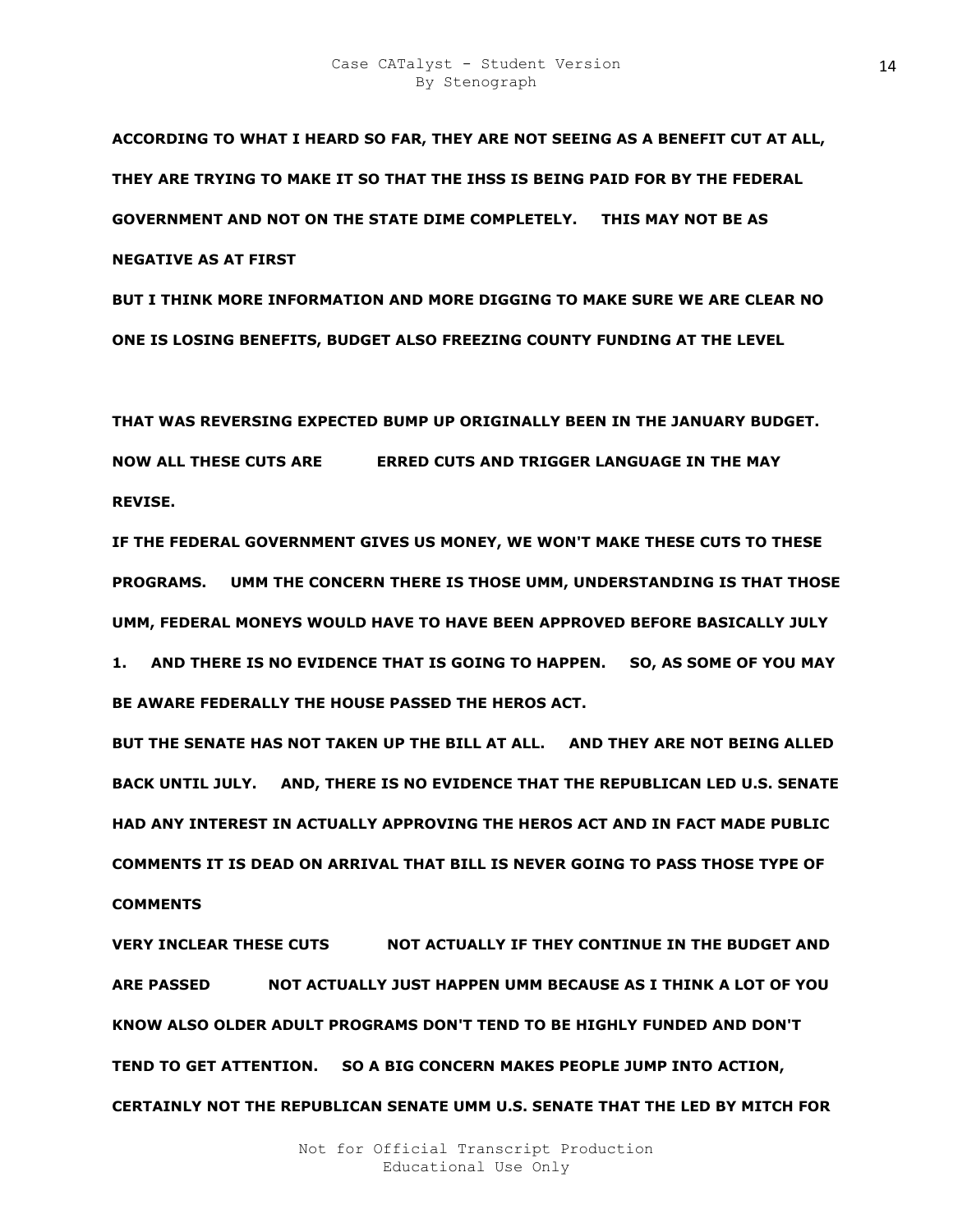**ACCORDING TO WHAT I HEARD SO FAR, THEY ARE NOT SEEING AS A BENEFIT CUT AT ALL, THEY ARE TRYING TO MAKE IT SO THAT THE IHSS IS BEING PAID FOR BY THE FEDERAL GOVERNMENT AND NOT ON THE STATE DIME COMPLETELY. THIS MAY NOT BE AS NEGATIVE AS AT FIRST**

**BUT I THINK MORE INFORMATION AND MORE DIGGING TO MAKE SURE WE ARE CLEAR NO ONE IS LOSING BENEFITS, BUDGET ALSO FREEZING COUNTY FUNDING AT THE LEVEL**

**THAT WAS REVERSING EXPECTED BUMP UP ORIGINALLY BEEN IN THE JANUARY BUDGET. NOW ALL THESE CUTS ARE ERRED CUTS AND TRIGGER LANGUAGE IN THE MAY REVISE.**

**IF THE FEDERAL GOVERNMENT GIVES US MONEY, WE WON'T MAKE THESE CUTS TO THESE PROGRAMS. UMM THE CONCERN THERE IS THOSE UMM, UNDERSTANDING IS THAT THOSE UMM, FEDERAL MONEYS WOULD HAVE TO HAVE BEEN APPROVED BEFORE BASICALLY JULY 1. AND THERE IS NO EVIDENCE THAT IS GOING TO HAPPEN. SO, AS SOME OF YOU MAY BE AWARE FEDERALLY THE HOUSE PASSED THE HEROS ACT.**

**BUT THE SENATE HAS NOT TAKEN UP THE BILL AT ALL. AND THEY ARE NOT BEING ALLED BACK UNTIL JULY. AND, THERE IS NO EVIDENCE THAT THE REPUBLICAN LED U.S. SENATE HAD ANY INTEREST IN ACTUALLY APPROVING THE HEROS ACT AND IN FACT MADE PUBLIC COMMENTS IT IS DEAD ON ARRIVAL THAT BILL IS NEVER GOING TO PASS THOSE TYPE OF COMMENTS**

**VERY INCLEAR THESE CUTS NOT ACTUALLY IF THEY CONTINUE IN THE BUDGET AND ARE PASSED NOT ACTUALLY JUST HAPPEN UMM BECAUSE AS I THINK A LOT OF YOU KNOW ALSO OLDER ADULT PROGRAMS DON'T TEND TO BE HIGHLY FUNDED AND DON'T TEND TO GET ATTENTION. SO A BIG CONCERN MAKES PEOPLE JUMP INTO ACTION, CERTAINLY NOT THE REPUBLICAN SENATE UMM U.S. SENATE THAT THE LED BY MITCH FOR**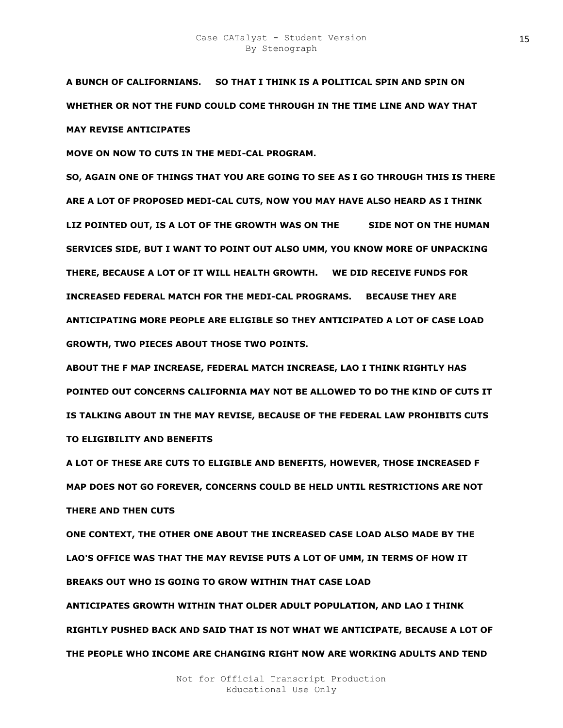**A BUNCH OF CALIFORNIANS. SO THAT I THINK IS A POLITICAL SPIN AND SPIN ON WHETHER OR NOT THE FUND COULD COME THROUGH IN THE TIME LINE AND WAY THAT MAY REVISE ANTICIPATES**

**MOVE ON NOW TO CUTS IN THE MEDI-CAL PROGRAM.**

**SO, AGAIN ONE OF THINGS THAT YOU ARE GOING TO SEE AS I GO THROUGH THIS IS THERE ARE A LOT OF PROPOSED MEDI-CAL CUTS, NOW YOU MAY HAVE ALSO HEARD AS I THINK LIZ POINTED OUT, IS A LOT OF THE GROWTH WAS ON THE SIDE NOT ON THE HUMAN SERVICES SIDE, BUT I WANT TO POINT OUT ALSO UMM, YOU KNOW MORE OF UNPACKING THERE, BECAUSE A LOT OF IT WILL HEALTH GROWTH. WE DID RECEIVE FUNDS FOR INCREASED FEDERAL MATCH FOR THE MEDI-CAL PROGRAMS. BECAUSE THEY ARE ANTICIPATING MORE PEOPLE ARE ELIGIBLE SO THEY ANTICIPATED A LOT OF CASE LOAD GROWTH, TWO PIECES ABOUT THOSE TWO POINTS.**

**ABOUT THE F MAP INCREASE, FEDERAL MATCH INCREASE, LAO I THINK RIGHTLY HAS POINTED OUT CONCERNS CALIFORNIA MAY NOT BE ALLOWED TO DO THE KIND OF CUTS IT IS TALKING ABOUT IN THE MAY REVISE, BECAUSE OF THE FEDERAL LAW PROHIBITS CUTS TO ELIGIBILITY AND BENEFITS**

**A LOT OF THESE ARE CUTS TO ELIGIBLE AND BENEFITS, HOWEVER, THOSE INCREASED F MAP DOES NOT GO FOREVER, CONCERNS COULD BE HELD UNTIL RESTRICTIONS ARE NOT THERE AND THEN CUTS**

**ONE CONTEXT, THE OTHER ONE ABOUT THE INCREASED CASE LOAD ALSO MADE BY THE LAO'S OFFICE WAS THAT THE MAY REVISE PUTS A LOT OF UMM, IN TERMS OF HOW IT BREAKS OUT WHO IS GOING TO GROW WITHIN THAT CASE LOAD**

**ANTICIPATES GROWTH WITHIN THAT OLDER ADULT POPULATION, AND LAO I THINK RIGHTLY PUSHED BACK AND SAID THAT IS NOT WHAT WE ANTICIPATE, BECAUSE A LOT OF THE PEOPLE WHO INCOME ARE CHANGING RIGHT NOW ARE WORKING ADULTS AND TEND**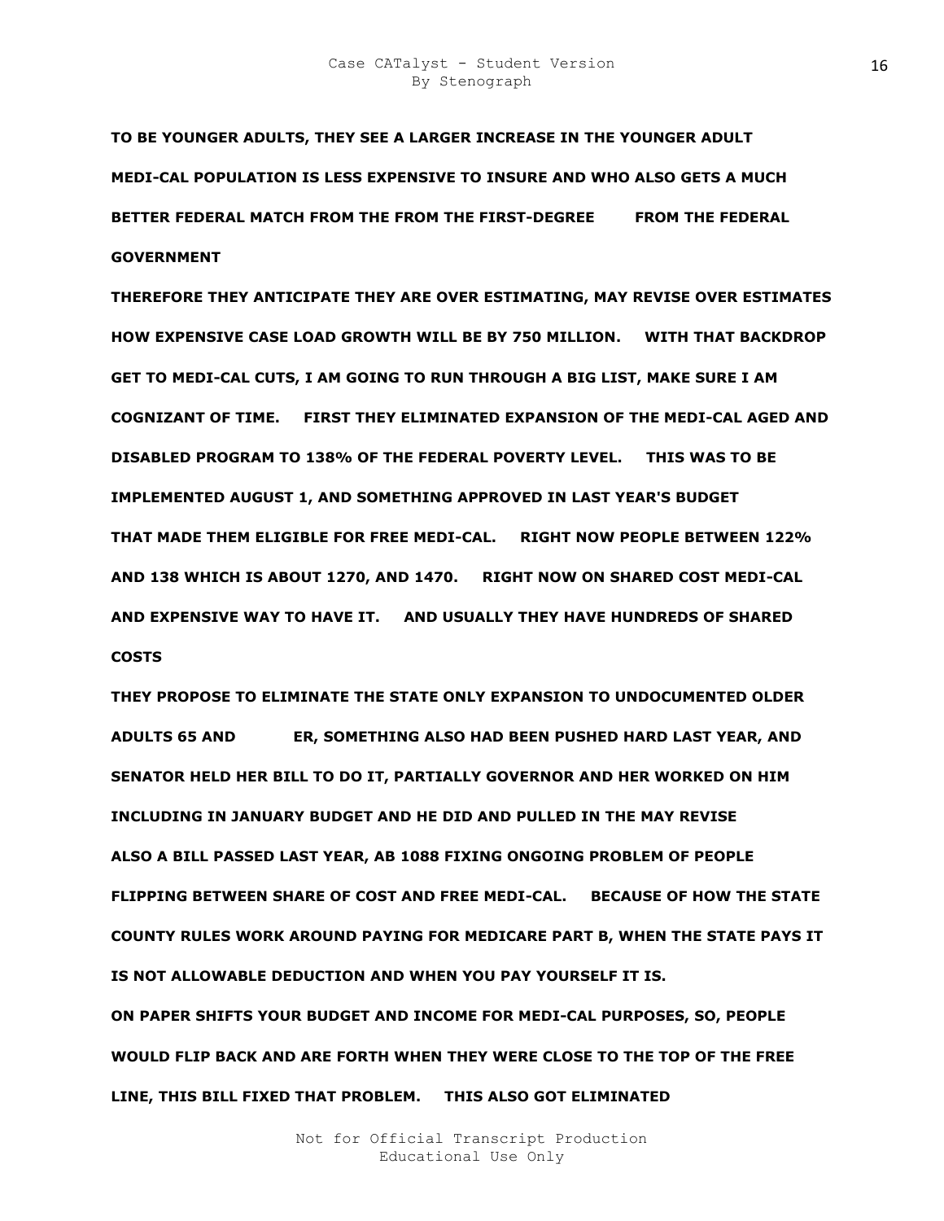**TO BE YOUNGER ADULTS, THEY SEE A LARGER INCREASE IN THE YOUNGER ADULT MEDI-CAL POPULATION IS LESS EXPENSIVE TO INSURE AND WHO ALSO GETS A MUCH BETTER FEDERAL MATCH FROM THE FROM THE FIRST-DEGREE FROM THE FEDERAL GOVERNMENT**

**THEREFORE THEY ANTICIPATE THEY ARE OVER ESTIMATING, MAY REVISE OVER ESTIMATES HOW EXPENSIVE CASE LOAD GROWTH WILL BE BY 750 MILLION. WITH THAT BACKDROP GET TO MEDI-CAL CUTS, I AM GOING TO RUN THROUGH A BIG LIST, MAKE SURE I AM COGNIZANT OF TIME. FIRST THEY ELIMINATED EXPANSION OF THE MEDI-CAL AGED AND DISABLED PROGRAM TO 138% OF THE FEDERAL POVERTY LEVEL. THIS WAS TO BE IMPLEMENTED AUGUST 1, AND SOMETHING APPROVED IN LAST YEAR'S BUDGET THAT MADE THEM ELIGIBLE FOR FREE MEDI-CAL. RIGHT NOW PEOPLE BETWEEN 122% AND 138 WHICH IS ABOUT 1270, AND 1470. RIGHT NOW ON SHARED COST MEDI-CAL AND EXPENSIVE WAY TO HAVE IT. AND USUALLY THEY HAVE HUNDREDS OF SHARED COSTS**

**THEY PROPOSE TO ELIMINATE THE STATE ONLY EXPANSION TO UNDOCUMENTED OLDER ADULTS 65 AND ER, SOMETHING ALSO HAD BEEN PUSHED HARD LAST YEAR, AND SENATOR HELD HER BILL TO DO IT, PARTIALLY GOVERNOR AND HER WORKED ON HIM INCLUDING IN JANUARY BUDGET AND HE DID AND PULLED IN THE MAY REVISE**

**ALSO A BILL PASSED LAST YEAR, AB 1088 FIXING ONGOING PROBLEM OF PEOPLE FLIPPING BETWEEN SHARE OF COST AND FREE MEDI-CAL. BECAUSE OF HOW THE STATE COUNTY RULES WORK AROUND PAYING FOR MEDICARE PART B, WHEN THE STATE PAYS IT IS NOT ALLOWABLE DEDUCTION AND WHEN YOU PAY YOURSELF IT IS.**

**ON PAPER SHIFTS YOUR BUDGET AND INCOME FOR MEDI-CAL PURPOSES, SO, PEOPLE WOULD FLIP BACK AND ARE FORTH WHEN THEY WERE CLOSE TO THE TOP OF THE FREE LINE, THIS BILL FIXED THAT PROBLEM. THIS ALSO GOT ELIMINATED**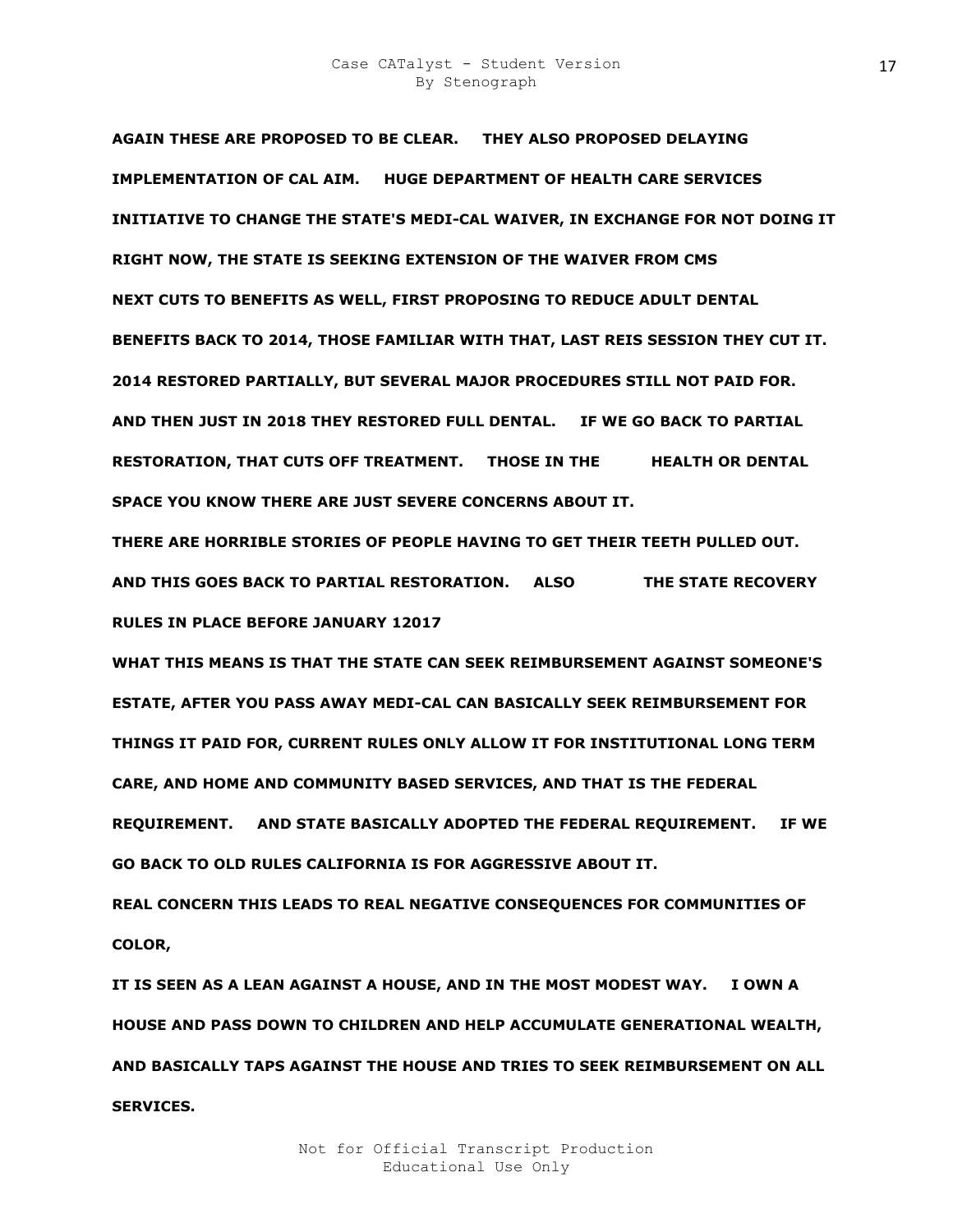AGAIN THESE ARE PROPOSED TO BE CLEAR.     THEY ALSO PROPOSED DELAYING IMPLEMENTATION OF CAL AIM.     HUGE DEPARTMENT OF HEALTH CARE SERVICES INITIATIVE TO CHANGE THE STATE'S MEDI-CAL WAIVER, IN EXCHANGE FOR NOT DOING IT RIGHT NOW, THE STATE IS SEEKING EXTENSION OF THE WAIVER FROM CMS

NEXT CUTS TO BENEFITS AS WELL, FIRST PROPOSING TO REDUCE ADULT DENTAL BENEFITS BACK TO 2014, THOSE FAMILIAR WITH THAT, LAST REIS SESSION THEY CUT IT. 2014 RESTORED PARTIALLY, BUT SEVERAL MAJOR PROCEDURES STILL NOT PAID FOR. AND THEN JUST IN 2018 THEY RESTORED FULL DENTAL.     IF WE GO BACK TO PARTIAL RESTORATION, THAT CUTS OFF TREATMENT.     THOSE IN THE          HEALTH OR DENTAL SPACE YOU KNOW THERE ARE JUST SEVERE CONCERNS ABOUT IT.

THERE ARE HORRIBLE STORIES OF PEOPLE HAVING TO GET THEIR TEETH PULLED OUT. AND THIS GOES BACK TO PARTIAL RESTORATION.     ALSO          THE STATE RECOVERY RULES IN PLACE BEFORE JANUARY 12017

WHAT THIS MEANS IS THAT THE STATE CAN SEEK REIMBURSEMENT AGAINST SOMEONE'S ESTATE, AFTER YOU PASS AWAY MEDI-CAL CAN BASICALLY SEEK REIMBURSEMENT FOR THINGS IT PAID FOR, CURRENT RULES ONLY ALLOW IT FOR INSTITUTIONAL LONG TERM CARE, AND HOME AND COMMUNITY BASED SERVICES, AND THAT IS THE FEDERAL REQUIREMENT.     AND STATE BASICALLY ADOPTED THE FEDERAL REQUIREMENT.     IF WE GO BACK TO OLD RULES CALIFORNIA IS FOR AGGRESSIVE ABOUT IT.

REAL CONCERN THIS LEADS TO REAL NEGATIVE CONSEQUENCES FOR COMMUNITIES OF COLOR,

IT IS SEEN AS A LEAN AGAINST A HOUSE, AND IN THE MOST MODEST WAY.     I OWN A HOUSE AND PASS DOWN TO CHILDREN AND HELP ACCUMULATE GENERATIONAL WEALTH, AND BASICALLY TAPS AGAINST THE HOUSE AND TRIES TO SEEK REIMBURSEMENT ON ALL SERVICES.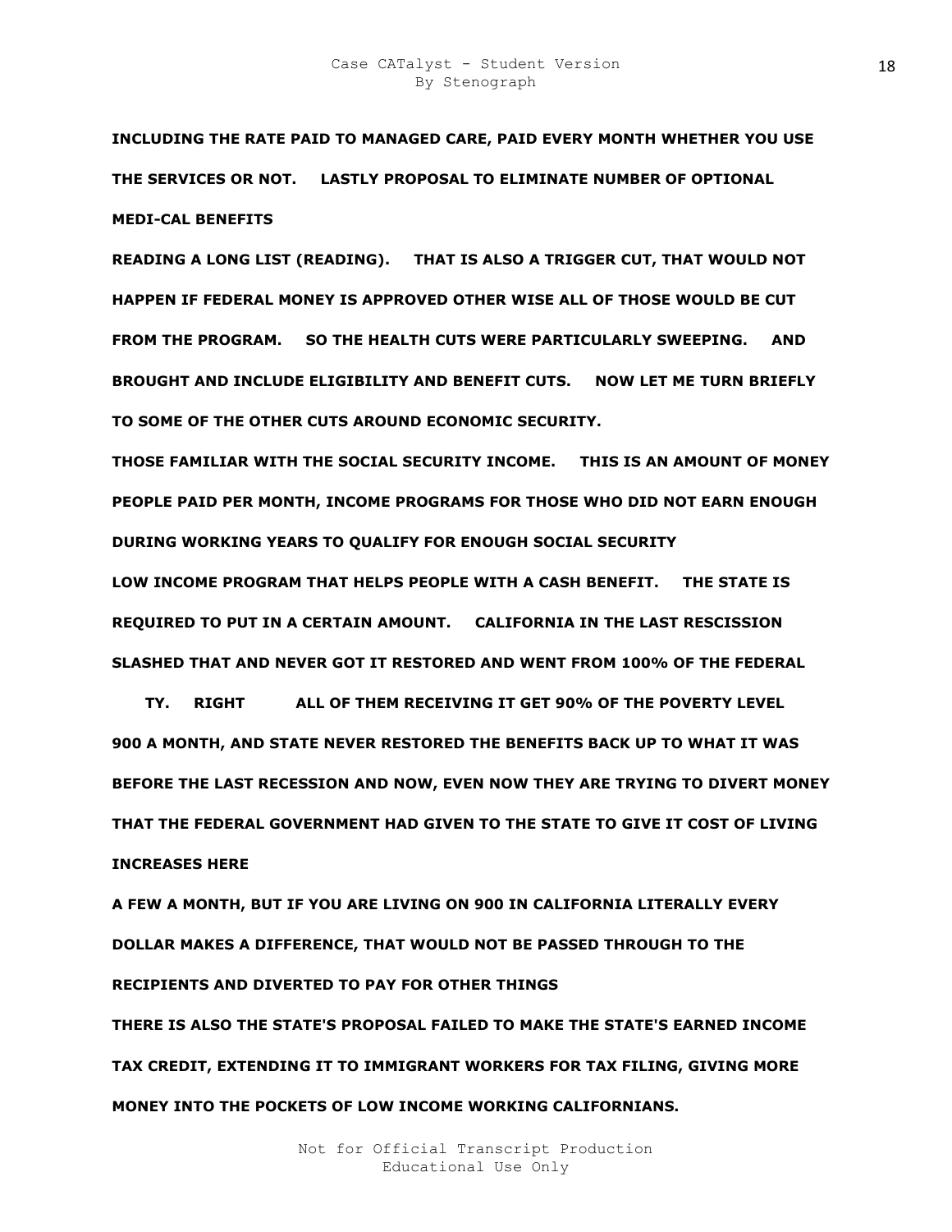**INCLUDING THE RATE PAID TO MANAGED CARE, PAID EVERY MONTH WHETHER YOU USE THE SERVICES OR NOT. LASTLY PROPOSAL TO ELIMINATE NUMBER OF OPTIONAL MEDI-CAL BENEFITS**

**READING A LONG LIST (READING). THAT IS ALSO A TRIGGER CUT, THAT WOULD NOT HAPPEN IF FEDERAL MONEY IS APPROVED OTHER WISE ALL OF THOSE WOULD BE CUT FROM THE PROGRAM. SO THE HEALTH CUTS WERE PARTICULARLY SWEEPING. AND BROUGHT AND INCLUDE ELIGIBILITY AND BENEFIT CUTS. NOW LET ME TURN BRIEFLY TO SOME OF THE OTHER CUTS AROUND ECONOMIC SECURITY.**

**THOSE FAMILIAR WITH THE SOCIAL SECURITY INCOME. THIS IS AN AMOUNT OF MONEY PEOPLE PAID PER MONTH, INCOME PROGRAMS FOR THOSE WHO DID NOT EARN ENOUGH DURING WORKING YEARS TO QUALIFY FOR ENOUGH SOCIAL SECURITY**

**LOW INCOME PROGRAM THAT HELPS PEOPLE WITH A CASH BENEFIT. THE STATE IS REQUIRED TO PUT IN A CERTAIN AMOUNT. CALIFORNIA IN THE LAST RESCISSION SLASHED THAT AND NEVER GOT IT RESTORED AND WENT FROM 100% OF THE FEDERAL**

**TY. RIGHT ALL OF THEM RECEIVING IT GET 90% OF THE POVERTY LEVEL 900 A MONTH, AND STATE NEVER RESTORED THE BENEFITS BACK UP TO WHAT IT WAS BEFORE THE LAST RECESSION AND NOW, EVEN NOW THEY ARE TRYING TO DIVERT MONEY THAT THE FEDERAL GOVERNMENT HAD GIVEN TO THE STATE TO GIVE IT COST OF LIVING INCREASES HERE**

**A FEW A MONTH, BUT IF YOU ARE LIVING ON 900 IN CALIFORNIA LITERALLY EVERY DOLLAR MAKES A DIFFERENCE, THAT WOULD NOT BE PASSED THROUGH TO THE RECIPIENTS AND DIVERTED TO PAY FOR OTHER THINGS**

**THERE IS ALSO THE STATE'S PROPOSAL FAILED TO MAKE THE STATE'S EARNED INCOME TAX CREDIT, EXTENDING IT TO IMMIGRANT WORKERS FOR TAX FILING, GIVING MORE MONEY INTO THE POCKETS OF LOW INCOME WORKING CALIFORNIANS.**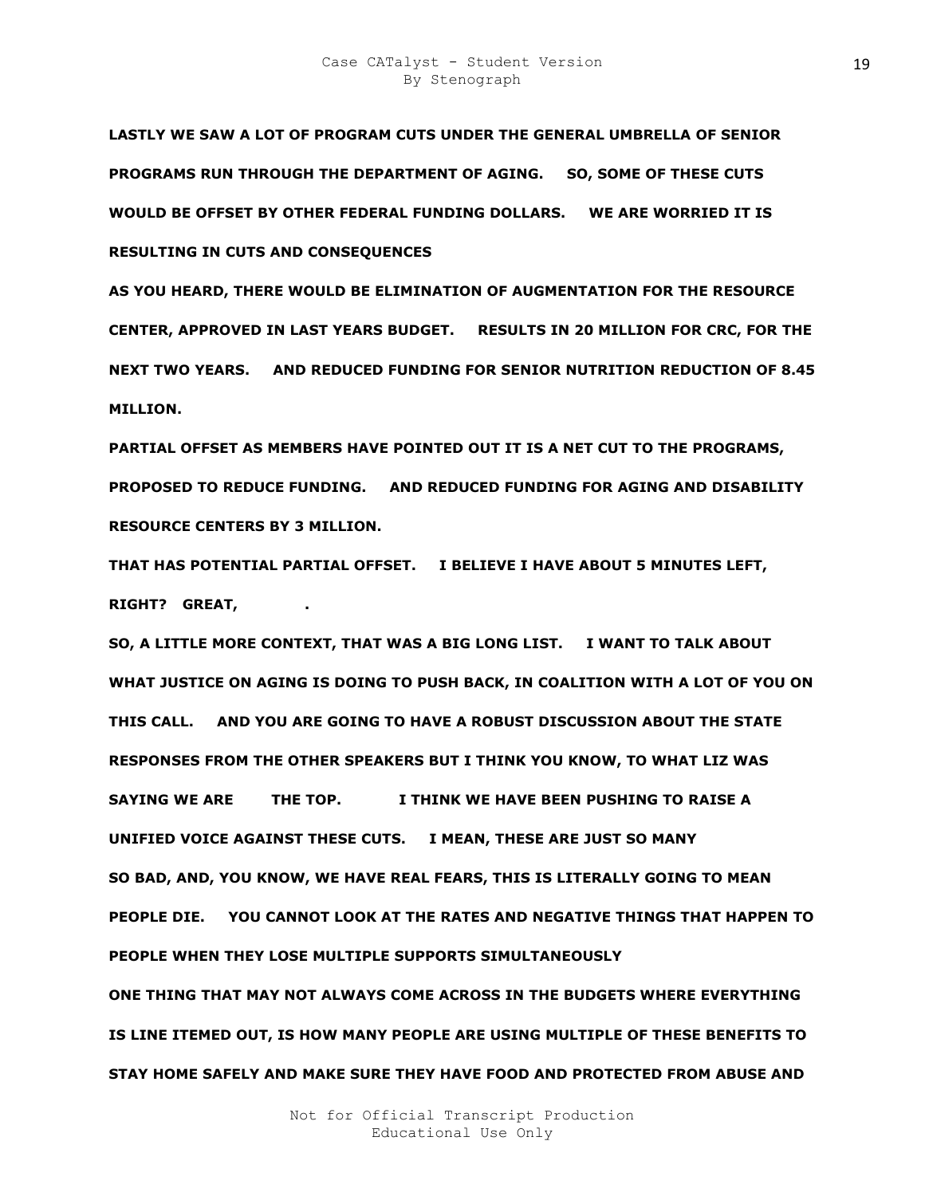**LASTLY WE SAW A LOT OF PROGRAM CUTS UNDER THE GENERAL UMBRELLA OF SENIOR PROGRAMS RUN THROUGH THE DEPARTMENT OF AGING. SO, SOME OF THESE CUTS WOULD BE OFFSET BY OTHER FEDERAL FUNDING DOLLARS. WE ARE WORRIED IT IS RESULTING IN CUTS AND CONSEQUENCES**

**AS YOU HEARD, THERE WOULD BE ELIMINATION OF AUGMENTATION FOR THE RESOURCE CENTER, APPROVED IN LAST YEARS BUDGET. RESULTS IN 20 MILLION FOR CRC, FOR THE NEXT TWO YEARS. AND REDUCED FUNDING FOR SENIOR NUTRITION REDUCTION OF 8.45 MILLION.**

**PARTIAL OFFSET AS MEMBERS HAVE POINTED OUT IT IS A NET CUT TO THE PROGRAMS, PROPOSED TO REDUCE FUNDING. AND REDUCED FUNDING FOR AGING AND DISABILITY RESOURCE CENTERS BY 3 MILLION.**

**THAT HAS POTENTIAL PARTIAL OFFSET. I BELIEVE I HAVE ABOUT 5 MINUTES LEFT, RIGHT? GREAT, .**

**SO, A LITTLE MORE CONTEXT, THAT WAS A BIG LONG LIST. I WANT TO TALK ABOUT WHAT JUSTICE ON AGING IS DOING TO PUSH BACK, IN COALITION WITH A LOT OF YOU ON THIS CALL. AND YOU ARE GOING TO HAVE A ROBUST DISCUSSION ABOUT THE STATE RESPONSES FROM THE OTHER SPEAKERS BUT I THINK YOU KNOW, TO WHAT LIZ WAS SAYING WE ARE THE TOP. I THINK WE HAVE BEEN PUSHING TO RAISE A UNIFIED VOICE AGAINST THESE CUTS. I MEAN, THESE ARE JUST SO MANY SO BAD, AND, YOU KNOW, WE HAVE REAL FEARS, THIS IS LITERALLY GOING TO MEAN PEOPLE DIE. YOU CANNOT LOOK AT THE RATES AND NEGATIVE THINGS THAT HAPPEN TO PEOPLE WHEN THEY LOSE MULTIPLE SUPPORTS SIMULTANEOUSLY**

**ONE THING THAT MAY NOT ALWAYS COME ACROSS IN THE BUDGETS WHERE EVERYTHING IS LINE ITEMED OUT, IS HOW MANY PEOPLE ARE USING MULTIPLE OF THESE BENEFITS TO STAY HOME SAFELY AND MAKE SURE THEY HAVE FOOD AND PROTECTED FROM ABUSE AND**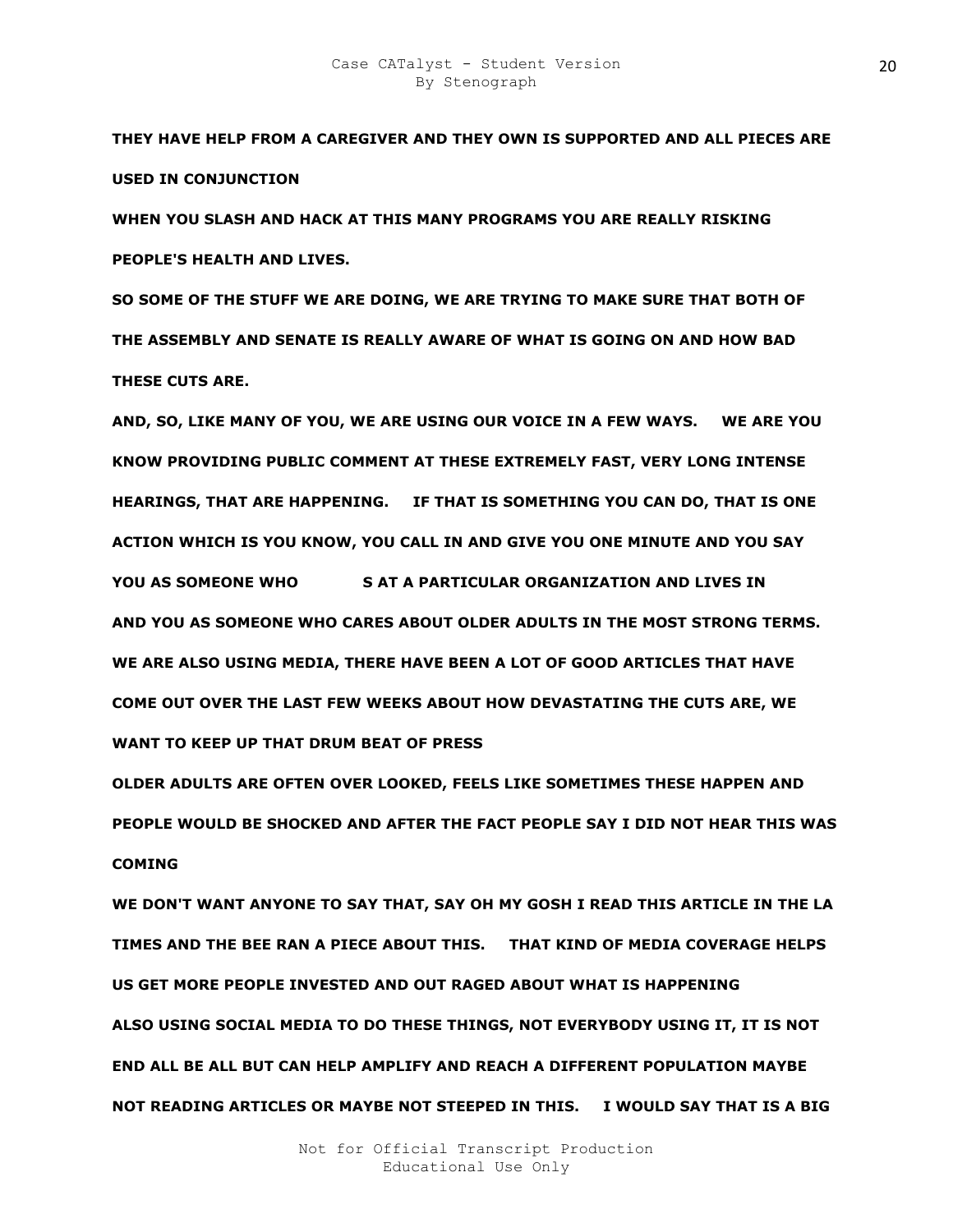**THEY HAVE HELP FROM A CAREGIVER AND THEY OWN IS SUPPORTED AND ALL PIECES ARE USED IN CONJUNCTION**

**WHEN YOU SLASH AND HACK AT THIS MANY PROGRAMS YOU ARE REALLY RISKING PEOPLE'S HEALTH AND LIVES.**

**SO SOME OF THE STUFF WE ARE DOING, WE ARE TRYING TO MAKE SURE THAT BOTH OF THE ASSEMBLY AND SENATE IS REALLY AWARE OF WHAT IS GOING ON AND HOW BAD THESE CUTS ARE.**

**AND, SO, LIKE MANY OF YOU, WE ARE USING OUR VOICE IN A FEW WAYS.   WE ARE YOU KNOW PROVIDING PUBLIC COMMENT AT THESE EXTREMELY FAST, VERY LONG INTENSE HEARINGS, THAT ARE HAPPENING.   IF THAT IS SOMETHING YOU CAN DO, THAT IS ONE ACTION WHICH IS YOU KNOW, YOU CALL IN AND GIVE YOU ONE MINUTE AND YOU SAY YOU AS SOMEONE WHO          S AT A PARTICULAR ORGANIZATION AND LIVES IN AND YOU AS SOMEONE WHO CARES ABOUT OLDER ADULTS IN THE MOST STRONG TERMS.**

**WE ARE ALSO USING MEDIA, THERE HAVE BEEN A LOT OF GOOD ARTICLES THAT HAVE COME OUT OVER THE LAST FEW WEEKS ABOUT HOW DEVASTATING THE CUTS ARE, WE WANT TO KEEP UP THAT DRUM BEAT OF PRESS**

**OLDER ADULTS ARE OFTEN OVER LOOKED, FEELS LIKE SOMETIMES THESE HAPPEN AND PEOPLE WOULD BE SHOCKED AND AFTER THE FACT PEOPLE SAY I DID NOT HEAR THIS WAS COMING**

**WE DON'T WANT ANYONE TO SAY THAT, SAY OH MY GOSH I READ THIS ARTICLE IN THE LA TIMES AND THE BEE RAN A PIECE ABOUT THIS.   THAT KIND OF MEDIA COVERAGE HELPS US GET MORE PEOPLE INVESTED AND OUT RAGED ABOUT WHAT IS HAPPENING**

**ALSO USING SOCIAL MEDIA TO DO THESE THINGS, NOT EVERYBODY USING IT, IT IS NOT END ALL BE ALL BUT CAN HELP AMPLIFY AND REACH A DIFFERENT POPULATION MAYBE NOT READING ARTICLES OR MAYBE NOT STEEPED IN THIS.   I WOULD SAY THAT IS A BIG**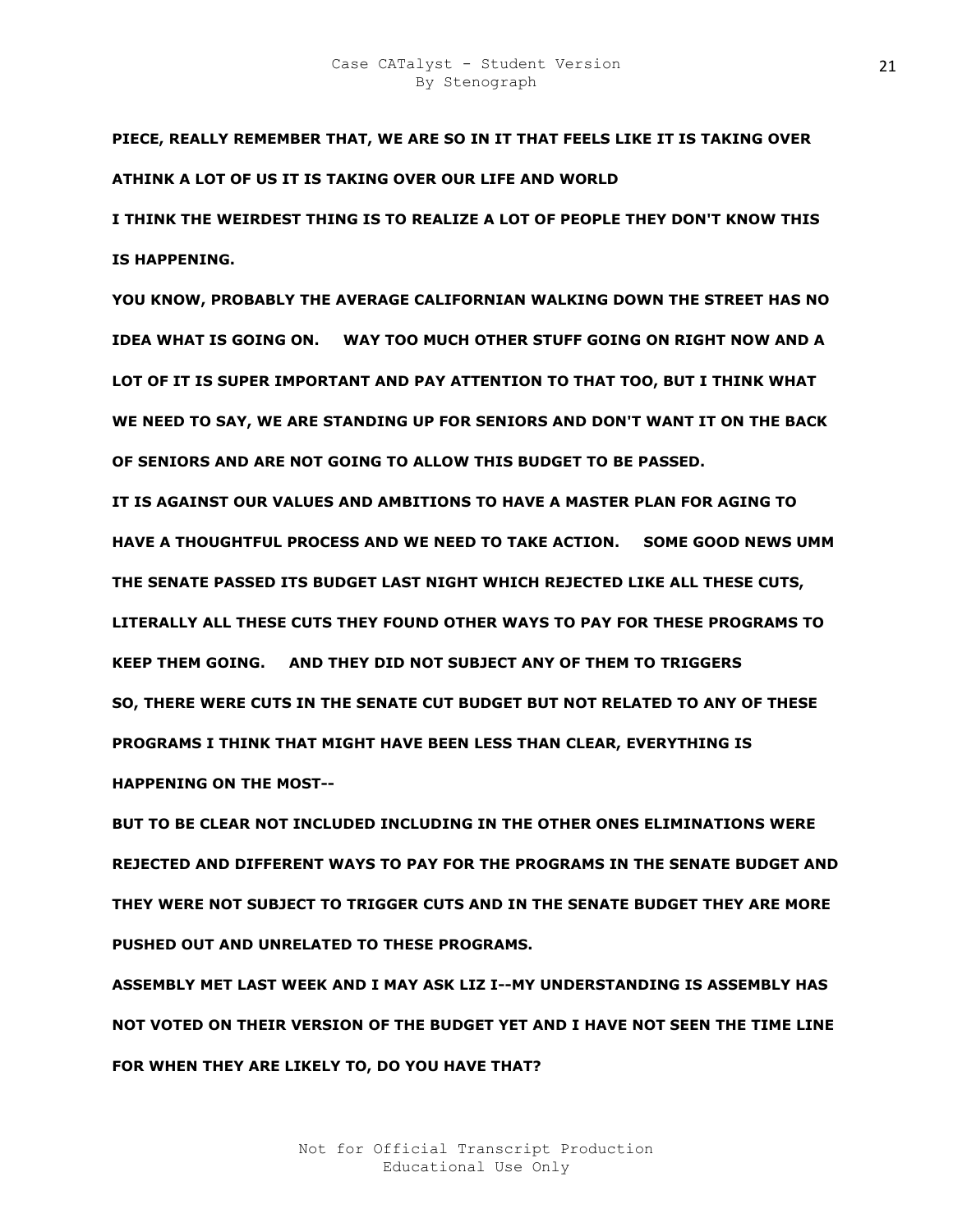**PIECE, REALLY REMEMBER THAT, WE ARE SO IN IT THAT FEELS LIKE IT IS TAKING OVER ATHINK A LOT OF US IT IS TAKING OVER OUR LIFE AND WORLD**

**I THINK THE WEIRDEST THING IS TO REALIZE A LOT OF PEOPLE THEY DON'T KNOW THIS IS HAPPENING.**

**YOU KNOW, PROBABLY THE AVERAGE CALIFORNIAN WALKING DOWN THE STREET HAS NO IDEA WHAT IS GOING ON.     WAY TOO MUCH OTHER STUFF GOING ON RIGHT NOW AND A LOT OF IT IS SUPER IMPORTANT AND PAY ATTENTION TO THAT TOO, BUT I THINK WHAT WE NEED TO SAY, WE ARE STANDING UP FOR SENIORS AND DON'T WANT IT ON THE BACK OF SENIORS AND ARE NOT GOING TO ALLOW THIS BUDGET TO BE PASSED.**

**IT IS AGAINST OUR VALUES AND AMBITIONS TO HAVE A MASTER PLAN FOR AGING TO HAVE A THOUGHTFUL PROCESS AND WE NEED TO TAKE ACTION.     SOME GOOD NEWS UMM THE SENATE PASSED ITS BUDGET LAST NIGHT WHICH REJECTED LIKE ALL THESE CUTS, LITERALLY ALL THESE CUTS THEY FOUND OTHER WAYS TO PAY FOR THESE PROGRAMS TO KEEP THEM GOING.     AND THEY DID NOT SUBJECT ANY OF THEM TO TRIGGERS**

**SO, THERE WERE CUTS IN THE SENATE CUT BUDGET BUT NOT RELATED TO ANY OF THESE PROGRAMS I THINK THAT MIGHT HAVE BEEN LESS THAN CLEAR, EVERYTHING IS HAPPENING ON THE MOST--**

**BUT TO BE CLEAR NOT INCLUDED INCLUDING IN THE OTHER ONES ELIMINATIONS WERE REJECTED AND DIFFERENT WAYS TO PAY FOR THE PROGRAMS IN THE SENATE BUDGET AND THEY WERE NOT SUBJECT TO TRIGGER CUTS AND IN THE SENATE BUDGET THEY ARE MORE PUSHED OUT AND UNRELATED TO THESE PROGRAMS.**

**ASSEMBLY MET LAST WEEK AND I MAY ASK LIZ I--MY UNDERSTANDING IS ASSEMBLY HAS NOT VOTED ON THEIR VERSION OF THE BUDGET YET AND I HAVE NOT SEEN THE TIME LINE FOR WHEN THEY ARE LIKELY TO, DO YOU HAVE THAT?**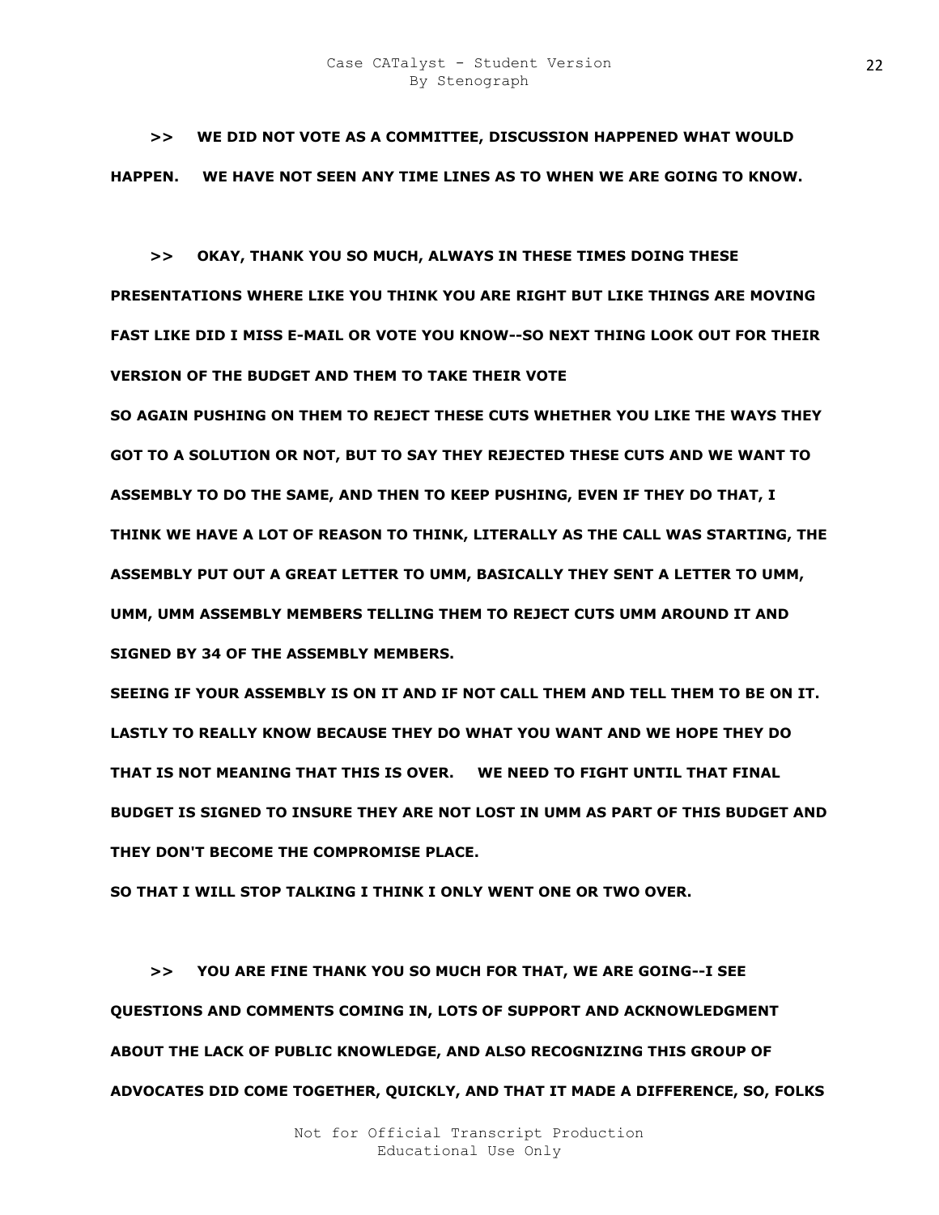**>> WE DID NOT VOTE AS A COMMITTEE, DISCUSSION HAPPENED WHAT WOULD HAPPEN. WE HAVE NOT SEEN ANY TIME LINES AS TO WHEN WE ARE GOING TO KNOW.**

**>> OKAY, THANK YOU SO MUCH, ALWAYS IN THESE TIMES DOING THESE PRESENTATIONS WHERE LIKE YOU THINK YOU ARE RIGHT BUT LIKE THINGS ARE MOVING FAST LIKE DID I MISS E-MAIL OR VOTE YOU KNOW--SO NEXT THING LOOK OUT FOR THEIR VERSION OF THE BUDGET AND THEM TO TAKE THEIR VOTE**

**SO AGAIN PUSHING ON THEM TO REJECT THESE CUTS WHETHER YOU LIKE THE WAYS THEY GOT TO A SOLUTION OR NOT, BUT TO SAY THEY REJECTED THESE CUTS AND WE WANT TO ASSEMBLY TO DO THE SAME, AND THEN TO KEEP PUSHING, EVEN IF THEY DO THAT, I THINK WE HAVE A LOT OF REASON TO THINK, LITERALLY AS THE CALL WAS STARTING, THE ASSEMBLY PUT OUT A GREAT LETTER TO UMM, BASICALLY THEY SENT A LETTER TO UMM, UMM, UMM ASSEMBLY MEMBERS TELLING THEM TO REJECT CUTS UMM AROUND IT AND SIGNED BY 34 OF THE ASSEMBLY MEMBERS.**

**SEEING IF YOUR ASSEMBLY IS ON IT AND IF NOT CALL THEM AND TELL THEM TO BE ON IT. LASTLY TO REALLY KNOW BECAUSE THEY DO WHAT YOU WANT AND WE HOPE THEY DO THAT IS NOT MEANING THAT THIS IS OVER. WE NEED TO FIGHT UNTIL THAT FINAL BUDGET IS SIGNED TO INSURE THEY ARE NOT LOST IN UMM AS PART OF THIS BUDGET AND THEY DON'T BECOME THE COMPROMISE PLACE.**

**SO THAT I WILL STOP TALKING I THINK I ONLY WENT ONE OR TWO OVER.**

**>> YOU ARE FINE THANK YOU SO MUCH FOR THAT, WE ARE GOING--I SEE QUESTIONS AND COMMENTS COMING IN, LOTS OF SUPPORT AND ACKNOWLEDGMENT ABOUT THE LACK OF PUBLIC KNOWLEDGE, AND ALSO RECOGNIZING THIS GROUP OF ADVOCATES DID COME TOGETHER, QUICKLY, AND THAT IT MADE A DIFFERENCE, SO, FOLKS**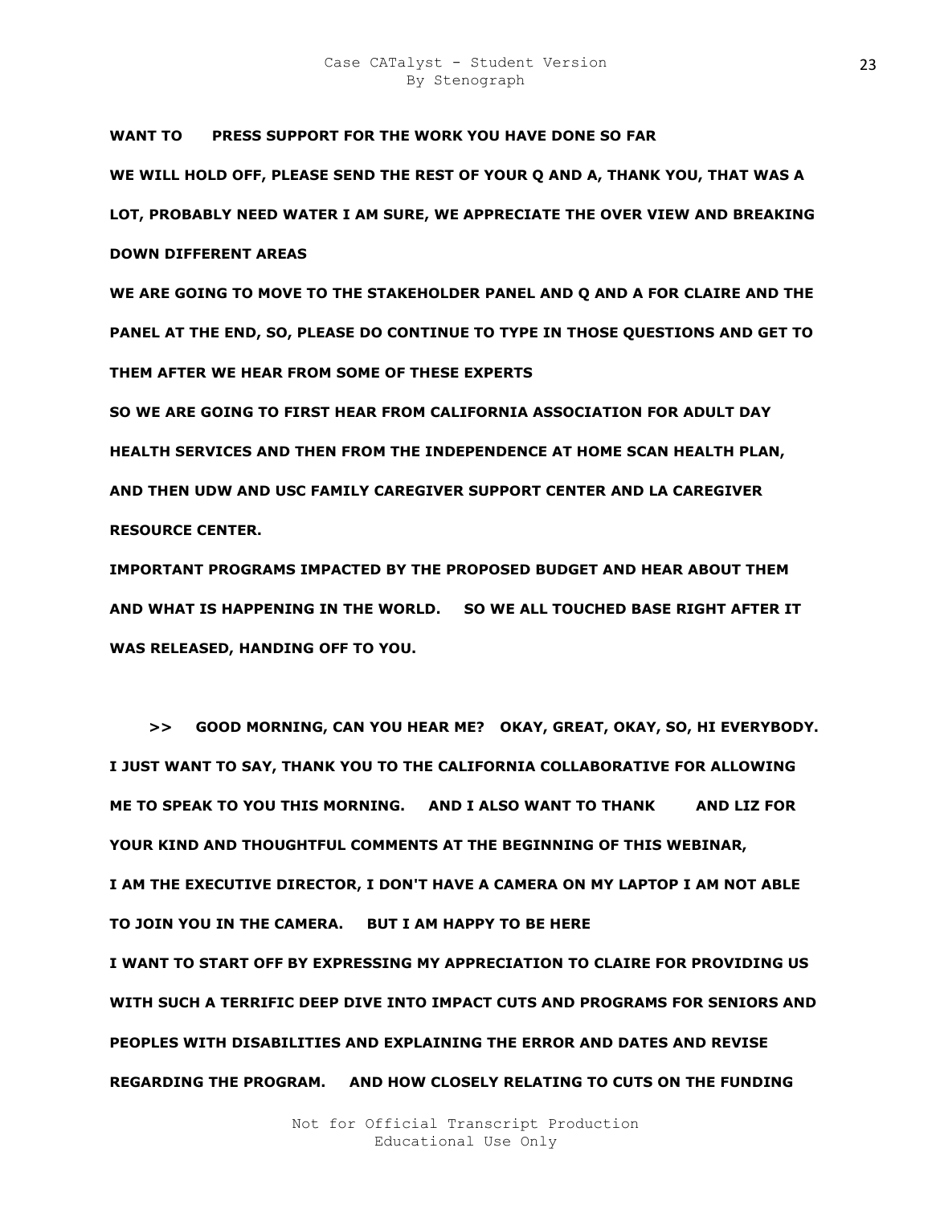**WANT TO      PRESS SUPPORT FOR THE WORK YOU HAVE DONE SO FAR**

**WE WILL HOLD OFF, PLEASE SEND THE REST OF YOUR Q AND A, THANK YOU, THAT WAS A LOT, PROBABLY NEED WATER I AM SURE, WE APPRECIATE THE OVER VIEW AND BREAKING DOWN DIFFERENT AREAS**

**WE ARE GOING TO MOVE TO THE STAKEHOLDER PANEL AND Q AND A FOR CLAIRE AND THE PANEL AT THE END, SO, PLEASE DO CONTINUE TO TYPE IN THOSE QUESTIONS AND GET TO THEM AFTER WE HEAR FROM SOME OF THESE EXPERTS**

**SO WE ARE GOING TO FIRST HEAR FROM CALIFORNIA ASSOCIATION FOR ADULT DAY HEALTH SERVICES AND THEN FROM THE INDEPENDENCE AT HOME SCAN HEALTH PLAN, AND THEN UDW AND USC FAMILY CAREGIVER SUPPORT CENTER AND LA CAREGIVER RESOURCE CENTER.**

**IMPORTANT PROGRAMS IMPACTED BY THE PROPOSED BUDGET AND HEAR ABOUT THEM AND WHAT IS HAPPENING IN THE WORLD.    SO WE ALL TOUCHED BASE RIGHT AFTER IT WAS RELEASED, HANDING OFF TO YOU.**

**>>    GOOD MORNING, CAN YOU HEAR ME?   OKAY, GREAT, OKAY, SO, HI EVERYBODY. I JUST WANT TO SAY, THANK YOU TO THE CALIFORNIA COLLABORATIVE FOR ALLOWING ME TO SPEAK TO YOU THIS MORNING.    AND I ALSO WANT TO THANK        AND LIZ FOR YOUR KIND AND THOUGHTFUL COMMENTS AT THE BEGINNING OF THIS WEBINAR, I AM THE EXECUTIVE DIRECTOR, I DON'T HAVE A CAMERA ON MY LAPTOP I AM NOT ABLE TO JOIN YOU IN THE CAMERA.    BUT I AM HAPPY TO BE HERE**

**I WANT TO START OFF BY EXPRESSING MY APPRECIATION TO CLAIRE FOR PROVIDING US WITH SUCH A TERRIFIC DEEP DIVE INTO IMPACT CUTS AND PROGRAMS FOR SENIORS AND PEOPLES WITH DISABILITIES AND EXPLAINING THE ERROR AND DATES AND REVISE REGARDING THE PROGRAM.    AND HOW CLOSELY RELATING TO CUTS ON THE FUNDING**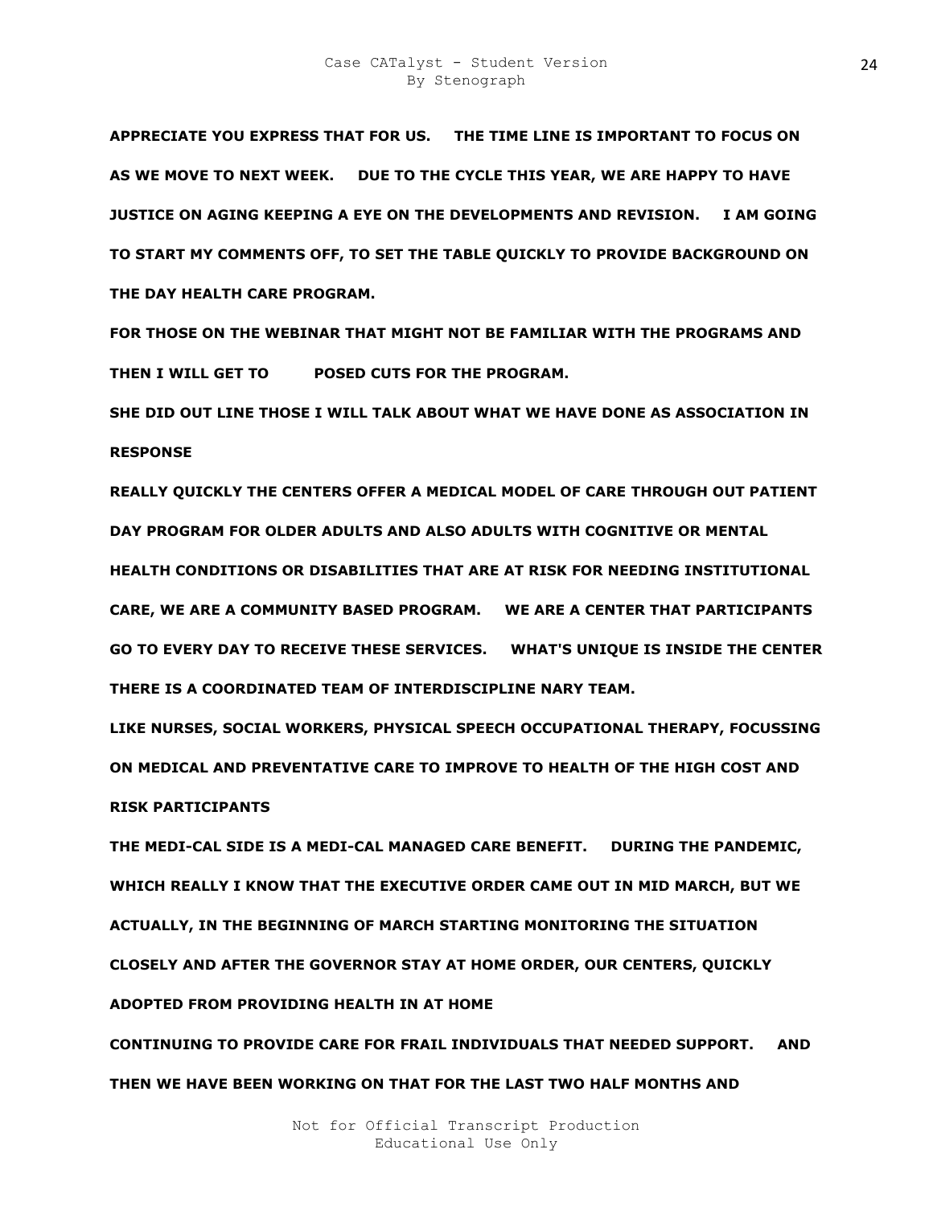**APPRECIATE YOU EXPRESS THAT FOR US.    THE TIME LINE IS IMPORTANT TO FOCUS ON AS WE MOVE TO NEXT WEEK.    DUE TO THE CYCLE THIS YEAR, WE ARE HAPPY TO HAVE JUSTICE ON AGING KEEPING A EYE ON THE DEVELOPMENTS AND REVISION.    I AM GOING TO START MY COMMENTS OFF, TO SET THE TABLE QUICKLY TO PROVIDE BACKGROUND ON THE DAY HEALTH CARE PROGRAM.**

**FOR THOSE ON THE WEBINAR THAT MIGHT NOT BE FAMILIAR WITH THE PROGRAMS AND THEN I WILL GET TO    POSED CUTS FOR THE PROGRAM.**

**SHE DID OUT LINE THOSE I WILL TALK ABOUT WHAT WE HAVE DONE AS ASSOCIATION IN RESPONSE**

**REALLY QUICKLY THE CENTERS OFFER A MEDICAL MODEL OF CARE THROUGH OUT PATIENT DAY PROGRAM FOR OLDER ADULTS AND ALSO ADULTS WITH COGNITIVE OR MENTAL HEALTH CONDITIONS OR DISABILITIES THAT ARE AT RISK FOR NEEDING INSTITUTIONAL CARE, WE ARE A COMMUNITY BASED PROGRAM.    WE ARE A CENTER THAT PARTICIPANTS GO TO EVERY DAY TO RECEIVE THESE SERVICES.    WHAT'S UNIQUE IS INSIDE THE CENTER THERE IS A COORDINATED TEAM OF INTERDISCIPLINE NARY TEAM.**

**LIKE NURSES, SOCIAL WORKERS, PHYSICAL SPEECH OCCUPATIONAL THERAPY, FOCUSSING ON MEDICAL AND PREVENTATIVE CARE TO IMPROVE TO HEALTH OF THE HIGH COST AND RISK PARTICIPANTS**

**THE MEDI-CAL SIDE IS A MEDI-CAL MANAGED CARE BENEFIT.    DURING THE PANDEMIC, WHICH REALLY I KNOW THAT THE EXECUTIVE ORDER CAME OUT IN MID MARCH, BUT WE ACTUALLY, IN THE BEGINNING OF MARCH STARTING MONITORING THE SITUATION CLOSELY AND AFTER THE GOVERNOR STAY AT HOME ORDER, OUR CENTERS, QUICKLY ADOPTED FROM PROVIDING HEALTH IN AT HOME**

**CONTINUING TO PROVIDE CARE FOR FRAIL INDIVIDUALS THAT NEEDED SUPPORT.    AND THEN WE HAVE BEEN WORKING ON THAT FOR THE LAST TWO HALF MONTHS AND**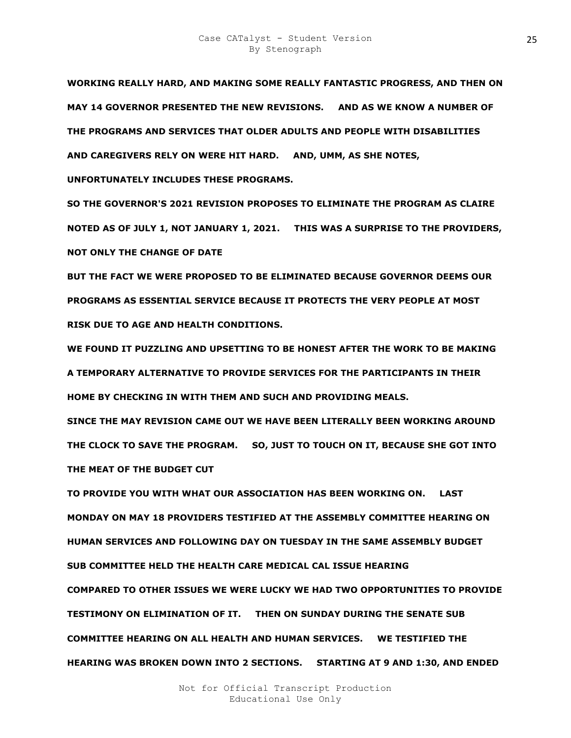**WORKING REALLY HARD, AND MAKING SOME REALLY FANTASTIC PROGRESS, AND THEN ON MAY 14 GOVERNOR PRESENTED THE NEW REVISIONS.   AND AS WE KNOW A NUMBER OF THE PROGRAMS AND SERVICES THAT OLDER ADULTS AND PEOPLE WITH DISABILITIES AND CAREGIVERS RELY ON WERE HIT HARD.   AND, UMM, AS SHE NOTES, UNFORTUNATELY INCLUDES THESE PROGRAMS.**

**SO THE GOVERNOR'S 2021 REVISION PROPOSES TO ELIMINATE THE PROGRAM AS CLAIRE NOTED AS OF JULY 1, NOT JANUARY 1, 2021.   THIS WAS A SURPRISE TO THE PROVIDERS, NOT ONLY THE CHANGE OF DATE**

**BUT THE FACT WE WERE PROPOSED TO BE ELIMINATED BECAUSE GOVERNOR DEEMS OUR PROGRAMS AS ESSENTIAL SERVICE BECAUSE IT PROTECTS THE VERY PEOPLE AT MOST RISK DUE TO AGE AND HEALTH CONDITIONS.**

**WE FOUND IT PUZZLING AND UPSETTING TO BE HONEST AFTER THE WORK TO BE MAKING A TEMPORARY ALTERNATIVE TO PROVIDE SERVICES FOR THE PARTICIPANTS IN THEIR HOME BY CHECKING IN WITH THEM AND SUCH AND PROVIDING MEALS.**

**SINCE THE MAY REVISION CAME OUT WE HAVE BEEN LITERALLY BEEN WORKING AROUND THE CLOCK TO SAVE THE PROGRAM.   SO, JUST TO TOUCH ON IT, BECAUSE SHE GOT INTO THE MEAT OF THE BUDGET CUT**

**TO PROVIDE YOU WITH WHAT OUR ASSOCIATION HAS BEEN WORKING ON.   LAST MONDAY ON MAY 18 PROVIDERS TESTIFIED AT THE ASSEMBLY COMMITTEE HEARING ON HUMAN SERVICES AND FOLLOWING DAY ON TUESDAY IN THE SAME ASSEMBLY BUDGET SUB COMMITTEE HELD THE HEALTH CARE MEDICAL CAL ISSUE HEARING**

**COMPARED TO OTHER ISSUES WE WERE LUCKY WE HAD TWO OPPORTUNITIES TO PROVIDE TESTIMONY ON ELIMINATION OF IT.   THEN ON SUNDAY DURING THE SENATE SUB COMMITTEE HEARING ON ALL HEALTH AND HUMAN SERVICES.   WE TESTIFIED THE HEARING WAS BROKEN DOWN INTO 2 SECTIONS.   STARTING AT 9 AND 1:30, AND ENDED**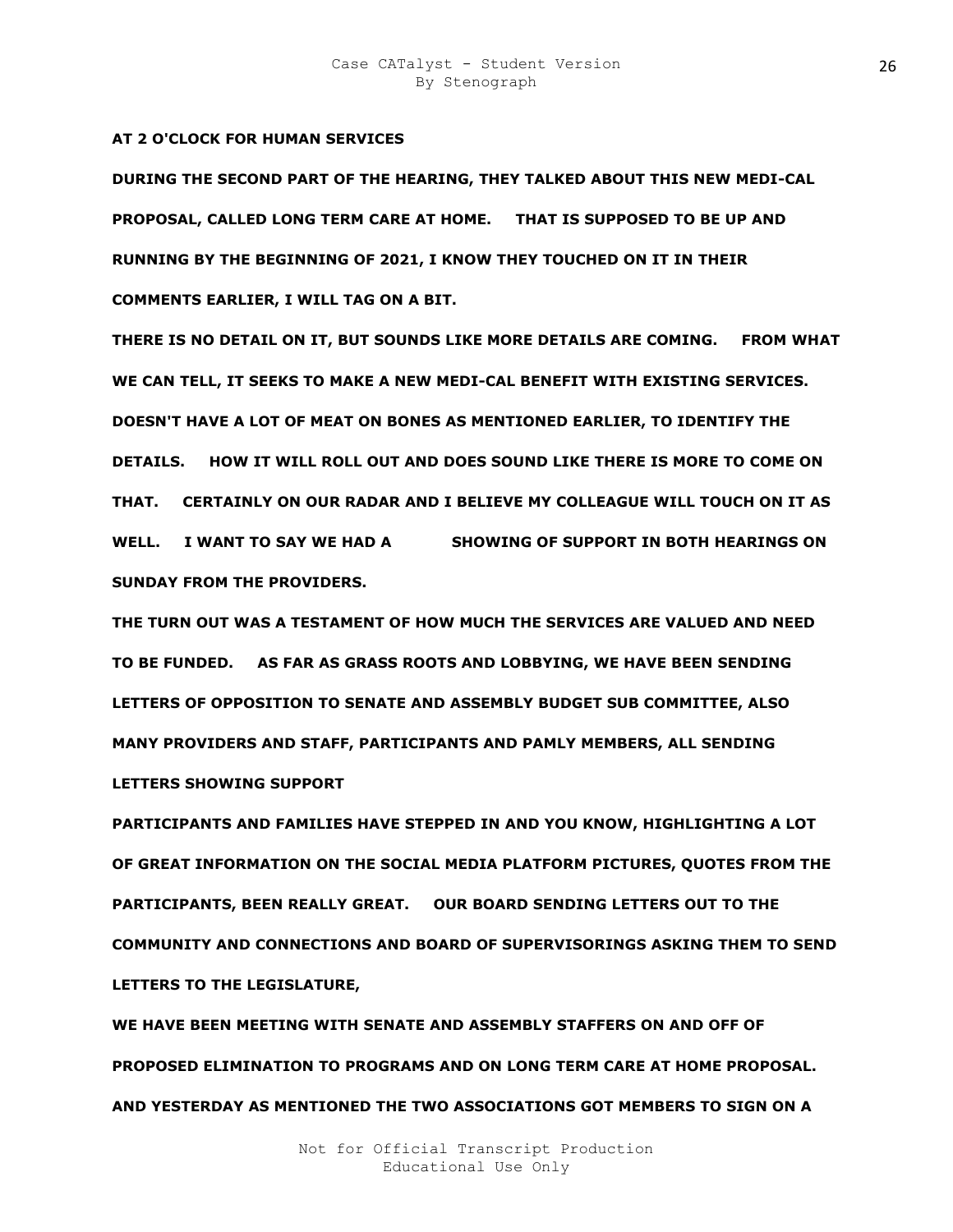**AT 2 O'CLOCK FOR HUMAN SERVICES**

**DURING THE SECOND PART OF THE HEARING, THEY TALKED ABOUT THIS NEW MEDI-CAL PROPOSAL, CALLED LONG TERM CARE AT HOME. THAT IS SUPPOSED TO BE UP AND RUNNING BY THE BEGINNING OF 2021, I KNOW THEY TOUCHED ON IT IN THEIR COMMENTS EARLIER, I WILL TAG ON A BIT.**

**THERE IS NO DETAIL ON IT, BUT SOUNDS LIKE MORE DETAILS ARE COMING. FROM WHAT WE CAN TELL, IT SEEKS TO MAKE A NEW MEDI-CAL BENEFIT WITH EXISTING SERVICES. DOESN'T HAVE A LOT OF MEAT ON BONES AS MENTIONED EARLIER, TO IDENTIFY THE DETAILS. HOW IT WILL ROLL OUT AND DOES SOUND LIKE THERE IS MORE TO COME ON THAT. CERTAINLY ON OUR RADAR AND I BELIEVE MY COLLEAGUE WILL TOUCH ON IT AS WELL. I WANT TO SAY WE HAD A SHOWING OF SUPPORT IN BOTH HEARINGS ON SUNDAY FROM THE PROVIDERS.**

**THE TURN OUT WAS A TESTAMENT OF HOW MUCH THE SERVICES ARE VALUED AND NEED TO BE FUNDED. AS FAR AS GRASS ROOTS AND LOBBYING, WE HAVE BEEN SENDING LETTERS OF OPPOSITION TO SENATE AND ASSEMBLY BUDGET SUB COMMITTEE, ALSO MANY PROVIDERS AND STAFF, PARTICIPANTS AND PAMLY MEMBERS, ALL SENDING LETTERS SHOWING SUPPORT**

**PARTICIPANTS AND FAMILIES HAVE STEPPED IN AND YOU KNOW, HIGHLIGHTING A LOT OF GREAT INFORMATION ON THE SOCIAL MEDIA PLATFORM PICTURES, QUOTES FROM THE PARTICIPANTS, BEEN REALLY GREAT. OUR BOARD SENDING LETTERS OUT TO THE COMMUNITY AND CONNECTIONS AND BOARD OF SUPERVISORINGS ASKING THEM TO SEND LETTERS TO THE LEGISLATURE,**

**WE HAVE BEEN MEETING WITH SENATE AND ASSEMBLY STAFFERS ON AND OFF OF PROPOSED ELIMINATION TO PROGRAMS AND ON LONG TERM CARE AT HOME PROPOSAL. AND YESTERDAY AS MENTIONED THE TWO ASSOCIATIONS GOT MEMBERS TO SIGN ON A**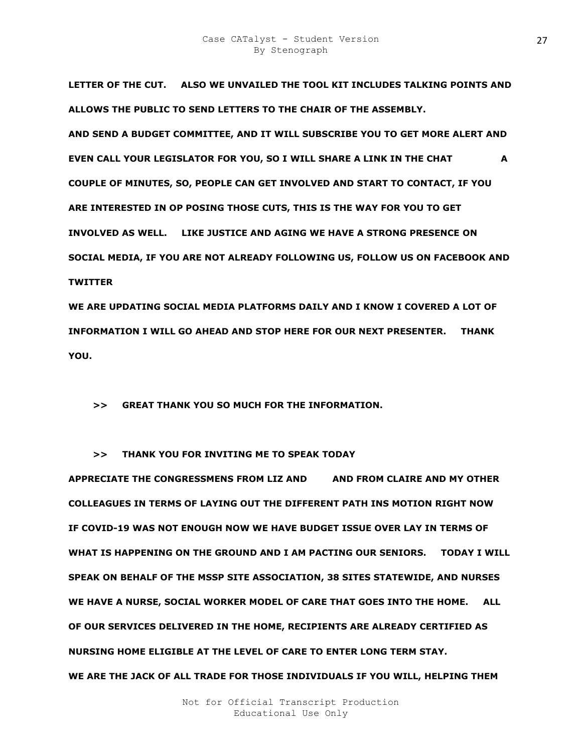**LETTER OF THE CUT. ALSO WE UNVAILED THE TOOL KIT INCLUDES TALKING POINTS AND ALLOWS THE PUBLIC TO SEND LETTERS TO THE CHAIR OF THE ASSEMBLY.**

**AND SEND A BUDGET COMMITTEE, AND IT WILL SUBSCRIBE YOU TO GET MORE ALERT AND EVEN CALL YOUR LEGISLATOR FOR YOU, SO I WILL SHARE A LINK IN THE CHAT A COUPLE OF MINUTES, SO, PEOPLE CAN GET INVOLVED AND START TO CONTACT, IF YOU ARE INTERESTED IN OP POSING THOSE CUTS, THIS IS THE WAY FOR YOU TO GET INVOLVED AS WELL. LIKE JUSTICE AND AGING WE HAVE A STRONG PRESENCE ON SOCIAL MEDIA, IF YOU ARE NOT ALREADY FOLLOWING US, FOLLOW US ON FACEBOOK AND TWITTER**

**WE ARE UPDATING SOCIAL MEDIA PLATFORMS DAILY AND I KNOW I COVERED A LOT OF INFORMATION I WILL GO AHEAD AND STOP HERE FOR OUR NEXT PRESENTER. THANK YOU.**

**>> GREAT THANK YOU SO MUCH FOR THE INFORMATION.**

**>> THANK YOU FOR INVITING ME TO SPEAK TODAY**

**APPRECIATE THE CONGRESSMENS FROM LIZ AND AND FROM CLAIRE AND MY OTHER COLLEAGUES IN TERMS OF LAYING OUT THE DIFFERENT PATH INS MOTION RIGHT NOW IF COVID-19 WAS NOT ENOUGH NOW WE HAVE BUDGET ISSUE OVER LAY IN TERMS OF WHAT IS HAPPENING ON THE GROUND AND I AM PACTING OUR SENIORS. TODAY I WILL SPEAK ON BEHALF OF THE MSSP SITE ASSOCIATION, 38 SITES STATEWIDE, AND NURSES WE HAVE A NURSE, SOCIAL WORKER MODEL OF CARE THAT GOES INTO THE HOME. ALL OF OUR SERVICES DELIVERED IN THE HOME, RECIPIENTS ARE ALREADY CERTIFIED AS NURSING HOME ELIGIBLE AT THE LEVEL OF CARE TO ENTER LONG TERM STAY.**

**WE ARE THE JACK OF ALL TRADE FOR THOSE INDIVIDUALS IF YOU WILL, HELPING THEM**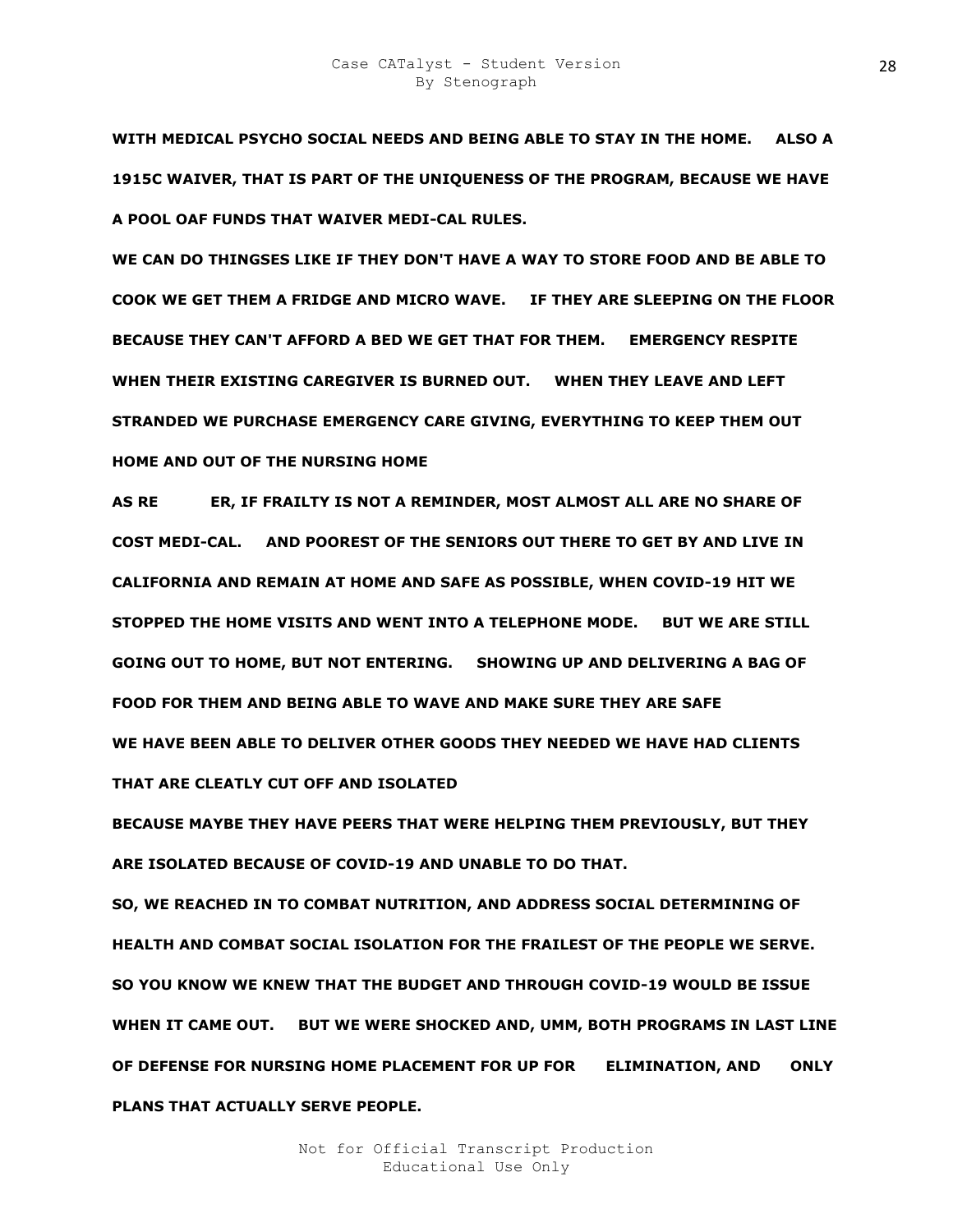**WITH MEDICAL PSYCHO SOCIAL NEEDS AND BEING ABLE TO STAY IN THE HOME.     ALSO A 1915C WAIVER, THAT IS PART OF THE UNIQUENESS OF THE PROGRAM, BECAUSE WE HAVE A POOL OAF FUNDS THAT WAIVER MEDI-CAL RULES.**

**WE CAN DO THINGSES LIKE IF THEY DON'T HAVE A WAY TO STORE FOOD AND BE ABLE TO COOK WE GET THEM A FRIDGE AND MICRO WAVE.     IF THEY ARE SLEEPING ON THE FLOOR BECAUSE THEY CAN'T AFFORD A BED WE GET THAT FOR THEM.     EMERGENCY RESPITE WHEN THEIR EXISTING CAREGIVER IS BURNED OUT.     WHEN THEY LEAVE AND LEFT STRANDED WE PURCHASE EMERGENCY CARE GIVING, EVERYTHING TO KEEP THEM OUT HOME AND OUT OF THE NURSING HOME**

**AS RE          ER, IF FRAILTY IS NOT A REMINDER, MOST ALMOST ALL ARE NO SHARE OF COST MEDI-CAL.     AND POOREST OF THE SENIORS OUT THERE TO GET BY AND LIVE IN CALIFORNIA AND REMAIN AT HOME AND SAFE AS POSSIBLE, WHEN COVID-19 HIT WE STOPPED THE HOME VISITS AND WENT INTO A TELEPHONE MODE.     BUT WE ARE STILL GOING OUT TO HOME, BUT NOT ENTERING.     SHOWING UP AND DELIVERING A BAG OF FOOD FOR THEM AND BEING ABLE TO WAVE AND MAKE SURE THEY ARE SAFE**

**WE HAVE BEEN ABLE TO DELIVER OTHER GOODS THEY NEEDED WE HAVE HAD CLIENTS THAT ARE CLEATLY CUT OFF AND ISOLATED**

**BECAUSE MAYBE THEY HAVE PEERS THAT WERE HELPING THEM PREVIOUSLY, BUT THEY ARE ISOLATED BECAUSE OF COVID-19 AND UNABLE TO DO THAT.**

**SO, WE REACHED IN TO COMBAT NUTRITION, AND ADDRESS SOCIAL DETERMINING OF HEALTH AND COMBAT SOCIAL ISOLATION FOR THE FRAILEST OF THE PEOPLE WE SERVE. SO YOU KNOW WE KNEW THAT THE BUDGET AND THROUGH COVID-19 WOULD BE ISSUE WHEN IT CAME OUT.     BUT WE WERE SHOCKED AND, UMM, BOTH PROGRAMS IN LAST LINE OF DEFENSE FOR NURSING HOME PLACEMENT FOR UP FOR     ELIMINATION, AND     ONLY PLANS THAT ACTUALLY SERVE PEOPLE.**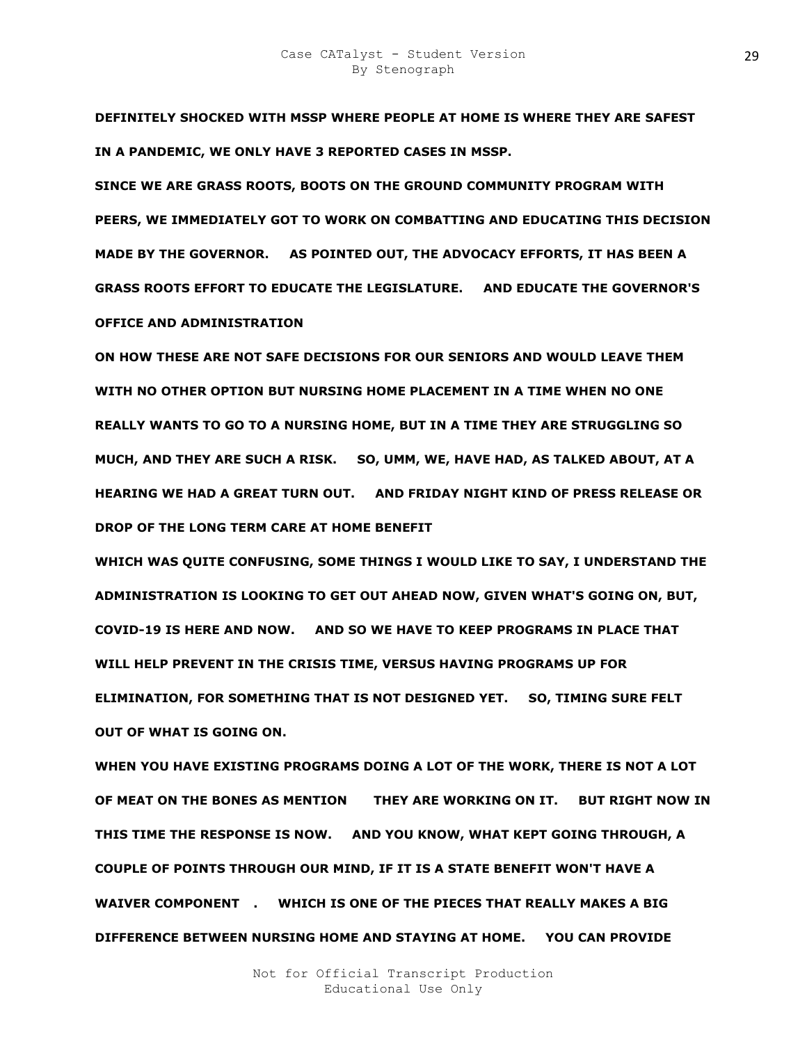**DEFINITELY SHOCKED WITH MSSP WHERE PEOPLE AT HOME IS WHERE THEY ARE SAFEST IN A PANDEMIC, WE ONLY HAVE 3 REPORTED CASES IN MSSP.**

**SINCE WE ARE GRASS ROOTS, BOOTS ON THE GROUND COMMUNITY PROGRAM WITH PEERS, WE IMMEDIATELY GOT TO WORK ON COMBATTING AND EDUCATING THIS DECISION MADE BY THE GOVERNOR. AS POINTED OUT, THE ADVOCACY EFFORTS, IT HAS BEEN A GRASS ROOTS EFFORT TO EDUCATE THE LEGISLATURE. AND EDUCATE THE GOVERNOR'S OFFICE AND ADMINISTRATION**

**ON HOW THESE ARE NOT SAFE DECISIONS FOR OUR SENIORS AND WOULD LEAVE THEM WITH NO OTHER OPTION BUT NURSING HOME PLACEMENT IN A TIME WHEN NO ONE REALLY WANTS TO GO TO A NURSING HOME, BUT IN A TIME THEY ARE STRUGGLING SO MUCH, AND THEY ARE SUCH A RISK. SO, UMM, WE, HAVE HAD, AS TALKED ABOUT, AT A HEARING WE HAD A GREAT TURN OUT. AND FRIDAY NIGHT KIND OF PRESS RELEASE OR DROP OF THE LONG TERM CARE AT HOME BENEFIT**

**WHICH WAS QUITE CONFUSING, SOME THINGS I WOULD LIKE TO SAY, I UNDERSTAND THE ADMINISTRATION IS LOOKING TO GET OUT AHEAD NOW, GIVEN WHAT'S GOING ON, BUT, COVID-19 IS HERE AND NOW. AND SO WE HAVE TO KEEP PROGRAMS IN PLACE THAT WILL HELP PREVENT IN THE CRISIS TIME, VERSUS HAVING PROGRAMS UP FOR ELIMINATION, FOR SOMETHING THAT IS NOT DESIGNED YET. SO, TIMING SURE FELT OUT OF WHAT IS GOING ON.**

**WHEN YOU HAVE EXISTING PROGRAMS DOING A LOT OF THE WORK, THERE IS NOT A LOT OF MEAT ON THE BONES AS MENTION THEY ARE WORKING ON IT. BUT RIGHT NOW IN THIS TIME THE RESPONSE IS NOW. AND YOU KNOW, WHAT KEPT GOING THROUGH, A COUPLE OF POINTS THROUGH OUR MIND, IF IT IS A STATE BENEFIT WON'T HAVE A WAIVER COMPONENT . WHICH IS ONE OF THE PIECES THAT REALLY MAKES A BIG DIFFERENCE BETWEEN NURSING HOME AND STAYING AT HOME. YOU CAN PROVIDE**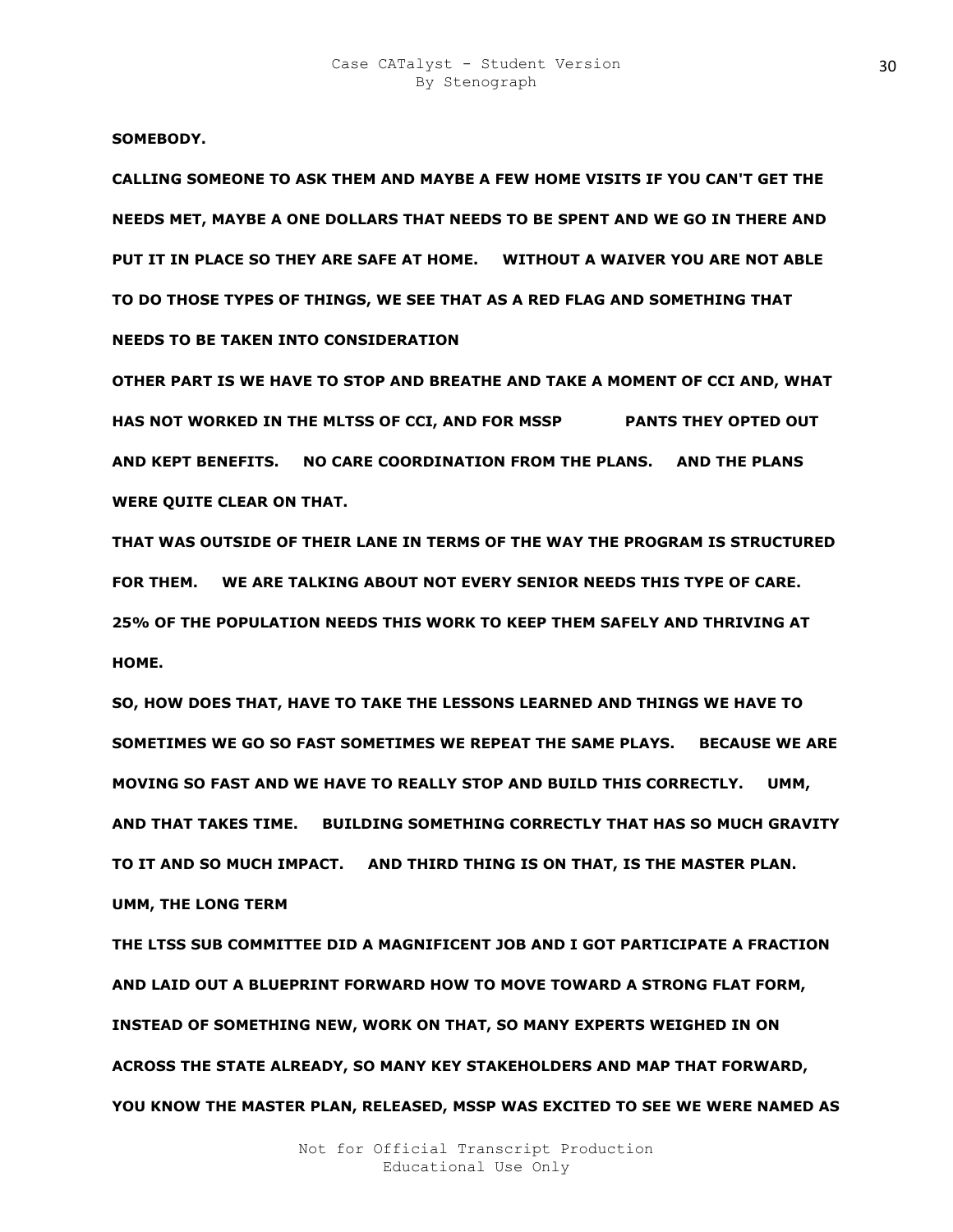**SOMEBODY.**

**CALLING SOMEONE TO ASK THEM AND MAYBE A FEW HOME VISITS IF YOU CAN'T GET THE NEEDS MET, MAYBE A ONE DOLLARS THAT NEEDS TO BE SPENT AND WE GO IN THERE AND PUT IT IN PLACE SO THEY ARE SAFE AT HOME.     WITHOUT A WAIVER YOU ARE NOT ABLE TO DO THOSE TYPES OF THINGS, WE SEE THAT AS A RED FLAG AND SOMETHING THAT NEEDS TO BE TAKEN INTO CONSIDERATION**

**OTHER PART IS WE HAVE TO STOP AND BREATHE AND TAKE A MOMENT OF CCI AND, WHAT HAS NOT WORKED IN THE MLTSS OF CCI, AND FOR MSSP          PANTS THEY OPTED OUT AND KEPT BENEFITS.     NO CARE COORDINATION FROM THE PLANS.     AND THE PLANS WERE QUITE CLEAR ON THAT.**

**THAT WAS OUTSIDE OF THEIR LANE IN TERMS OF THE WAY THE PROGRAM IS STRUCTURED FOR THEM.     WE ARE TALKING ABOUT NOT EVERY SENIOR NEEDS THIS TYPE OF CARE. 25% OF THE POPULATION NEEDS THIS WORK TO KEEP THEM SAFELY AND THRIVING AT HOME.**

**SO, HOW DOES THAT, HAVE TO TAKE THE LESSONS LEARNED AND THINGS WE HAVE TO SOMETIMES WE GO SO FAST SOMETIMES WE REPEAT THE SAME PLAYS.     BECAUSE WE ARE MOVING SO FAST AND WE HAVE TO REALLY STOP AND BUILD THIS CORRECTLY.     UMM, AND THAT TAKES TIME.     BUILDING SOMETHING CORRECTLY THAT HAS SO MUCH GRAVITY TO IT AND SO MUCH IMPACT.     AND THIRD THING IS ON THAT, IS THE MASTER PLAN. UMM, THE LONG TERM**

**THE LTSS SUB COMMITTEE DID A MAGNIFICENT JOB AND I GOT PARTICIPATE A FRACTION AND LAID OUT A BLUEPRINT FORWARD HOW TO MOVE TOWARD A STRONG FLAT FORM, INSTEAD OF SOMETHING NEW, WORK ON THAT, SO MANY EXPERTS WEIGHED IN ON ACROSS THE STATE ALREADY, SO MANY KEY STAKEHOLDERS AND MAP THAT FORWARD, YOU KNOW THE MASTER PLAN, RELEASED, MSSP WAS EXCITED TO SEE WE WERE NAMED AS**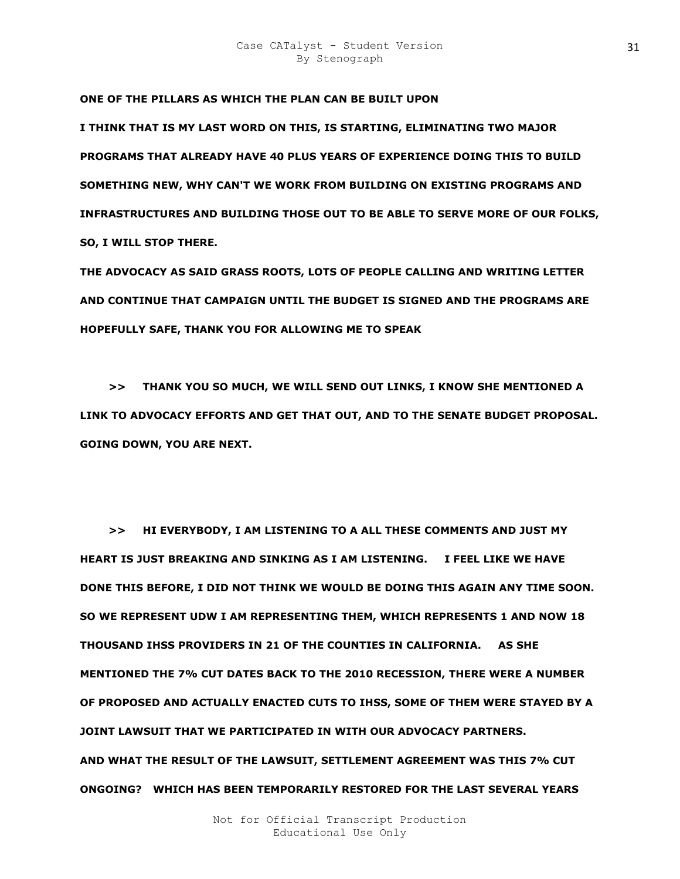**ONE OF THE PILLARS AS WHICH THE PLAN CAN BE BUILT UPON**

**I THINK THAT IS MY LAST WORD ON THIS, IS STARTING, ELIMINATING TWO MAJOR PROGRAMS THAT ALREADY HAVE 40 PLUS YEARS OF EXPERIENCE DOING THIS TO BUILD SOMETHING NEW, WHY CAN'T WE WORK FROM BUILDING ON EXISTING PROGRAMS AND INFRASTRUCTURES AND BUILDING THOSE OUT TO BE ABLE TO SERVE MORE OF OUR FOLKS, SO, I WILL STOP THERE.**

**THE ADVOCACY AS SAID GRASS ROOTS, LOTS OF PEOPLE CALLING AND WRITING LETTER AND CONTINUE THAT CAMPAIGN UNTIL THE BUDGET IS SIGNED AND THE PROGRAMS ARE HOPEFULLY SAFE, THANK YOU FOR ALLOWING ME TO SPEAK**

**>> THANK YOU SO MUCH, WE WILL SEND OUT LINKS, I KNOW SHE MENTIONED A LINK TO ADVOCACY EFFORTS AND GET THAT OUT, AND TO THE SENATE BUDGET PROPOSAL. GOING DOWN, YOU ARE NEXT.**

**>> HI EVERYBODY, I AM LISTENING TO A ALL THESE COMMENTS AND JUST MY HEART IS JUST BREAKING AND SINKING AS I AM LISTENING. I FEEL LIKE WE HAVE DONE THIS BEFORE, I DID NOT THINK WE WOULD BE DOING THIS AGAIN ANY TIME SOON. SO WE REPRESENT UDW I AM REPRESENTING THEM, WHICH REPRESENTS 1 AND NOW 18 THOUSAND IHSS PROVIDERS IN 21 OF THE COUNTIES IN CALIFORNIA. AS SHE MENTIONED THE 7% CUT DATES BACK TO THE 2010 RECESSION, THERE WERE A NUMBER OF PROPOSED AND ACTUALLY ENACTED CUTS TO IHSS, SOME OF THEM WERE STAYED BY A JOINT LAWSUIT THAT WE PARTICIPATED IN WITH OUR ADVOCACY PARTNERS.**

**AND WHAT THE RESULT OF THE LAWSUIT, SETTLEMENT AGREEMENT WAS THIS 7% CUT ONGOING? WHICH HAS BEEN TEMPORARILY RESTORED FOR THE LAST SEVERAL YEARS**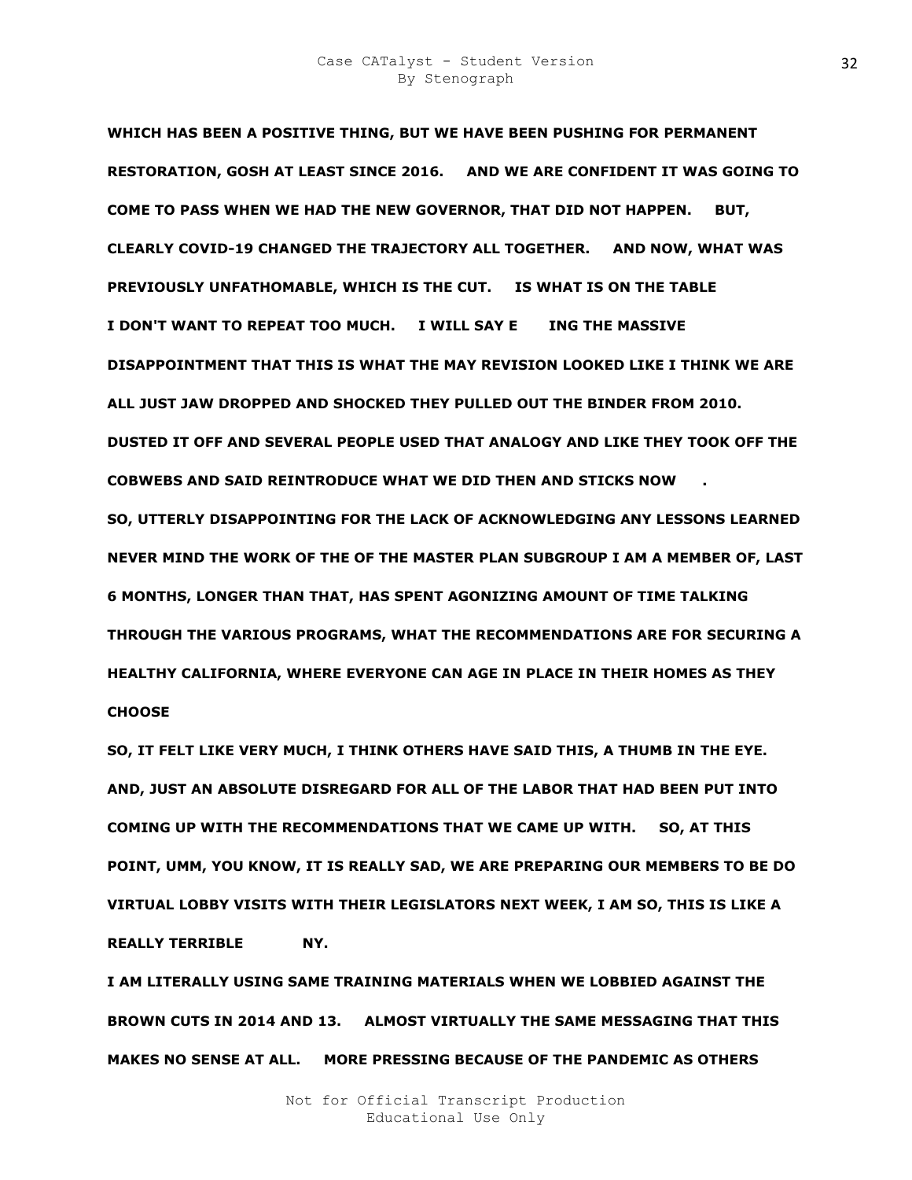WHICH HAS BEEN A POSITIVE THING, BUT WE HAVE BEEN PUSHING FOR PERMANENT RESTORATION, GOSH AT LEAST SINCE 2016. AND WE ARE CONFIDENT IT WAS GOING TO COME TO PASS WHEN WE HAD THE NEW GOVERNOR, THAT DID NOT HAPPEN. BUT, CLEARLY COVID-19 CHANGED THE TRAJECTORY ALL TOGETHER. AND NOW, WHAT WAS PREVIOUSLY UNFATHOMABLE, WHICH IS THE CUT. IS WHAT IS ON THE TABLE

I DON'T WANT TO REPEAT TOO MUCH. I WILL SAY E ING THE MASSIVE DISAPPOINTMENT THAT THIS IS WHAT THE MAY REVISION LOOKED LIKE I THINK WE ARE ALL JUST JAW DROPPED AND SHOCKED THEY PULLED OUT THE BINDER FROM 2010. DUSTED IT OFF AND SEVERAL PEOPLE USED THAT ANALOGY AND LIKE THEY TOOK OFF THE COBWEBS AND SAID REINTRODUCE WHAT WE DID THEN AND STICKS NOW .

SO, UTTERLY DISAPPOINTING FOR THE LACK OF ACKNOWLEDGING ANY LESSONS LEARNED NEVER MIND THE WORK OF THE OF THE MASTER PLAN SUBGROUP I AM A MEMBER OF, LAST 6 MONTHS, LONGER THAN THAT, HAS SPENT AGONIZING AMOUNT OF TIME TALKING THROUGH THE VARIOUS PROGRAMS, WHAT THE RECOMMENDATIONS ARE FOR SECURING A HEALTHY CALIFORNIA, WHERE EVERYONE CAN AGE IN PLACE IN THEIR HOMES AS THEY CHOOSE

SO, IT FELT LIKE VERY MUCH, I THINK OTHERS HAVE SAID THIS, A THUMB IN THE EYE. AND, JUST AN ABSOLUTE DISREGARD FOR ALL OF THE LABOR THAT HAD BEEN PUT INTO COMING UP WITH THE RECOMMENDATIONS THAT WE CAME UP WITH. SO, AT THIS POINT, UMM, YOU KNOW, IT IS REALLY SAD, WE ARE PREPARING OUR MEMBERS TO BE DO VIRTUAL LOBBY VISITS WITH THEIR LEGISLATORS NEXT WEEK, I AM SO, THIS IS LIKE A REALLY TERRIBLE NY.

I AM LITERALLY USING SAME TRAINING MATERIALS WHEN WE LOBBIED AGAINST THE BROWN CUTS IN 2014 AND 13. ALMOST VIRTUALLY THE SAME MESSAGING THAT THIS MAKES NO SENSE AT ALL. MORE PRESSING BECAUSE OF THE PANDEMIC AS OTHERS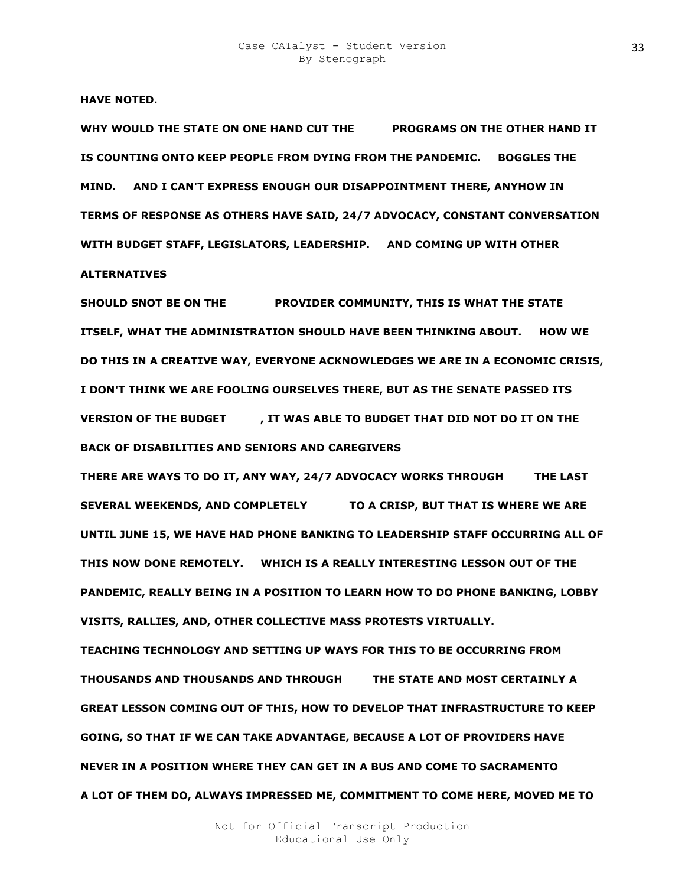**HAVE NOTED.**

**WHY WOULD THE STATE ON ONE HAND CUT THE PROGRAMS ON THE OTHER HAND IT IS COUNTING ONTO KEEP PEOPLE FROM DYING FROM THE PANDEMIC. BOGGLES THE MIND. AND I CAN'T EXPRESS ENOUGH OUR DISAPPOINTMENT THERE, ANYHOW IN TERMS OF RESPONSE AS OTHERS HAVE SAID, 24/7 ADVOCACY, CONSTANT CONVERSATION WITH BUDGET STAFF, LEGISLATORS, LEADERSHIP. AND COMING UP WITH OTHER ALTERNATIVES**

**SHOULD SNOT BE ON THE PROVIDER COMMUNITY, THIS IS WHAT THE STATE ITSELF, WHAT THE ADMINISTRATION SHOULD HAVE BEEN THINKING ABOUT. HOW WE DO THIS IN A CREATIVE WAY, EVERYONE ACKNOWLEDGES WE ARE IN A ECONOMIC CRISIS, I DON'T THINK WE ARE FOOLING OURSELVES THERE, BUT AS THE SENATE PASSED ITS VERSION OF THE BUDGET , IT WAS ABLE TO BUDGET THAT DID NOT DO IT ON THE BACK OF DISABILITIES AND SENIORS AND CAREGIVERS**

**THERE ARE WAYS TO DO IT, ANY WAY, 24/7 ADVOCACY WORKS THROUGH THE LAST SEVERAL WEEKENDS, AND COMPLETELY TO A CRISP, BUT THAT IS WHERE WE ARE UNTIL JUNE 15, WE HAVE HAD PHONE BANKING TO LEADERSHIP STAFF OCCURRING ALL OF THIS NOW DONE REMOTELY. WHICH IS A REALLY INTERESTING LESSON OUT OF THE PANDEMIC, REALLY BEING IN A POSITION TO LEARN HOW TO DO PHONE BANKING, LOBBY VISITS, RALLIES, AND, OTHER COLLECTIVE MASS PROTESTS VIRTUALLY.**

**TEACHING TECHNOLOGY AND SETTING UP WAYS FOR THIS TO BE OCCURRING FROM THOUSANDS AND THOUSANDS AND THROUGH THE STATE AND MOST CERTAINLY A GREAT LESSON COMING OUT OF THIS, HOW TO DEVELOP THAT INFRASTRUCTURE TO KEEP GOING, SO THAT IF WE CAN TAKE ADVANTAGE, BECAUSE A LOT OF PROVIDERS HAVE NEVER IN A POSITION WHERE THEY CAN GET IN A BUS AND COME TO SACRAMENTO**

**A LOT OF THEM DO, ALWAYS IMPRESSED ME, COMMITMENT TO COME HERE, MOVED ME TO**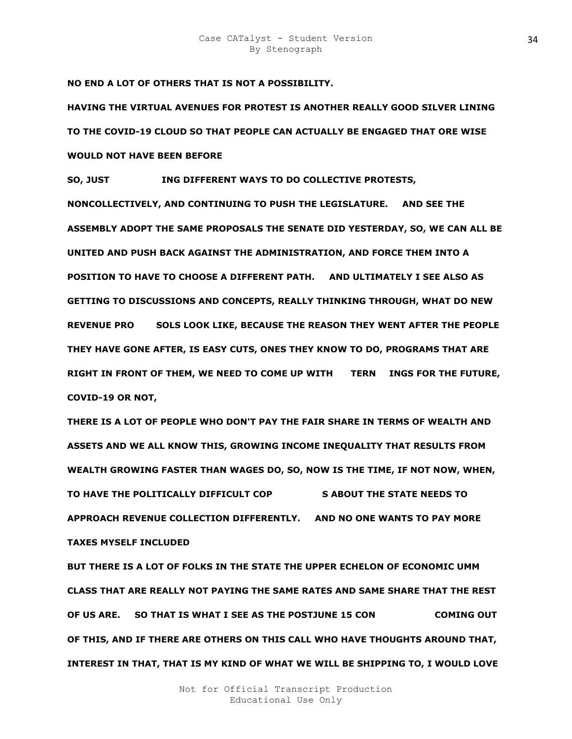**NO END A LOT OF OTHERS THAT IS NOT A POSSIBILITY.**

**HAVING THE VIRTUAL AVENUES FOR PROTEST IS ANOTHER REALLY GOOD SILVER LINING TO THE COVID-19 CLOUD SO THAT PEOPLE CAN ACTUALLY BE ENGAGED THAT ORE WISE WOULD NOT HAVE BEEN BEFORE**

**SO, JUST ING DIFFERENT WAYS TO DO COLLECTIVE PROTESTS, NONCOLLECTIVELY, AND CONTINUING TO PUSH THE LEGISLATURE. AND SEE THE ASSEMBLY ADOPT THE SAME PROPOSALS THE SENATE DID YESTERDAY, SO, WE CAN ALL BE UNITED AND PUSH BACK AGAINST THE ADMINISTRATION, AND FORCE THEM INTO A POSITION TO HAVE TO CHOOSE A DIFFERENT PATH. AND ULTIMATELY I SEE ALSO AS GETTING TO DISCUSSIONS AND CONCEPTS, REALLY THINKING THROUGH, WHAT DO NEW REVENUE PRO SOLS LOOK LIKE, BECAUSE THE REASON THEY WENT AFTER THE PEOPLE THEY HAVE GONE AFTER, IS EASY CUTS, ONES THEY KNOW TO DO, PROGRAMS THAT ARE RIGHT IN FRONT OF THEM, WE NEED TO COME UP WITH TERN INGS FOR THE FUTURE, COVID-19 OR NOT,**

**THERE IS A LOT OF PEOPLE WHO DON'T PAY THE FAIR SHARE IN TERMS OF WEALTH AND ASSETS AND WE ALL KNOW THIS, GROWING INCOME INEQUALITY THAT RESULTS FROM WEALTH GROWING FASTER THAN WAGES DO, SO, NOW IS THE TIME, IF NOT NOW, WHEN, TO HAVE THE POLITICALLY DIFFICULT COP S ABOUT THE STATE NEEDS TO APPROACH REVENUE COLLECTION DIFFERENTLY. AND NO ONE WANTS TO PAY MORE TAXES MYSELF INCLUDED**

**BUT THERE IS A LOT OF FOLKS IN THE STATE THE UPPER ECHELON OF ECONOMIC UMM CLASS THAT ARE REALLY NOT PAYING THE SAME RATES AND SAME SHARE THAT THE REST OF US ARE. SO THAT IS WHAT I SEE AS THE POSTJUNE 15 CON COMING OUT OF THIS, AND IF THERE ARE OTHERS ON THIS CALL WHO HAVE THOUGHTS AROUND THAT, INTEREST IN THAT, THAT IS MY KIND OF WHAT WE WILL BE SHIPPING TO, I WOULD LOVE**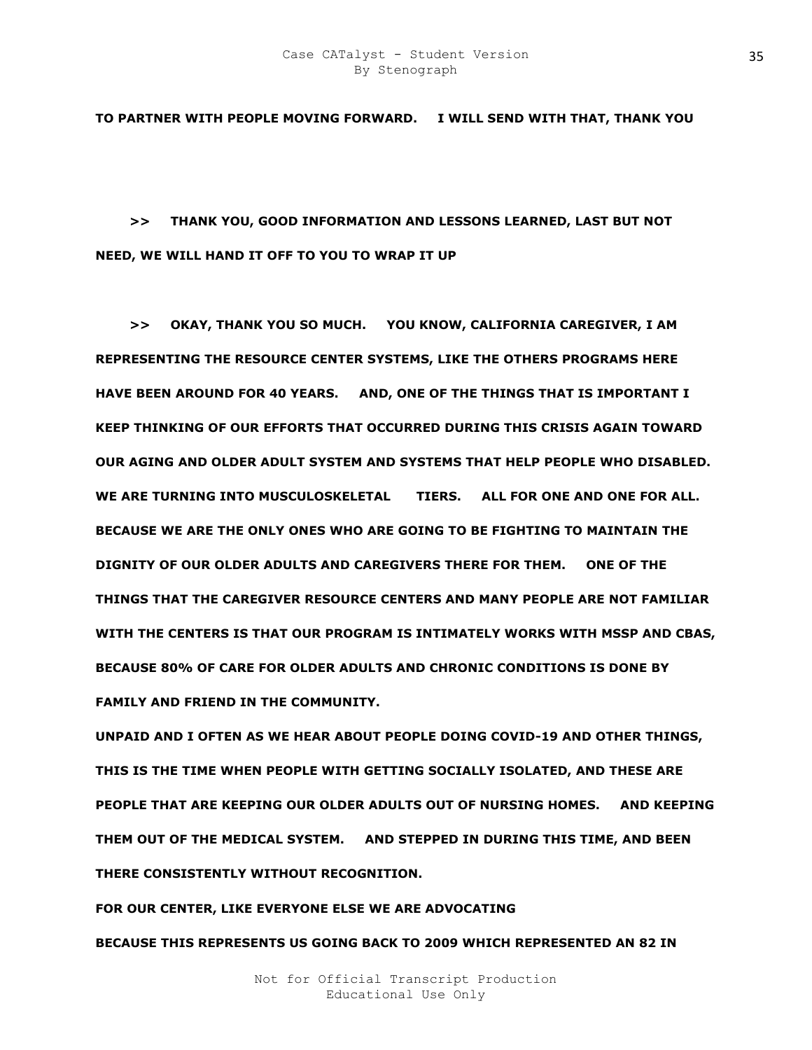**TO PARTNER WITH PEOPLE MOVING FORWARD. I WILL SEND WITH THAT, THANK YOU**

**>> THANK YOU, GOOD INFORMATION AND LESSONS LEARNED, LAST BUT NOT NEED, WE WILL HAND IT OFF TO YOU TO WRAP IT UP**

**>> OKAY, THANK YOU SO MUCH. YOU KNOW, CALIFORNIA CAREGIVER, I AM REPRESENTING THE RESOURCE CENTER SYSTEMS, LIKE THE OTHERS PROGRAMS HERE HAVE BEEN AROUND FOR 40 YEARS. AND, ONE OF THE THINGS THAT IS IMPORTANT I KEEP THINKING OF OUR EFFORTS THAT OCCURRED DURING THIS CRISIS AGAIN TOWARD OUR AGING AND OLDER ADULT SYSTEM AND SYSTEMS THAT HELP PEOPLE WHO DISABLED. WE ARE TURNING INTO MUSCULOSKELETAL TIERS. ALL FOR ONE AND ONE FOR ALL. BECAUSE WE ARE THE ONLY ONES WHO ARE GOING TO BE FIGHTING TO MAINTAIN THE DIGNITY OF OUR OLDER ADULTS AND CAREGIVERS THERE FOR THEM. ONE OF THE THINGS THAT THE CAREGIVER RESOURCE CENTERS AND MANY PEOPLE ARE NOT FAMILIAR WITH THE CENTERS IS THAT OUR PROGRAM IS INTIMATELY WORKS WITH MSSP AND CBAS, BECAUSE 80% OF CARE FOR OLDER ADULTS AND CHRONIC CONDITIONS IS DONE BY FAMILY AND FRIEND IN THE COMMUNITY.**

**UNPAID AND I OFTEN AS WE HEAR ABOUT PEOPLE DOING COVID-19 AND OTHER THINGS, THIS IS THE TIME WHEN PEOPLE WITH GETTING SOCIALLY ISOLATED, AND THESE ARE PEOPLE THAT ARE KEEPING OUR OLDER ADULTS OUT OF NURSING HOMES. AND KEEPING THEM OUT OF THE MEDICAL SYSTEM. AND STEPPED IN DURING THIS TIME, AND BEEN THERE CONSISTENTLY WITHOUT RECOGNITION.**

**FOR OUR CENTER, LIKE EVERYONE ELSE WE ARE ADVOCATING**

**BECAUSE THIS REPRESENTS US GOING BACK TO 2009 WHICH REPRESENTED AN 82 IN**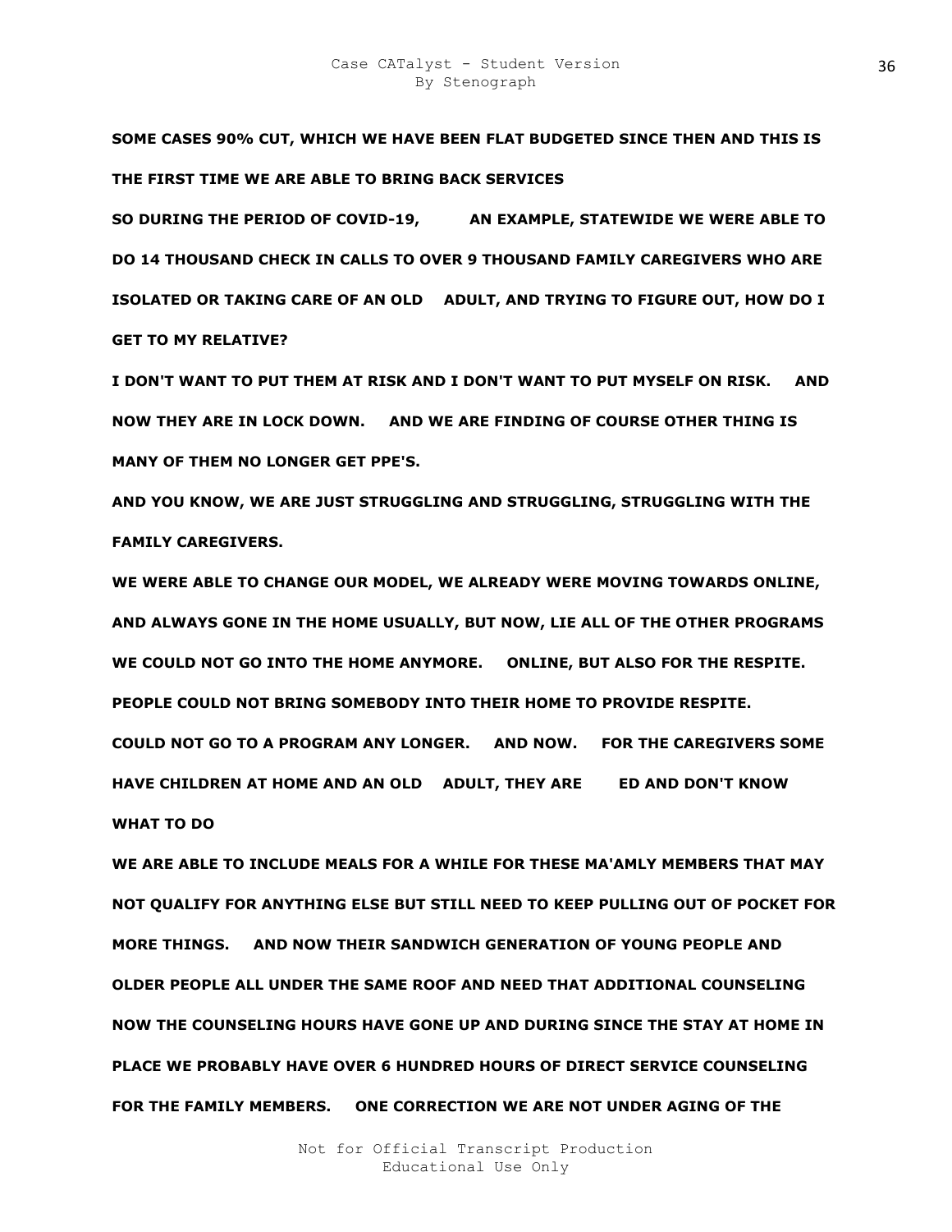**SOME CASES 90% CUT, WHICH WE HAVE BEEN FLAT BUDGETED SINCE THEN AND THIS IS THE FIRST TIME WE ARE ABLE TO BRING BACK SERVICES**

**SO DURING THE PERIOD OF COVID-19, AN EXAMPLE, STATEWIDE WE WERE ABLE TO DO 14 THOUSAND CHECK IN CALLS TO OVER 9 THOUSAND FAMILY CAREGIVERS WHO ARE ISOLATED OR TAKING CARE OF AN OLD ADULT, AND TRYING TO FIGURE OUT, HOW DO I GET TO MY RELATIVE?**

**I DON'T WANT TO PUT THEM AT RISK AND I DON'T WANT TO PUT MYSELF ON RISK. AND NOW THEY ARE IN LOCK DOWN. AND WE ARE FINDING OF COURSE OTHER THING IS MANY OF THEM NO LONGER GET PPE'S.**

**AND YOU KNOW, WE ARE JUST STRUGGLING AND STRUGGLING, STRUGGLING WITH THE FAMILY CAREGIVERS.**

**WE WERE ABLE TO CHANGE OUR MODEL, WE ALREADY WERE MOVING TOWARDS ONLINE, AND ALWAYS GONE IN THE HOME USUALLY, BUT NOW, LIE ALL OF THE OTHER PROGRAMS WE COULD NOT GO INTO THE HOME ANYMORE. ONLINE, BUT ALSO FOR THE RESPITE. PEOPLE COULD NOT BRING SOMEBODY INTO THEIR HOME TO PROVIDE RESPITE. COULD NOT GO TO A PROGRAM ANY LONGER. AND NOW. FOR THE CAREGIVERS SOME HAVE CHILDREN AT HOME AND AN OLD ADULT, THEY ARE ED AND DON'T KNOW WHAT TO DO**

**WE ARE ABLE TO INCLUDE MEALS FOR A WHILE FOR THESE MA'AMLY MEMBERS THAT MAY NOT QUALIFY FOR ANYTHING ELSE BUT STILL NEED TO KEEP PULLING OUT OF POCKET FOR MORE THINGS. AND NOW THEIR SANDWICH GENERATION OF YOUNG PEOPLE AND OLDER PEOPLE ALL UNDER THE SAME ROOF AND NEED THAT ADDITIONAL COUNSELING NOW THE COUNSELING HOURS HAVE GONE UP AND DURING SINCE THE STAY AT HOME IN PLACE WE PROBABLY HAVE OVER 6 HUNDRED HOURS OF DIRECT SERVICE COUNSELING FOR THE FAMILY MEMBERS. ONE CORRECTION WE ARE NOT UNDER AGING OF THE**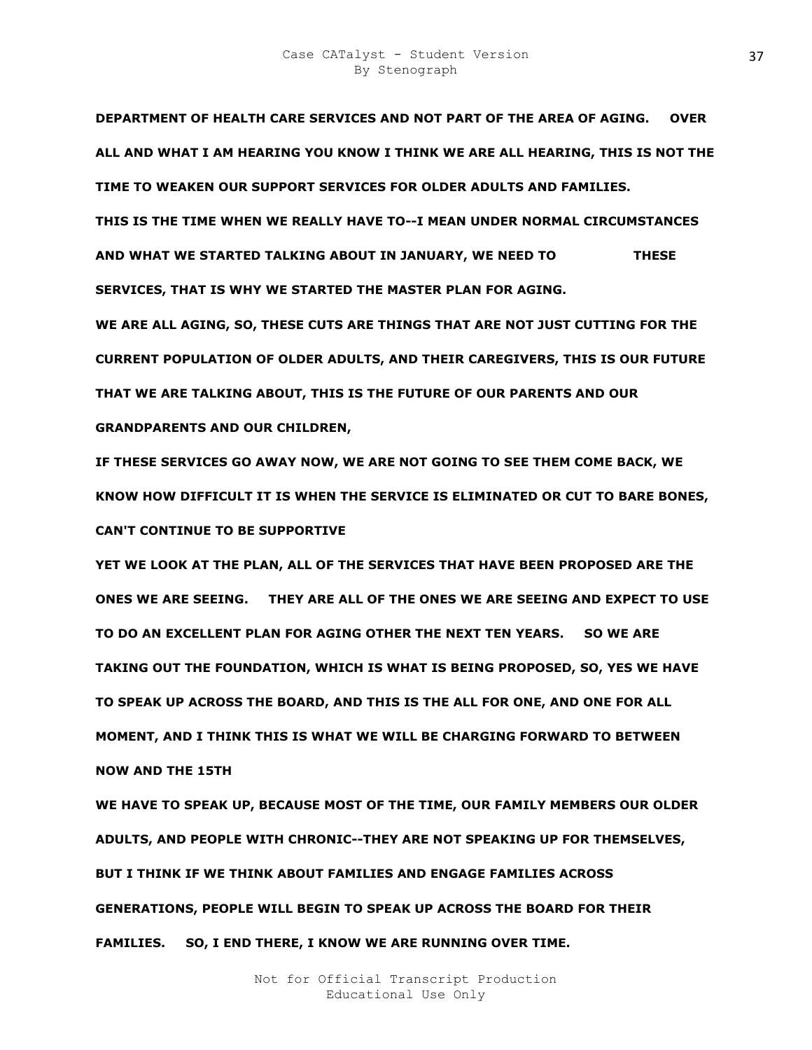**DEPARTMENT OF HEALTH CARE SERVICES AND NOT PART OF THE AREA OF AGING. OVER ALL AND WHAT I AM HEARING YOU KNOW I THINK WE ARE ALL HEARING, THIS IS NOT THE TIME TO WEAKEN OUR SUPPORT SERVICES FOR OLDER ADULTS AND FAMILIES.**

**THIS IS THE TIME WHEN WE REALLY HAVE TO--I MEAN UNDER NORMAL CIRCUMSTANCES AND WHAT WE STARTED TALKING ABOUT IN JANUARY, WE NEED TO THESE SERVICES, THAT IS WHY WE STARTED THE MASTER PLAN FOR AGING.**

**WE ARE ALL AGING, SO, THESE CUTS ARE THINGS THAT ARE NOT JUST CUTTING FOR THE CURRENT POPULATION OF OLDER ADULTS, AND THEIR CAREGIVERS, THIS IS OUR FUTURE THAT WE ARE TALKING ABOUT, THIS IS THE FUTURE OF OUR PARENTS AND OUR GRANDPARENTS AND OUR CHILDREN,**

**IF THESE SERVICES GO AWAY NOW, WE ARE NOT GOING TO SEE THEM COME BACK, WE KNOW HOW DIFFICULT IT IS WHEN THE SERVICE IS ELIMINATED OR CUT TO BARE BONES, CAN'T CONTINUE TO BE SUPPORTIVE**

**YET WE LOOK AT THE PLAN, ALL OF THE SERVICES THAT HAVE BEEN PROPOSED ARE THE ONES WE ARE SEEING. THEY ARE ALL OF THE ONES WE ARE SEEING AND EXPECT TO USE TO DO AN EXCELLENT PLAN FOR AGING OTHER THE NEXT TEN YEARS. SO WE ARE TAKING OUT THE FOUNDATION, WHICH IS WHAT IS BEING PROPOSED, SO, YES WE HAVE TO SPEAK UP ACROSS THE BOARD, AND THIS IS THE ALL FOR ONE, AND ONE FOR ALL MOMENT, AND I THINK THIS IS WHAT WE WILL BE CHARGING FORWARD TO BETWEEN NOW AND THE 15TH**

**WE HAVE TO SPEAK UP, BECAUSE MOST OF THE TIME, OUR FAMILY MEMBERS OUR OLDER ADULTS, AND PEOPLE WITH CHRONIC--THEY ARE NOT SPEAKING UP FOR THEMSELVES, BUT I THINK IF WE THINK ABOUT FAMILIES AND ENGAGE FAMILIES ACROSS GENERATIONS, PEOPLE WILL BEGIN TO SPEAK UP ACROSS THE BOARD FOR THEIR FAMILIES. SO, I END THERE, I KNOW WE ARE RUNNING OVER TIME.**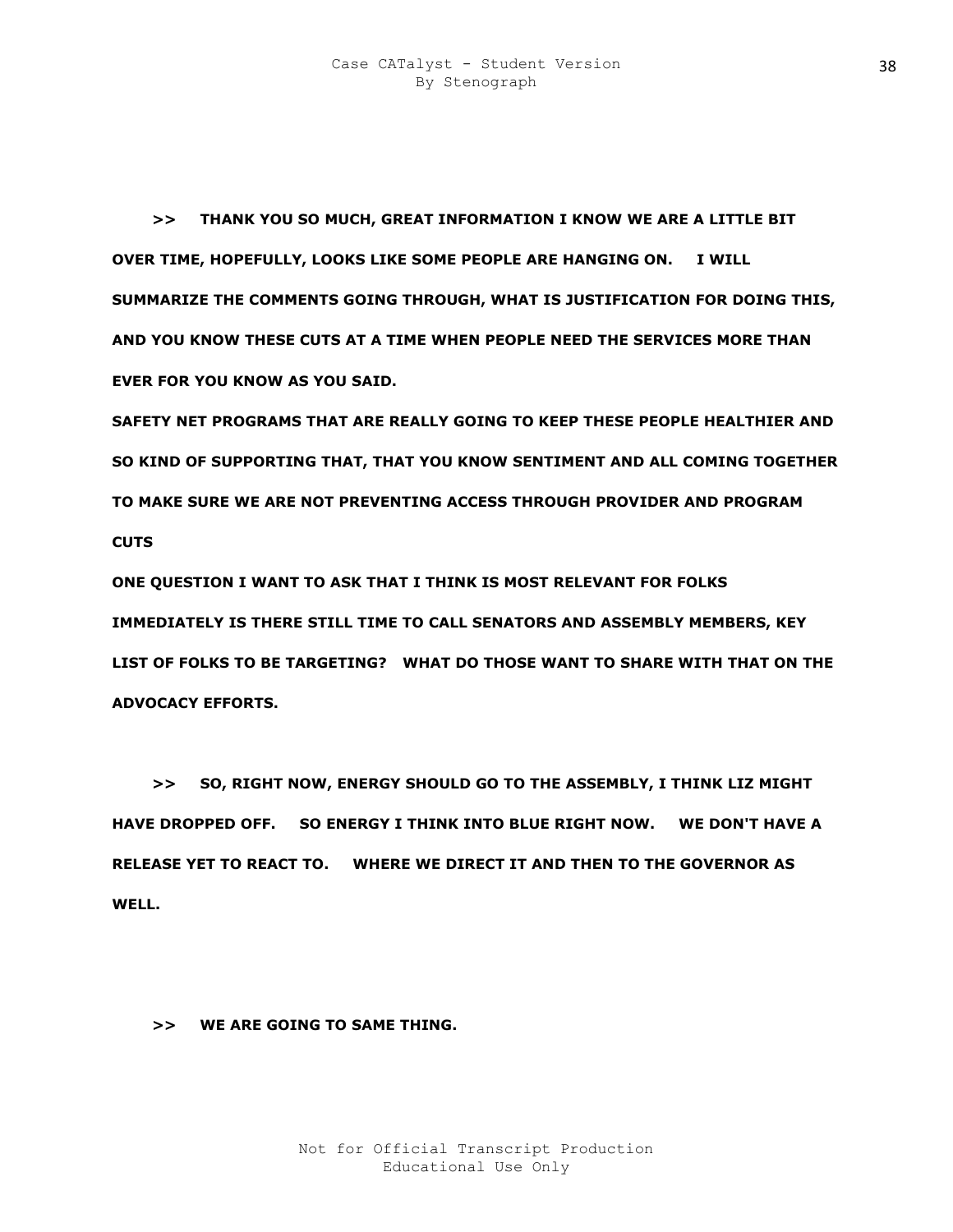**>> THANK YOU SO MUCH, GREAT INFORMATION I KNOW WE ARE A LITTLE BIT OVER TIME, HOPEFULLY, LOOKS LIKE SOME PEOPLE ARE HANGING ON. I WILL SUMMARIZE THE COMMENTS GOING THROUGH, WHAT IS JUSTIFICATION FOR DOING THIS, AND YOU KNOW THESE CUTS AT A TIME WHEN PEOPLE NEED THE SERVICES MORE THAN EVER FOR YOU KNOW AS YOU SAID.**

**SAFETY NET PROGRAMS THAT ARE REALLY GOING TO KEEP THESE PEOPLE HEALTHIER AND SO KIND OF SUPPORTING THAT, THAT YOU KNOW SENTIMENT AND ALL COMING TOGETHER TO MAKE SURE WE ARE NOT PREVENTING ACCESS THROUGH PROVIDER AND PROGRAM CUTS**

**ONE QUESTION I WANT TO ASK THAT I THINK IS MOST RELEVANT FOR FOLKS IMMEDIATELY IS THERE STILL TIME TO CALL SENATORS AND ASSEMBLY MEMBERS, KEY LIST OF FOLKS TO BE TARGETING? WHAT DO THOSE WANT TO SHARE WITH THAT ON THE ADVOCACY EFFORTS.**

**>> SO, RIGHT NOW, ENERGY SHOULD GO TO THE ASSEMBLY, I THINK LIZ MIGHT HAVE DROPPED OFF. SO ENERGY I THINK INTO BLUE RIGHT NOW. WE DON'T HAVE A RELEASE YET TO REACT TO. WHERE WE DIRECT IT AND THEN TO THE GOVERNOR AS WELL.**

**>> WE ARE GOING TO SAME THING.**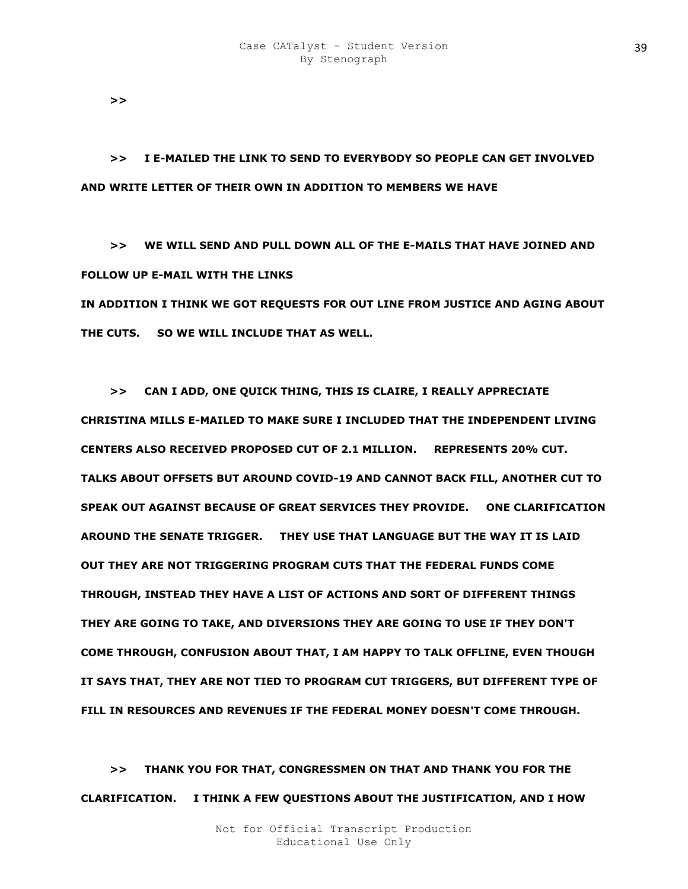**>>**

**>> I E-MAILED THE LINK TO SEND TO EVERYBODY SO PEOPLE CAN GET INVOLVED AND WRITE LETTER OF THEIR OWN IN ADDITION TO MEMBERS WE HAVE**

**>> WE WILL SEND AND PULL DOWN ALL OF THE E-MAILS THAT HAVE JOINED AND FOLLOW UP E-MAIL WITH THE LINKS**
**IN ADDITION I THINK WE GOT REQUESTS FOR OUT LINE FROM JUSTICE AND AGING ABOUT THE CUTS. SO WE WILL INCLUDE THAT AS WELL.**

**>> CAN I ADD, ONE QUICK THING, THIS IS CLAIRE, I REALLY APPRECIATE CHRISTINA MILLS E-MAILED TO MAKE SURE I INCLUDED THAT THE INDEPENDENT LIVING CENTERS ALSO RECEIVED PROPOSED CUT OF 2.1 MILLION. REPRESENTS 20% CUT. TALKS ABOUT OFFSETS BUT AROUND COVID-19 AND CANNOT BACK FILL, ANOTHER CUT TO SPEAK OUT AGAINST BECAUSE OF GREAT SERVICES THEY PROVIDE. ONE CLARIFICATION AROUND THE SENATE TRIGGER. THEY USE THAT LANGUAGE BUT THE WAY IT IS LAID OUT THEY ARE NOT TRIGGERING PROGRAM CUTS THAT THE FEDERAL FUNDS COME THROUGH, INSTEAD THEY HAVE A LIST OF ACTIONS AND SORT OF DIFFERENT THINGS THEY ARE GOING TO TAKE, AND DIVERSIONS THEY ARE GOING TO USE IF THEY DON'T COME THROUGH, CONFUSION ABOUT THAT, I AM HAPPY TO TALK OFFLINE, EVEN THOUGH IT SAYS THAT, THEY ARE NOT TIED TO PROGRAM CUT TRIGGERS, BUT DIFFERENT TYPE OF FILL IN RESOURCES AND REVENUES IF THE FEDERAL MONEY DOESN'T COME THROUGH.**

**>> THANK YOU FOR THAT, CONGRESSMEN ON THAT AND THANK YOU FOR THE CLARIFICATION. I THINK A FEW QUESTIONS ABOUT THE JUSTIFICATION, AND I HOW**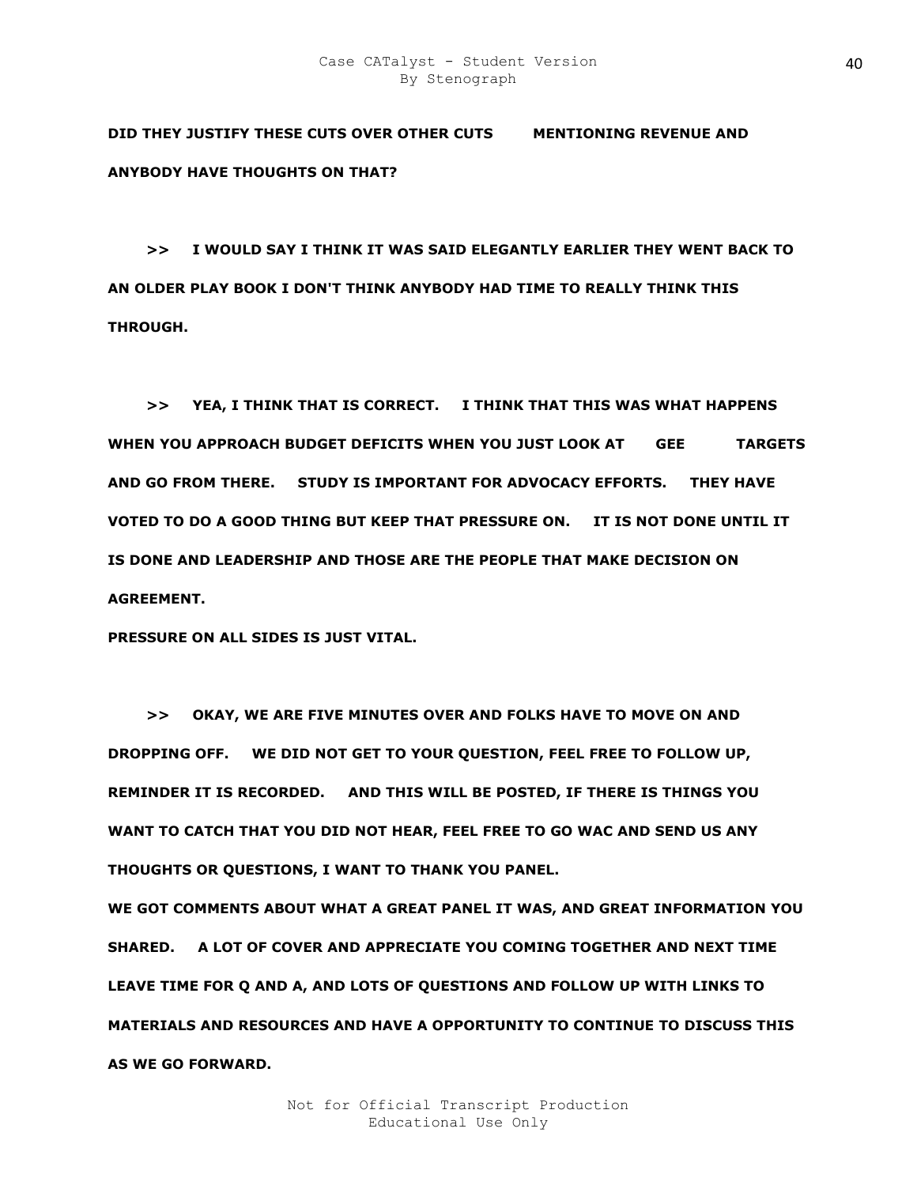**DID THEY JUSTIFY THESE CUTS OVER OTHER CUTS MENTIONING REVENUE AND ANYBODY HAVE THOUGHTS ON THAT?**

**>> I WOULD SAY I THINK IT WAS SAID ELEGANTLY EARLIER THEY WENT BACK TO AN OLDER PLAY BOOK I DON'T THINK ANYBODY HAD TIME TO REALLY THINK THIS THROUGH.**

**>> YEA, I THINK THAT IS CORRECT. I THINK THAT THIS WAS WHAT HAPPENS WHEN YOU APPROACH BUDGET DEFICITS WHEN YOU JUST LOOK AT GEE TARGETS AND GO FROM THERE. STUDY IS IMPORTANT FOR ADVOCACY EFFORTS. THEY HAVE VOTED TO DO A GOOD THING BUT KEEP THAT PRESSURE ON. IT IS NOT DONE UNTIL IT IS DONE AND LEADERSHIP AND THOSE ARE THE PEOPLE THAT MAKE DECISION ON AGREEMENT.**

**PRESSURE ON ALL SIDES IS JUST VITAL.**

**>> OKAY, WE ARE FIVE MINUTES OVER AND FOLKS HAVE TO MOVE ON AND DROPPING OFF. WE DID NOT GET TO YOUR QUESTION, FEEL FREE TO FOLLOW UP, REMINDER IT IS RECORDED. AND THIS WILL BE POSTED, IF THERE IS THINGS YOU WANT TO CATCH THAT YOU DID NOT HEAR, FEEL FREE TO GO WAC AND SEND US ANY THOUGHTS OR QUESTIONS, I WANT TO THANK YOU PANEL.**

**WE GOT COMMENTS ABOUT WHAT A GREAT PANEL IT WAS, AND GREAT INFORMATION YOU SHARED. A LOT OF COVER AND APPRECIATE YOU COMING TOGETHER AND NEXT TIME LEAVE TIME FOR Q AND A, AND LOTS OF QUESTIONS AND FOLLOW UP WITH LINKS TO MATERIALS AND RESOURCES AND HAVE A OPPORTUNITY TO CONTINUE TO DISCUSS THIS AS WE GO FORWARD.**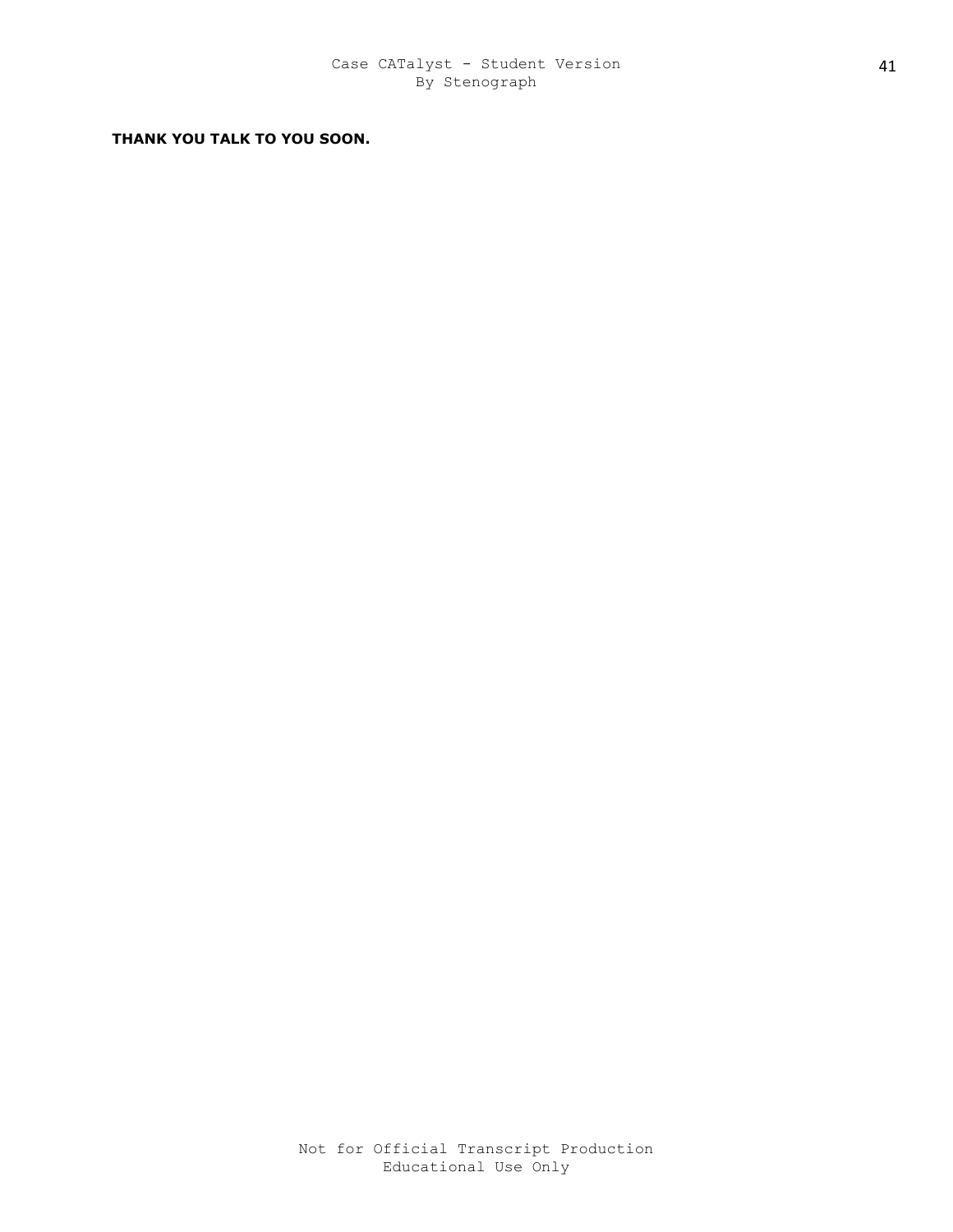**THANK YOU TALK TO YOU SOON.**